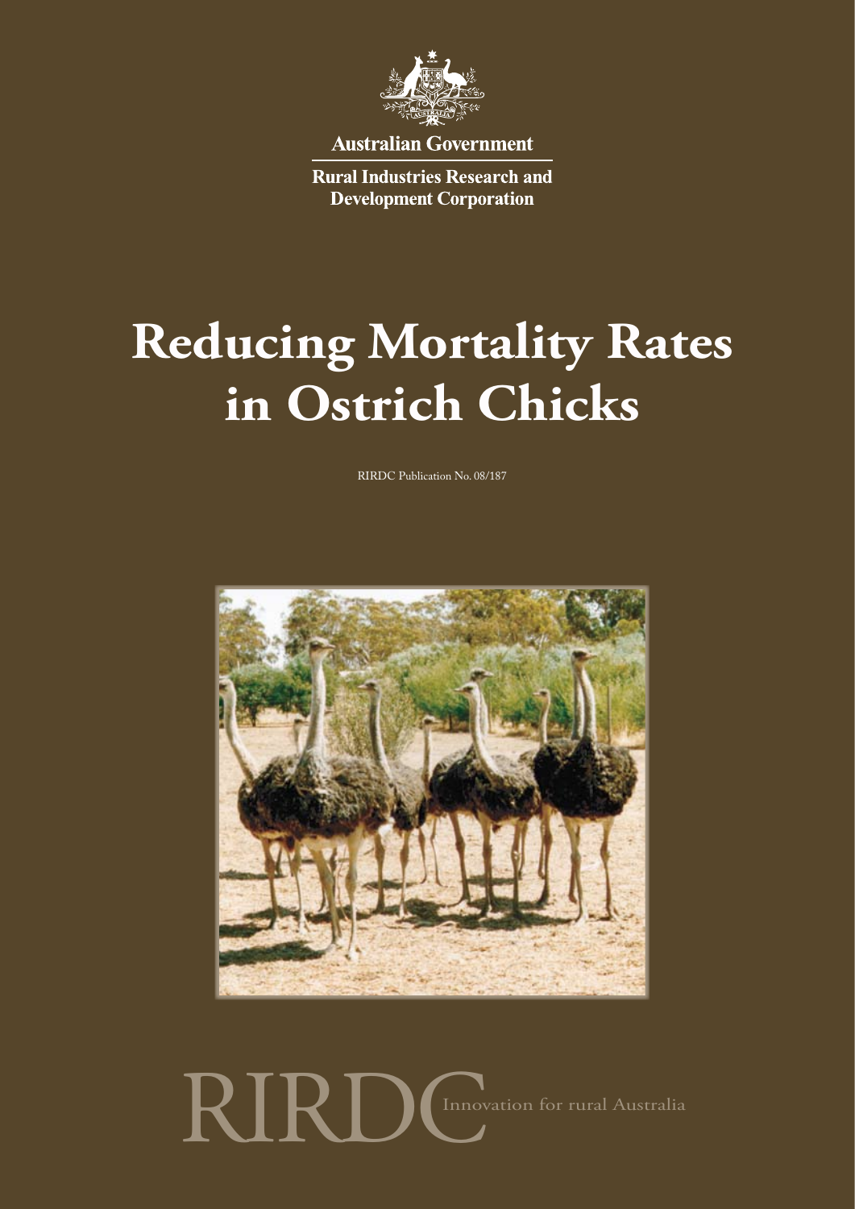Australian Government

Rural Industries Research and Development Corporation

# Reducing Mortality Rates in Ostrich Chicks

RIRDC Publication No. 08/187

RIRDC Innovation for rural Australia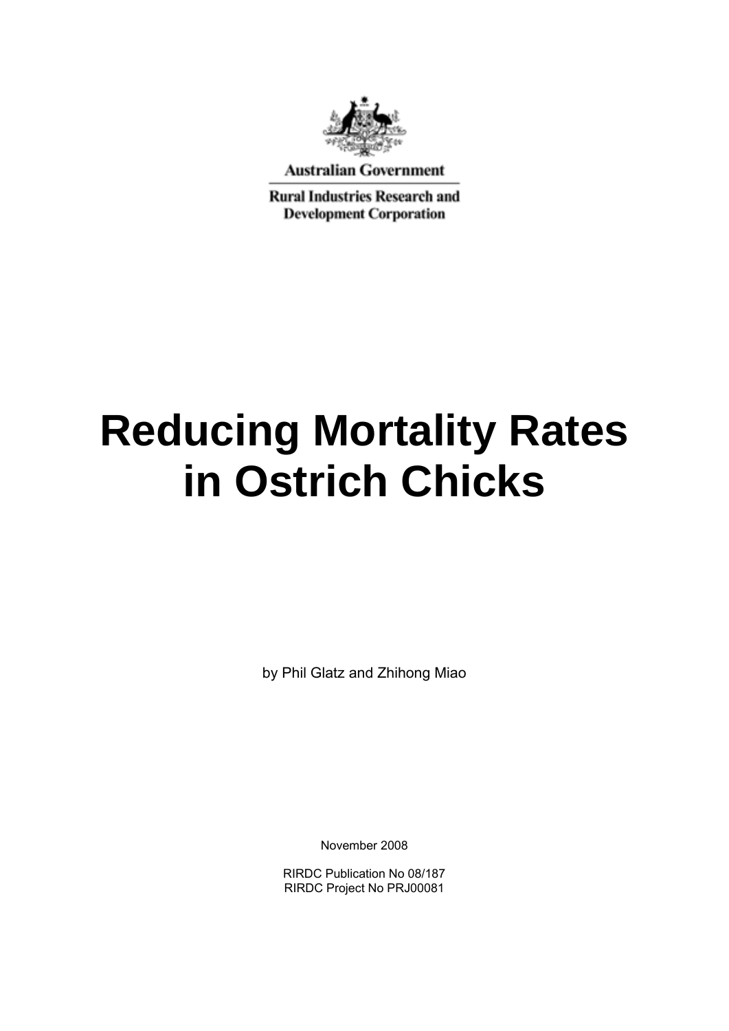Australian Government

Rural Industries Research and Development Corporation

# Reducing Mortality Rates in Ostrich Chicks

by Phil Glatz and Zhihong Miao

November 2008

RIRDC Publication No 08/187
RIRDC Project No PRJ00081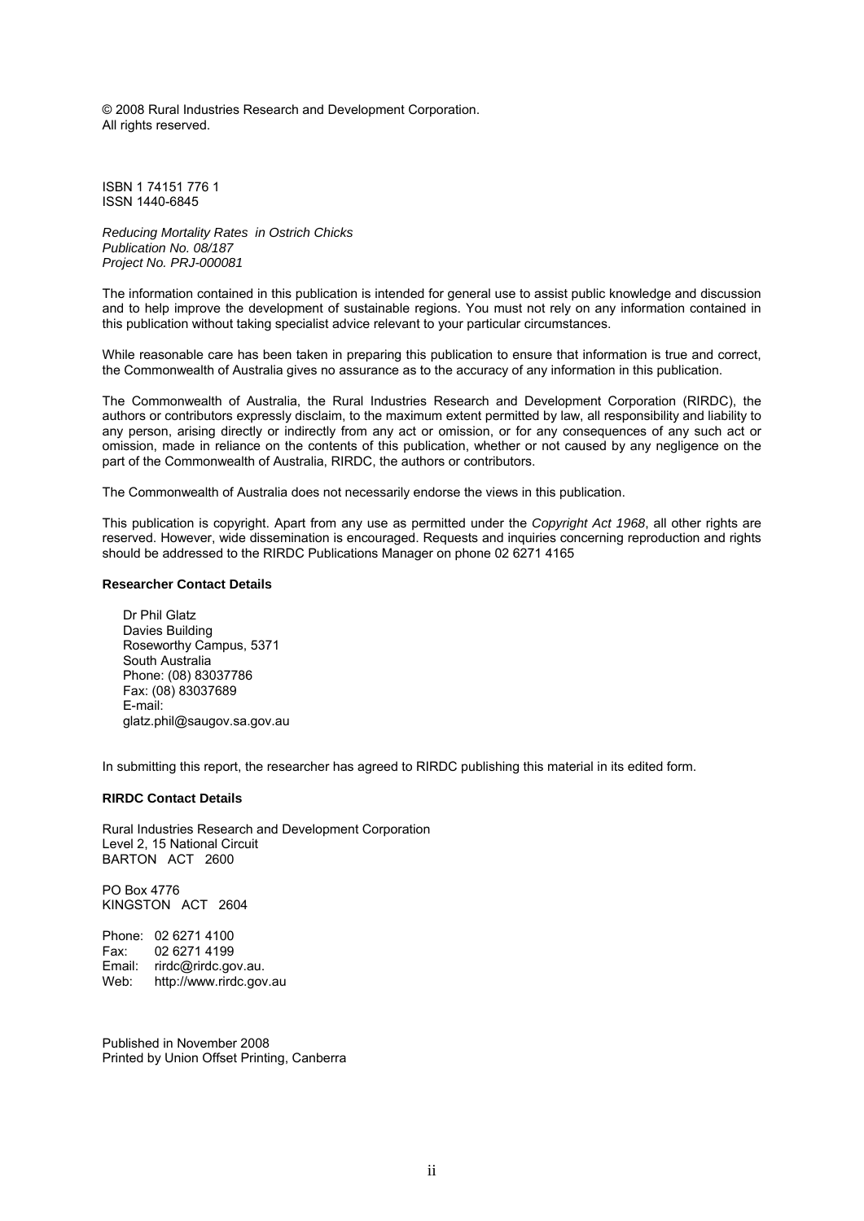© 2008 Rural Industries Research and Development Corporation.
All rights reserved.

ISBN 1 74151 776 1
ISSN 1440-6845

*Reducing Mortality Rates in Ostrich Chicks*
*Publication No. 08/187*
*Project No. PRJ-000081*

The information contained in this publication is intended for general use to assist public knowledge and discussion and to help improve the development of sustainable regions. You must not rely on any information contained in this publication without taking specialist advice relevant to your particular circumstances.

While reasonable care has been taken in preparing this publication to ensure that information is true and correct, the Commonwealth of Australia gives no assurance as to the accuracy of any information in this publication.

The Commonwealth of Australia, the Rural Industries Research and Development Corporation (RIRDC), the authors or contributors expressly disclaim, to the maximum extent permitted by law, all responsibility and liability to any person, arising directly or indirectly from any act or omission, or for any consequences of any such act or omission, made in reliance on the contents of this publication, whether or not caused by any negligence on the part of the Commonwealth of Australia, RIRDC, the authors or contributors.

The Commonwealth of Australia does not necessarily endorse the views in this publication.

This publication is copyright. Apart from any use as permitted under the *Copyright Act 1968*, all other rights are reserved. However, wide dissemination is encouraged. Requests and inquiries concerning reproduction and rights should be addressed to the RIRDC Publications Manager on phone 02 6271 4165

**Researcher Contact Details**

Dr Phil Glatz
Davies Building
Roseworthy Campus, 5371
South Australia
Phone: (08) 83037786
Fax: (08) 83037689
E-mail:
glatz.phil@saugov.sa.gov.au

In submitting this report, the researcher has agreed to RIRDC publishing this material in its edited form.

**RIRDC Contact Details**

Rural Industries Research and Development Corporation
Level 2, 15 National Circuit
BARTON ACT 2600

PO Box 4776
KINGSTON ACT 2604

Phone: 02 6271 4100
Fax: 02 6271 4199
Email: rirdc@rirdc.gov.au.
Web: http://www.rirdc.gov.au

Published in November 2008
Printed by Union Offset Printing, Canberra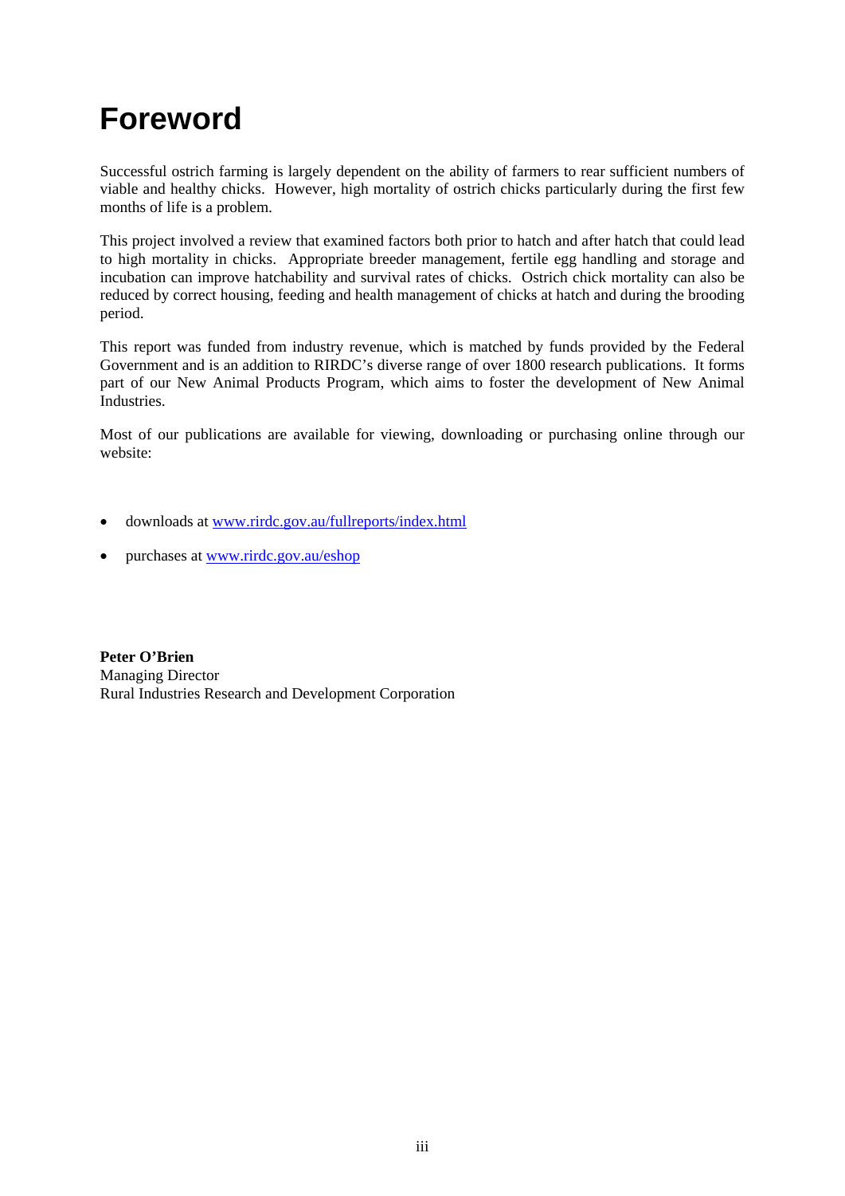# Foreword

Successful ostrich farming is largely dependent on the ability of farmers to rear sufficient numbers of viable and healthy chicks. However, high mortality of ostrich chicks particularly during the first few months of life is a problem.

This project involved a review that examined factors both prior to hatch and after hatch that could lead to high mortality in chicks. Appropriate breeder management, fertile egg handling and storage and incubation can improve hatchability and survival rates of chicks. Ostrich chick mortality can also be reduced by correct housing, feeding and health management of chicks at hatch and during the brooding period.

This report was funded from industry revenue, which is matched by funds provided by the Federal Government and is an addition to RIRDC's diverse range of over 1800 research publications. It forms part of our New Animal Products Program, which aims to foster the development of New Animal Industries.

Most of our publications are available for viewing, downloading or purchasing online through our website:

- downloads at www.rirdc.gov.au/fullreports/index.html
- purchases at www.rirdc.gov.au/eshop

**Peter O'Brien**
Managing Director
Rural Industries Research and Development Corporation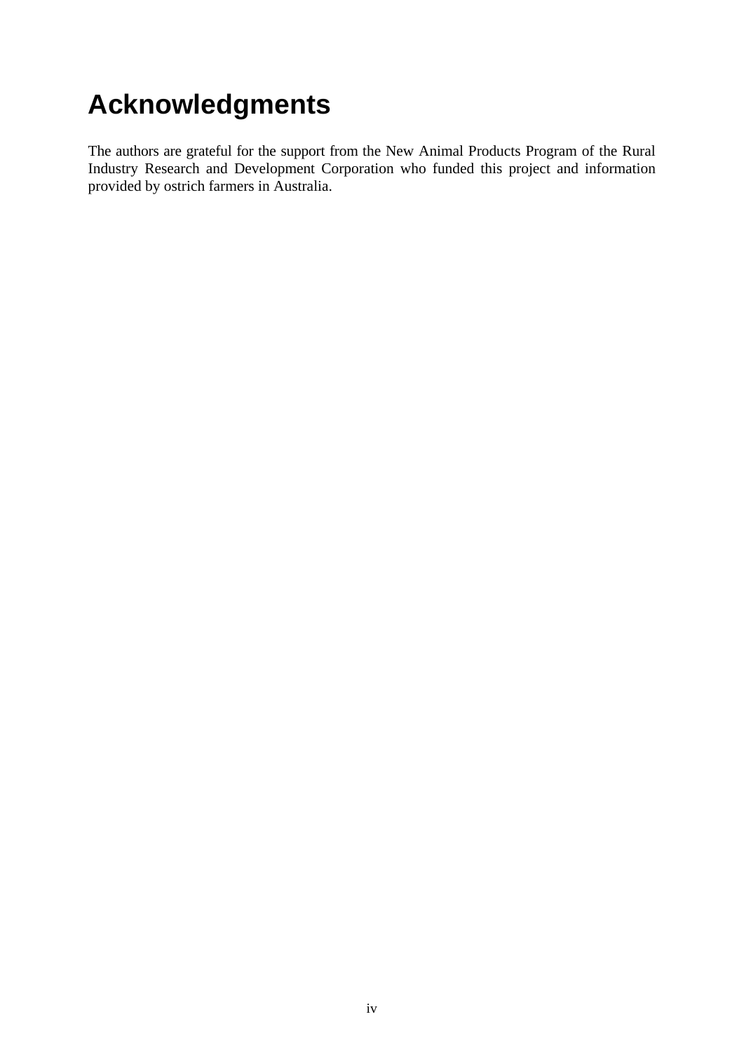# Acknowledgments

The authors are grateful for the support from the New Animal Products Program of the Rural Industry Research and Development Corporation who funded this project and information provided by ostrich farmers in Australia.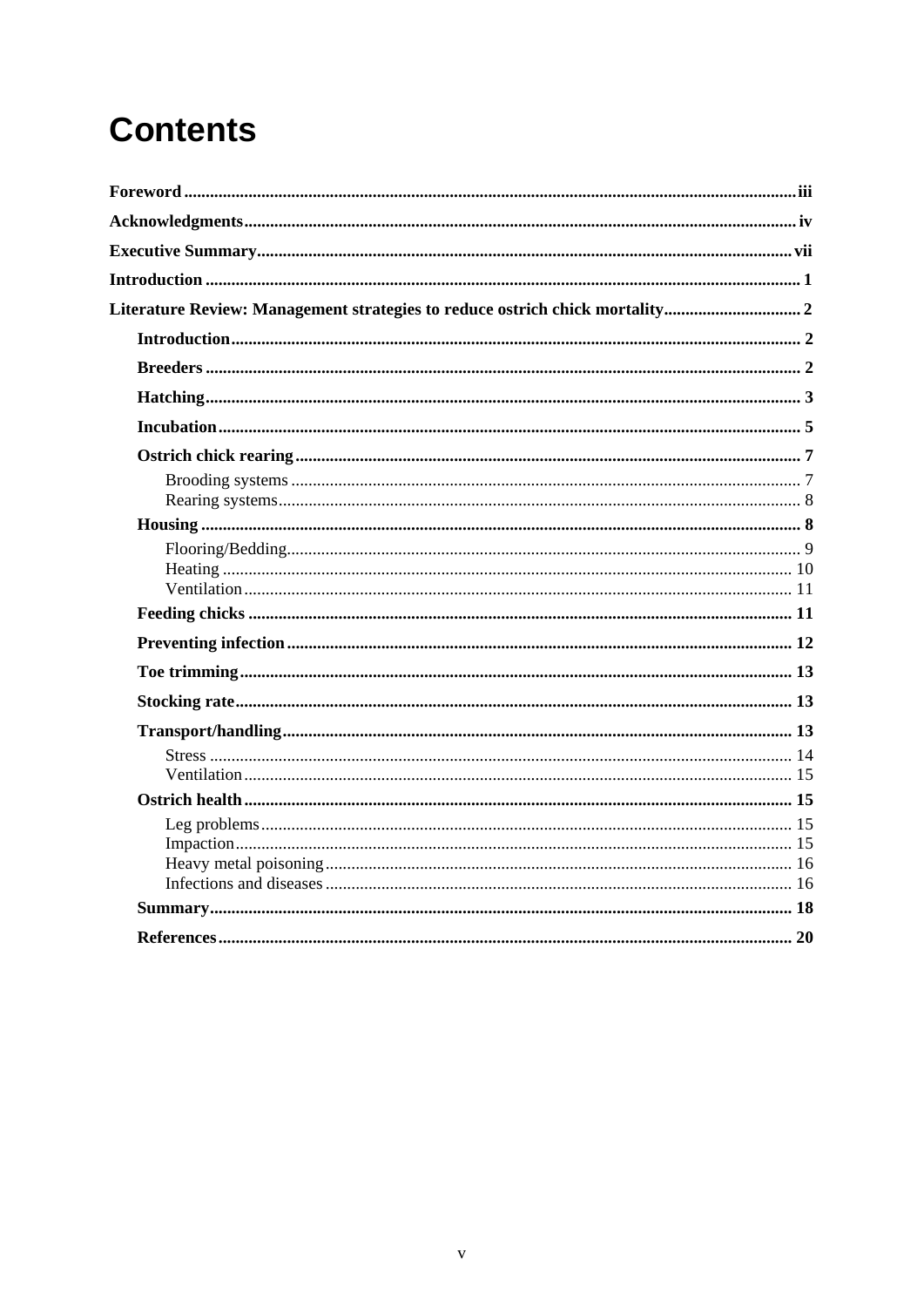# Contents

**Foreword** ..... iii

**Acknowledgments** ..... iv

**Executive Summary** ..... vii

**Introduction** ..... 1

**Literature Review: Management strategies to reduce ostrich chick mortality** ..... 2

- **Introduction** ..... 2
- **Breeders** ..... 2
- **Hatching** ..... 3
- **Incubation** ..... 5
- **Ostrich chick rearing** ..... 7
  - Brooding systems ..... 7
  - Rearing systems ..... 8
- **Housing** ..... 8
  - Flooring/Bedding ..... 9
  - Heating ..... 10
  - Ventilation ..... 11
- **Feeding chicks** ..... 11
- **Preventing infection** ..... 12
- **Toe trimming** ..... 13
- **Stocking rate** ..... 13
- **Transport/handling** ..... 13
  - Stress ..... 14
  - Ventilation ..... 15
- **Ostrich health** ..... 15
  - Leg problems ..... 15
  - Impaction ..... 15
  - Heavy metal poisoning ..... 16
  - Infections and diseases ..... 16
- **Summary** ..... 18
- **References** ..... 20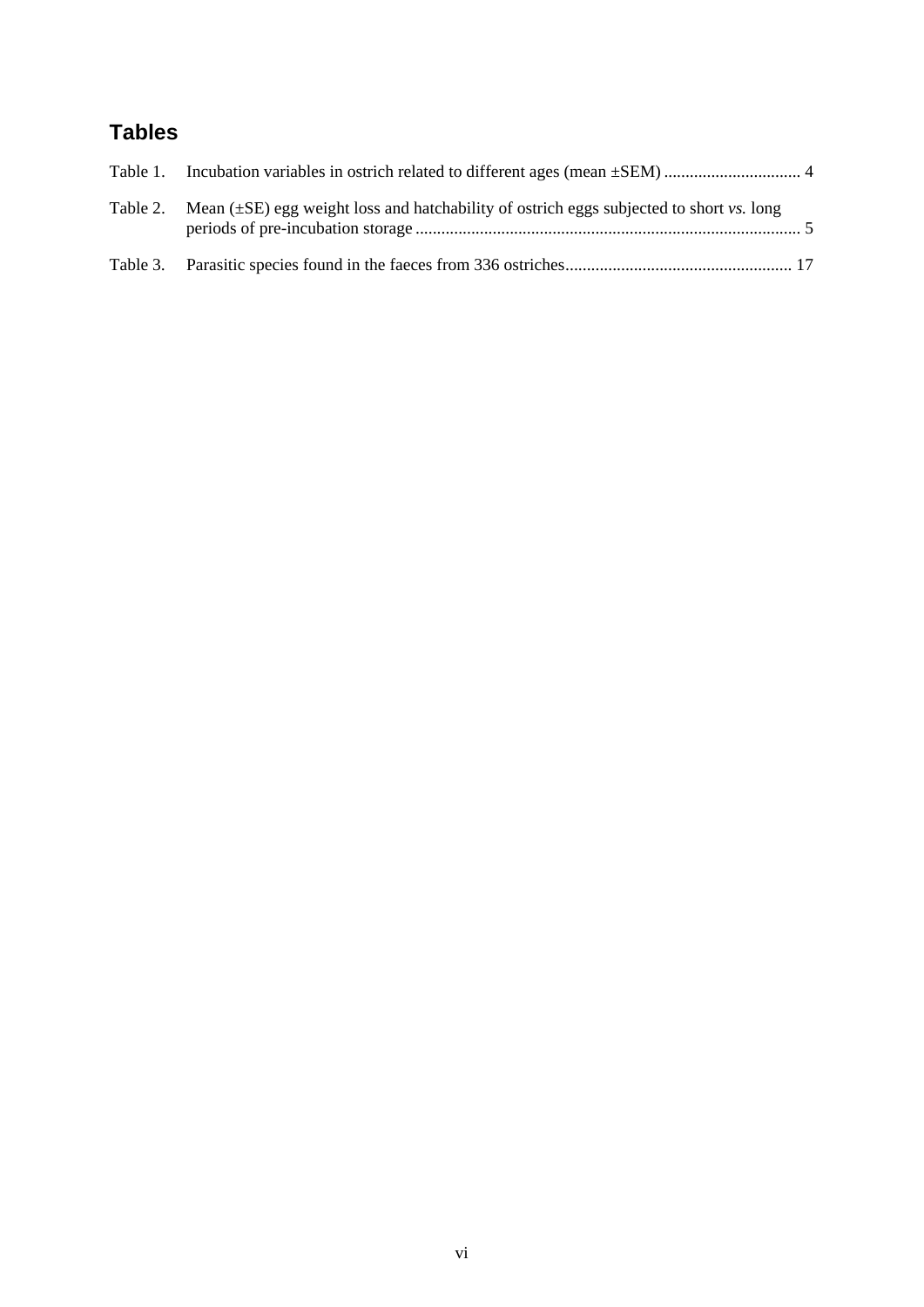## Tables

Table 1. Incubation variables in ostrich related to different ages (mean ±SEM) ................................ 4

Table 2. Mean (±SE) egg weight loss and hatchability of ostrich eggs subjected to short *vs.* long periods of pre-incubation storage .......................................................................................... 5

Table 3. Parasitic species found in the faeces from 336 ostriches..................................................... 17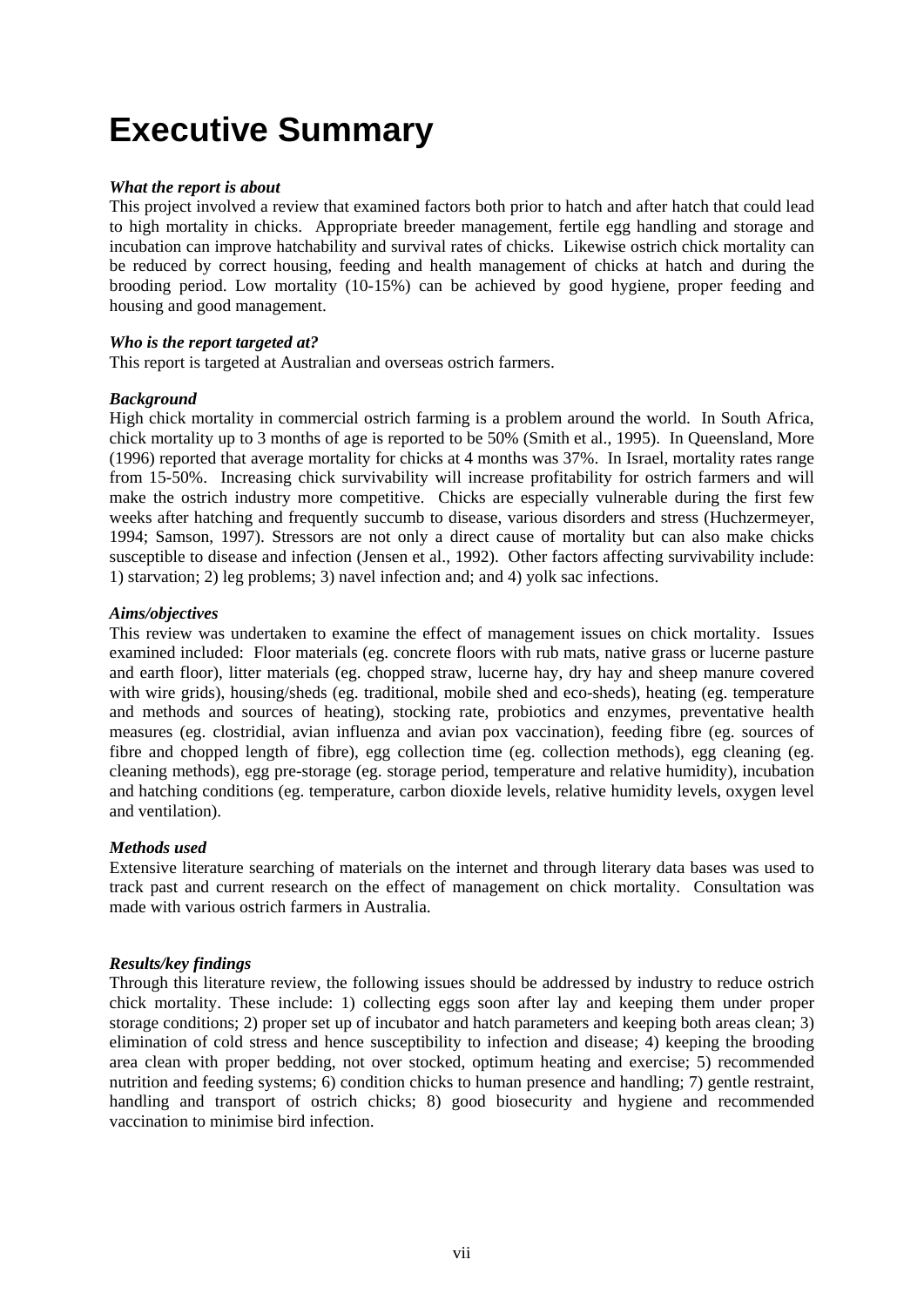# Executive Summary

***What the report is about***

This project involved a review that examined factors both prior to hatch and after hatch that could lead to high mortality in chicks. Appropriate breeder management, fertile egg handling and storage and incubation can improve hatchability and survival rates of chicks. Likewise ostrich chick mortality can be reduced by correct housing, feeding and health management of chicks at hatch and during the brooding period. Low mortality (10-15%) can be achieved by good hygiene, proper feeding and housing and good management.

***Who is the report targeted at?***

This report is targeted at Australian and overseas ostrich farmers.

***Background***

High chick mortality in commercial ostrich farming is a problem around the world. In South Africa, chick mortality up to 3 months of age is reported to be 50% (Smith et al., 1995). In Queensland, More (1996) reported that average mortality for chicks at 4 months was 37%. In Israel, mortality rates range from 15-50%. Increasing chick survivability will increase profitability for ostrich farmers and will make the ostrich industry more competitive. Chicks are especially vulnerable during the first few weeks after hatching and frequently succumb to disease, various disorders and stress (Huchzermeyer, 1994; Samson, 1997). Stressors are not only a direct cause of mortality but can also make chicks susceptible to disease and infection (Jensen et al., 1992). Other factors affecting survivability include: 1) starvation; 2) leg problems; 3) navel infection and; and 4) yolk sac infections.

***Aims/objectives***

This review was undertaken to examine the effect of management issues on chick mortality. Issues examined included: Floor materials (eg. concrete floors with rub mats, native grass or lucerne pasture and earth floor), litter materials (eg. chopped straw, lucerne hay, dry hay and sheep manure covered with wire grids), housing/sheds (eg. traditional, mobile shed and eco-sheds), heating (eg. temperature and methods and sources of heating), stocking rate, probiotics and enzymes, preventative health measures (eg. clostridial, avian influenza and avian pox vaccination), feeding fibre (eg. sources of fibre and chopped length of fibre), egg collection time (eg. collection methods), egg cleaning (eg. cleaning methods), egg pre-storage (eg. storage period, temperature and relative humidity), incubation and hatching conditions (eg. temperature, carbon dioxide levels, relative humidity levels, oxygen level and ventilation).

***Methods used***

Extensive literature searching of materials on the internet and through literary data bases was used to track past and current research on the effect of management on chick mortality. Consultation was made with various ostrich farmers in Australia.

***Results/key findings***

Through this literature review, the following issues should be addressed by industry to reduce ostrich chick mortality. These include: 1) collecting eggs soon after lay and keeping them under proper storage conditions; 2) proper set up of incubator and hatch parameters and keeping both areas clean; 3) elimination of cold stress and hence susceptibility to infection and disease; 4) keeping the brooding area clean with proper bedding, not over stocked, optimum heating and exercise; 5) recommended nutrition and feeding systems; 6) condition chicks to human presence and handling; 7) gentle restraint, handling and transport of ostrich chicks; 8) good biosecurity and hygiene and recommended vaccination to minimise bird infection.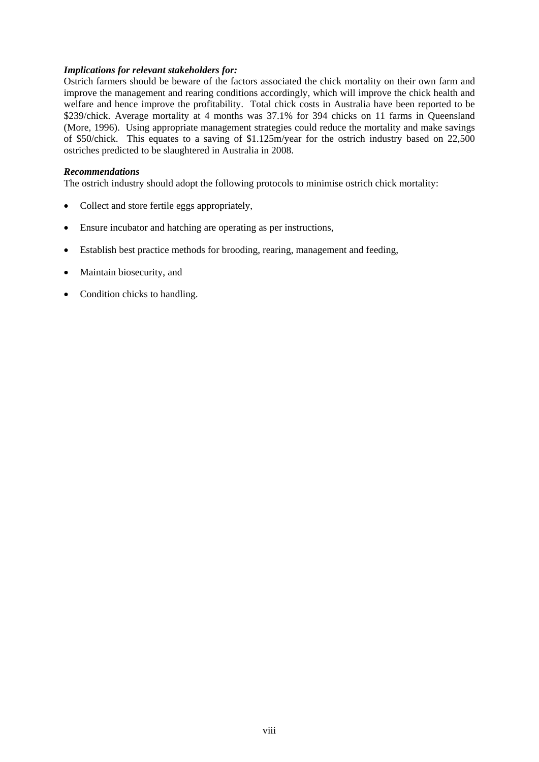***Implications for relevant stakeholders for:***

Ostrich farmers should be beware of the factors associated the chick mortality on their own farm and improve the management and rearing conditions accordingly, which will improve the chick health and welfare and hence improve the profitability. Total chick costs in Australia have been reported to be \$239/chick. Average mortality at 4 months was 37.1% for 394 chicks on 11 farms in Queensland (More, 1996). Using appropriate management strategies could reduce the mortality and make savings of \$50/chick. This equates to a saving of \$1.125m/year for the ostrich industry based on 22,500 ostriches predicted to be slaughtered in Australia in 2008.

***Recommendations***

The ostrich industry should adopt the following protocols to minimise ostrich chick mortality:

- Collect and store fertile eggs appropriately,
- Ensure incubator and hatching are operating as per instructions,
- Establish best practice methods for brooding, rearing, management and feeding,
- Maintain biosecurity, and
- Condition chicks to handling.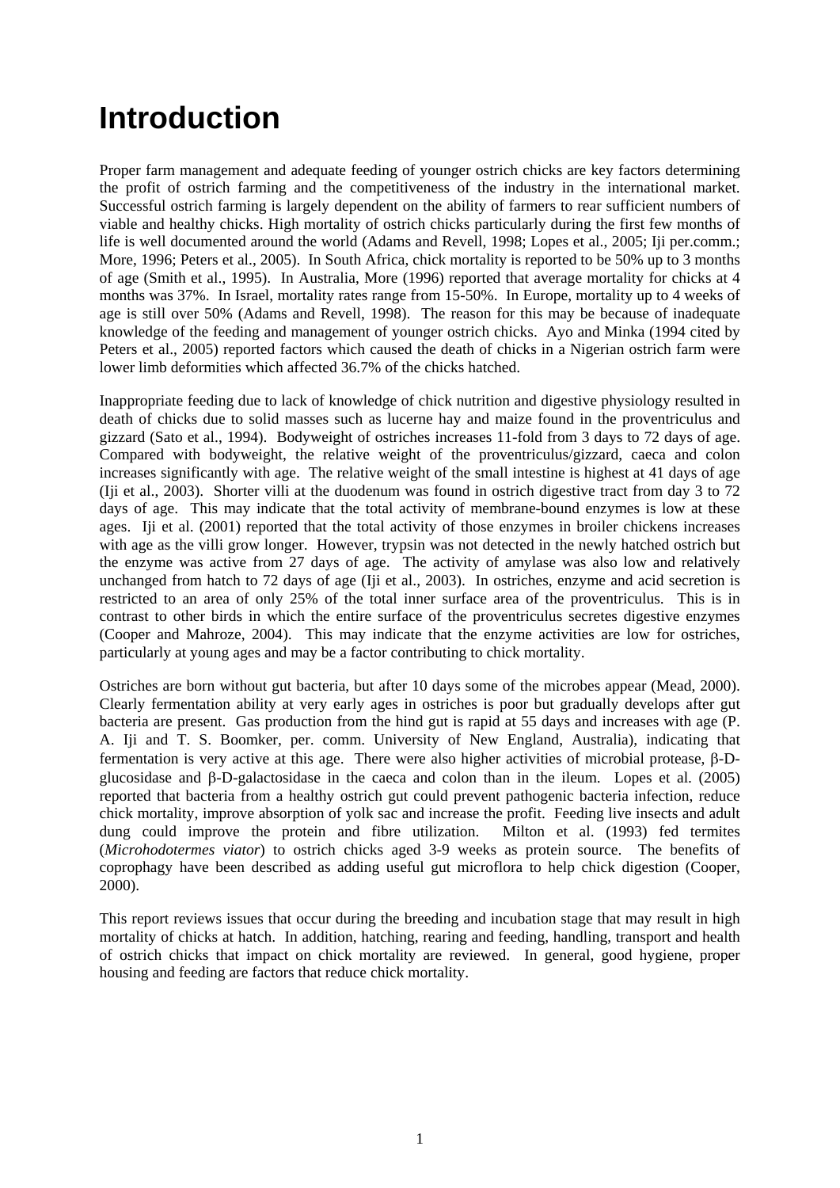# Introduction

Proper farm management and adequate feeding of younger ostrich chicks are key factors determining the profit of ostrich farming and the competitiveness of the industry in the international market. Successful ostrich farming is largely dependent on the ability of farmers to rear sufficient numbers of viable and healthy chicks. High mortality of ostrich chicks particularly during the first few months of life is well documented around the world (Adams and Revell, 1998; Lopes et al., 2005; Iji per.comm.; More, 1996; Peters et al., 2005). In South Africa, chick mortality is reported to be 50% up to 3 months of age (Smith et al., 1995). In Australia, More (1996) reported that average mortality for chicks at 4 months was 37%. In Israel, mortality rates range from 15-50%. In Europe, mortality up to 4 weeks of age is still over 50% (Adams and Revell, 1998). The reason for this may be because of inadequate knowledge of the feeding and management of younger ostrich chicks. Ayo and Minka (1994 cited by Peters et al., 2005) reported factors which caused the death of chicks in a Nigerian ostrich farm were lower limb deformities which affected 36.7% of the chicks hatched.

Inappropriate feeding due to lack of knowledge of chick nutrition and digestive physiology resulted in death of chicks due to solid masses such as lucerne hay and maize found in the proventriculus and gizzard (Sato et al., 1994). Bodyweight of ostriches increases 11-fold from 3 days to 72 days of age. Compared with bodyweight, the relative weight of the proventriculus/gizzard, caeca and colon increases significantly with age. The relative weight of the small intestine is highest at 41 days of age (Iji et al., 2003). Shorter villi at the duodenum was found in ostrich digestive tract from day 3 to 72 days of age. This may indicate that the total activity of membrane-bound enzymes is low at these ages. Iji et al. (2001) reported that the total activity of those enzymes in broiler chickens increases with age as the villi grow longer. However, trypsin was not detected in the newly hatched ostrich but the enzyme was active from 27 days of age. The activity of amylase was also low and relatively unchanged from hatch to 72 days of age (Iji et al., 2003). In ostriches, enzyme and acid secretion is restricted to an area of only 25% of the total inner surface area of the proventriculus. This is in contrast to other birds in which the entire surface of the proventriculus secretes digestive enzymes (Cooper and Mahroze, 2004). This may indicate that the enzyme activities are low for ostriches, particularly at young ages and may be a factor contributing to chick mortality.

Ostriches are born without gut bacteria, but after 10 days some of the microbes appear (Mead, 2000). Clearly fermentation ability at very early ages in ostriches is poor but gradually develops after gut bacteria are present. Gas production from the hind gut is rapid at 55 days and increases with age (P. A. Iji and T. S. Boomker, per. comm. University of New England, Australia), indicating that fermentation is very active at this age. There were also higher activities of microbial protease, β-D-glucosidase and β-D-galactosidase in the caeca and colon than in the ileum. Lopes et al. (2005) reported that bacteria from a healthy ostrich gut could prevent pathogenic bacteria infection, reduce chick mortality, improve absorption of yolk sac and increase the profit. Feeding live insects and adult dung could improve the protein and fibre utilization. Milton et al. (1993) fed termites (*Microhodotermes viator*) to ostrich chicks aged 3-9 weeks as protein source. The benefits of coprophagy have been described as adding useful gut microflora to help chick digestion (Cooper, 2000).

This report reviews issues that occur during the breeding and incubation stage that may result in high mortality of chicks at hatch. In addition, hatching, rearing and feeding, handling, transport and health of ostrich chicks that impact on chick mortality are reviewed. In general, good hygiene, proper housing and feeding are factors that reduce chick mortality.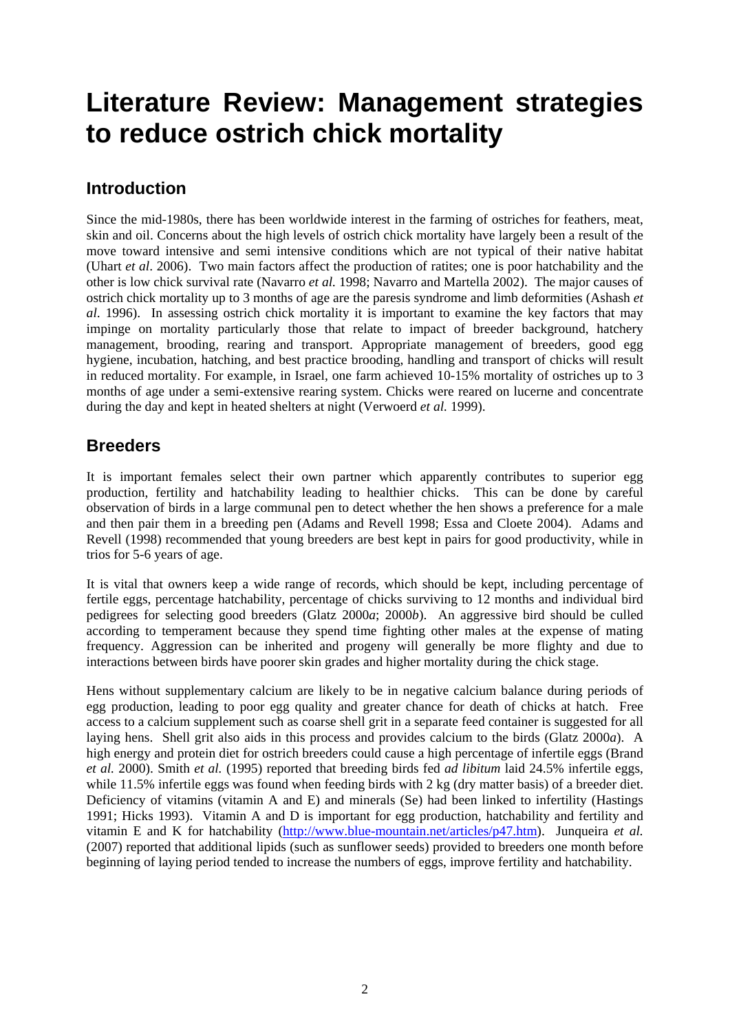# Literature Review: Management strategies to reduce ostrich chick mortality

## Introduction

Since the mid-1980s, there has been worldwide interest in the farming of ostriches for feathers, meat, skin and oil. Concerns about the high levels of ostrich chick mortality have largely been a result of the move toward intensive and semi intensive conditions which are not typical of their native habitat (Uhart *et al*. 2006). Two main factors affect the production of ratites; one is poor hatchability and the other is low chick survival rate (Navarro *et al.* 1998; Navarro and Martella 2002). The major causes of ostrich chick mortality up to 3 months of age are the paresis syndrome and limb deformities (Ashash *et al.* 1996). In assessing ostrich chick mortality it is important to examine the key factors that may impinge on mortality particularly those that relate to impact of breeder background, hatchery management, brooding, rearing and transport. Appropriate management of breeders, good egg hygiene, incubation, hatching, and best practice brooding, handling and transport of chicks will result in reduced mortality. For example, in Israel, one farm achieved 10-15% mortality of ostriches up to 3 months of age under a semi-extensive rearing system. Chicks were reared on lucerne and concentrate during the day and kept in heated shelters at night (Verwoerd *et al.* 1999).

## Breeders

It is important females select their own partner which apparently contributes to superior egg production, fertility and hatchability leading to healthier chicks. This can be done by careful observation of birds in a large communal pen to detect whether the hen shows a preference for a male and then pair them in a breeding pen (Adams and Revell 1998; Essa and Cloete 2004). Adams and Revell (1998) recommended that young breeders are best kept in pairs for good productivity, while in trios for 5-6 years of age.

It is vital that owners keep a wide range of records, which should be kept, including percentage of fertile eggs, percentage hatchability, percentage of chicks surviving to 12 months and individual bird pedigrees for selecting good breeders (Glatz 2000*a*; 2000*b*). An aggressive bird should be culled according to temperament because they spend time fighting other males at the expense of mating frequency. Aggression can be inherited and progeny will generally be more flighty and due to interactions between birds have poorer skin grades and higher mortality during the chick stage.

Hens without supplementary calcium are likely to be in negative calcium balance during periods of egg production, leading to poor egg quality and greater chance for death of chicks at hatch. Free access to a calcium supplement such as coarse shell grit in a separate feed container is suggested for all laying hens. Shell grit also aids in this process and provides calcium to the birds (Glatz 2000*a*). A high energy and protein diet for ostrich breeders could cause a high percentage of infertile eggs (Brand *et al.* 2000). Smith *et al.* (1995) reported that breeding birds fed *ad libitum* laid 24.5% infertile eggs, while 11.5% infertile eggs was found when feeding birds with 2 kg (dry matter basis) of a breeder diet. Deficiency of vitamins (vitamin A and E) and minerals (Se) had been linked to infertility (Hastings 1991; Hicks 1993). Vitamin A and D is important for egg production, hatchability and fertility and vitamin E and K for hatchability (http://www.blue-mountain.net/articles/p47.htm). Junqueira *et al.* (2007) reported that additional lipids (such as sunflower seeds) provided to breeders one month before beginning of laying period tended to increase the numbers of eggs, improve fertility and hatchability.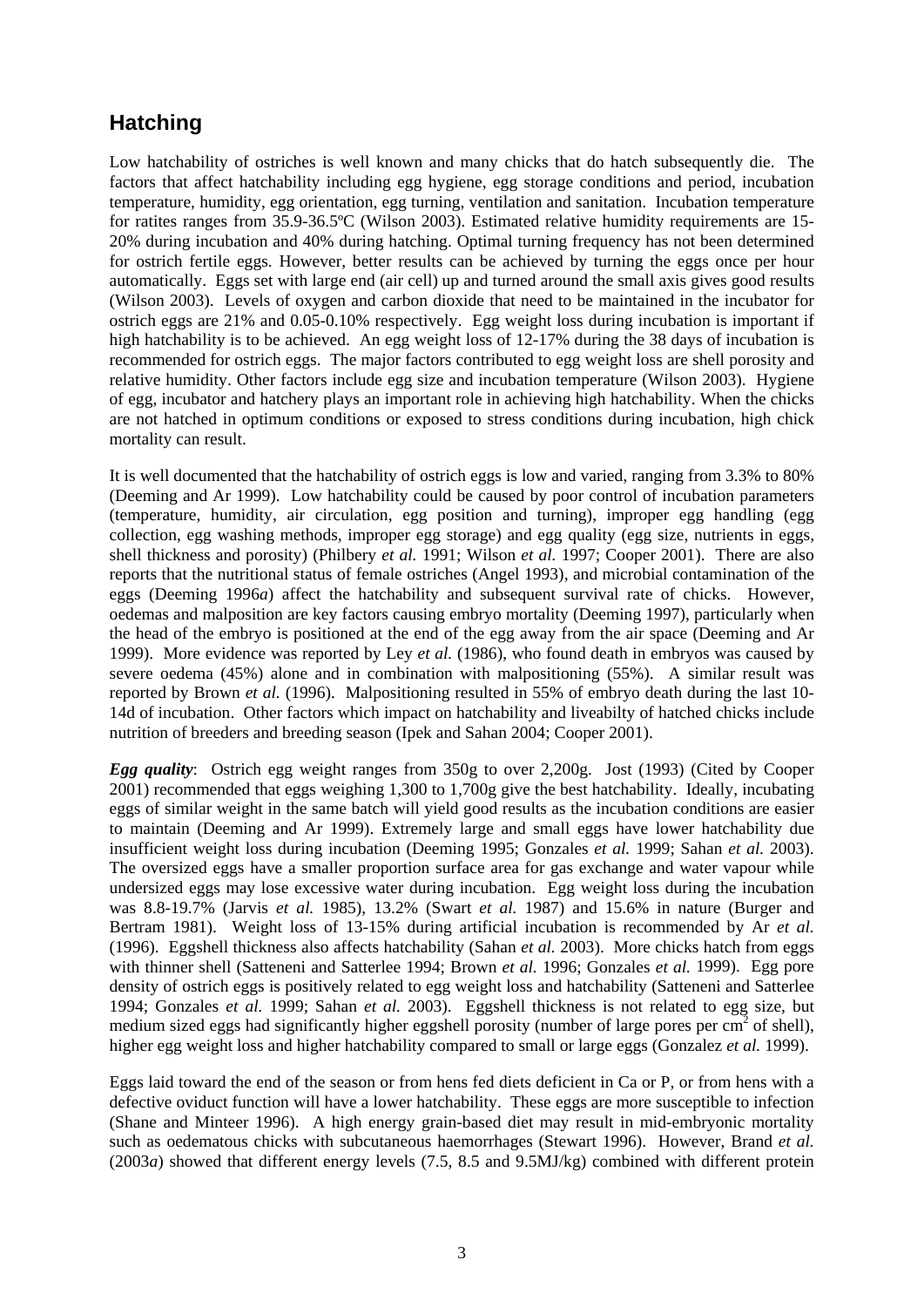## Hatching

Low hatchability of ostriches is well known and many chicks that do hatch subsequently die. The factors that affect hatchability including egg hygiene, egg storage conditions and period, incubation temperature, humidity, egg orientation, egg turning, ventilation and sanitation. Incubation temperature for ratites ranges from 35.9-36.5ºC (Wilson 2003). Estimated relative humidity requirements are 15-20% during incubation and 40% during hatching. Optimal turning frequency has not been determined for ostrich fertile eggs. However, better results can be achieved by turning the eggs once per hour automatically. Eggs set with large end (air cell) up and turned around the small axis gives good results (Wilson 2003). Levels of oxygen and carbon dioxide that need to be maintained in the incubator for ostrich eggs are 21% and 0.05-0.10% respectively. Egg weight loss during incubation is important if high hatchability is to be achieved. An egg weight loss of 12-17% during the 38 days of incubation is recommended for ostrich eggs. The major factors contributed to egg weight loss are shell porosity and relative humidity. Other factors include egg size and incubation temperature (Wilson 2003). Hygiene of egg, incubator and hatchery plays an important role in achieving high hatchability. When the chicks are not hatched in optimum conditions or exposed to stress conditions during incubation, high chick mortality can result.

It is well documented that the hatchability of ostrich eggs is low and varied, ranging from 3.3% to 80% (Deeming and Ar 1999). Low hatchability could be caused by poor control of incubation parameters (temperature, humidity, air circulation, egg position and turning), improper egg handling (egg collection, egg washing methods, improper egg storage) and egg quality (egg size, nutrients in eggs, shell thickness and porosity) (Philbery *et al.* 1991; Wilson *et al.* 1997; Cooper 2001). There are also reports that the nutritional status of female ostriches (Angel 1993), and microbial contamination of the eggs (Deeming 1996*a*) affect the hatchability and subsequent survival rate of chicks. However, oedemas and malposition are key factors causing embryo mortality (Deeming 1997), particularly when the head of the embryo is positioned at the end of the egg away from the air space (Deeming and Ar 1999). More evidence was reported by Ley *et al.* (1986), who found death in embryos was caused by severe oedema (45%) alone and in combination with malpositioning (55%). A similar result was reported by Brown *et al.* (1996). Malpositioning resulted in 55% of embryo death during the last 10-14d of incubation. Other factors which impact on hatchability and liveabilty of hatched chicks include nutrition of breeders and breeding season (Ipek and Sahan 2004; Cooper 2001).

***Egg quality***: Ostrich egg weight ranges from 350g to over 2,200g. Jost (1993) (Cited by Cooper 2001) recommended that eggs weighing 1,300 to 1,700g give the best hatchability. Ideally, incubating eggs of similar weight in the same batch will yield good results as the incubation conditions are easier to maintain (Deeming and Ar 1999). Extremely large and small eggs have lower hatchability due insufficient weight loss during incubation (Deeming 1995; Gonzales *et al.* 1999; Sahan *et al.* 2003). The oversized eggs have a smaller proportion surface area for gas exchange and water vapour while undersized eggs may lose excessive water during incubation. Egg weight loss during the incubation was 8.8-19.7% (Jarvis *et al.* 1985), 13.2% (Swart *et al.* 1987) and 15.6% in nature (Burger and Bertram 1981). Weight loss of 13-15% during artificial incubation is recommended by Ar *et al.* (1996). Eggshell thickness also affects hatchability (Sahan *et al.* 2003). More chicks hatch from eggs with thinner shell (Satteneni and Satterlee 1994; Brown *et al.* 1996; Gonzales *et al.* 1999). Egg pore density of ostrich eggs is positively related to egg weight loss and hatchability (Satteneni and Satterlee 1994; Gonzales *et al.* 1999; Sahan *et al.* 2003). Eggshell thickness is not related to egg size, but medium sized eggs had significantly higher eggshell porosity (number of large pores per $cm^2$ of shell), higher egg weight loss and higher hatchability compared to small or large eggs (Gonzalez *et al.* 1999).

Eggs laid toward the end of the season or from hens fed diets deficient in Ca or P, or from hens with a defective oviduct function will have a lower hatchability. These eggs are more susceptible to infection (Shane and Minteer 1996). A high energy grain-based diet may result in mid-embryonic mortality such as oedematous chicks with subcutaneous haemorrhages (Stewart 1996). However, Brand *et al.* (2003*a*) showed that different energy levels (7.5, 8.5 and 9.5MJ/kg) combined with different protein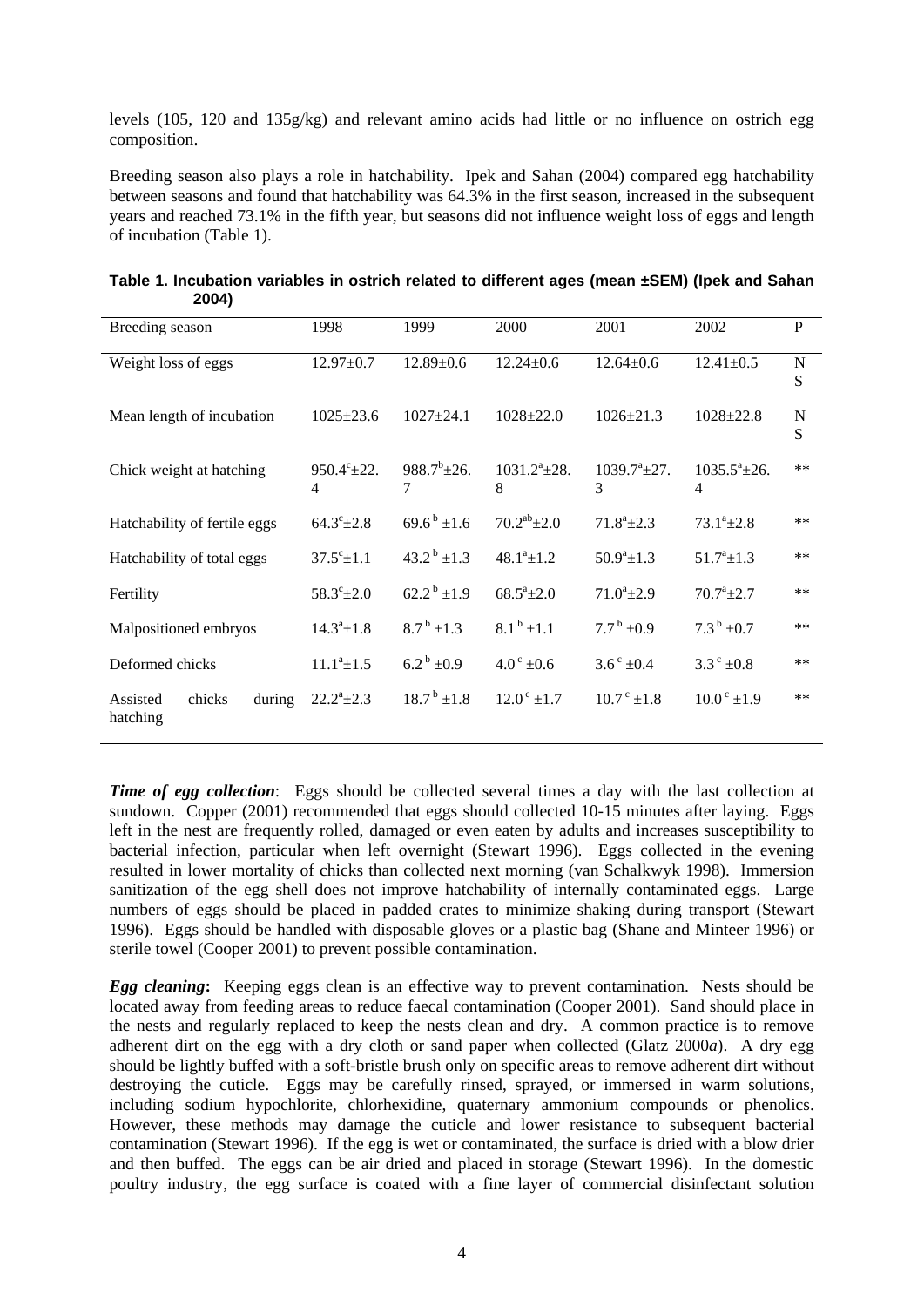levels (105, 120 and 135g/kg) and relevant amino acids had little or no influence on ostrich egg composition.

Breeding season also plays a role in hatchability. Ipek and Sahan (2004) compared egg hatchability between seasons and found that hatchability was 64.3% in the first season, increased in the subsequent years and reached 73.1% in the fifth year, but seasons did not influence weight loss of eggs and length of incubation (Table 1).

**Table 1. Incubation variables in ostrich related to different ages (mean ±SEM) (Ipek and Sahan 2004)**

| Breeding season | 1998 | 1999 | 2000 | 2001 | 2002 | P |
|---|---|---|---|---|---|---|
| Weight loss of eggs | 12.97±0.7 | 12.89±0.6 | 12.24±0.6 | 12.64±0.6 | 12.41±0.5 | NS |
| Mean length of incubation | 1025±23.6 | 1027±24.1 | 1028±22.0 | 1026±21.3 | 1028±22.8 | NS |
| Chick weight at hatching | $950.4^{c}$±22.4 | $988.7^{b}$±26.7 | $1031.2^{a}$±28.8 | $1039.7^{a}$±27.3 | $1035.5^{a}$±26.4 | ** |
| Hatchability of fertile eggs | $64.3^{c}$±2.8 | $69.6^{b}$ ±1.6 | $70.2^{ab}$±2.0 | $71.8^{a}$±2.3 | $73.1^{a}$±2.8 | ** |
| Hatchability of total eggs | $37.5^{c}$±1.1 | $43.2^{b}$ ±1.3 | $48.1^{a}$±1.2 | $50.9^{a}$±1.3 | $51.7^{a}$±1.3 | ** |
| Fertility | $58.3^{c}$±2.0 | $62.2^{b}$ ±1.9 | $68.5^{a}$±2.0 | $71.0^{a}$±2.9 | $70.7^{a}$±2.7 | ** |
| Malpositioned embryos | $14.3^{a}$±1.8 | $8.7^{b}$ ±1.3 | $8.1^{b}$ ±1.1 | $7.7^{b}$ ±0.9 | $7.3^{b}$ ±0.7 | ** |
| Deformed chicks | $11.1^{a}$±1.5 | $6.2^{b}$ ±0.9 | $4.0^{c}$ ±0.6 | $3.6^{c}$ ±0.4 | $3.3^{c}$ ±0.8 | ** |
| Assisted chicks during hatching | $22.2^{a}$±2.3 | $18.7^{b}$ ±1.8 | $12.0^{c}$ ±1.7 | $10.7^{c}$ ±1.8 | $10.0^{c}$ ±1.9 | ** |

***Time of egg collection***: Eggs should be collected several times a day with the last collection at sundown. Copper (2001) recommended that eggs should collected 10-15 minutes after laying. Eggs left in the nest are frequently rolled, damaged or even eaten by adults and increases susceptibility to bacterial infection, particular when left overnight (Stewart 1996). Eggs collected in the evening resulted in lower mortality of chicks than collected next morning (van Schalkwyk 1998). Immersion sanitization of the egg shell does not improve hatchability of internally contaminated eggs. Large numbers of eggs should be placed in padded crates to minimize shaking during transport (Stewart 1996). Eggs should be handled with disposable gloves or a plastic bag (Shane and Minteer 1996) or sterile towel (Cooper 2001) to prevent possible contamination.

***Egg cleaning*****:** Keeping eggs clean is an effective way to prevent contamination. Nests should be located away from feeding areas to reduce faecal contamination (Cooper 2001). Sand should place in the nests and regularly replaced to keep the nests clean and dry. A common practice is to remove adherent dirt on the egg with a dry cloth or sand paper when collected (Glatz 2000*a*). A dry egg should be lightly buffed with a soft-bristle brush only on specific areas to remove adherent dirt without destroying the cuticle. Eggs may be carefully rinsed, sprayed, or immersed in warm solutions, including sodium hypochlorite, chlorhexidine, quaternary ammonium compounds or phenolics. However, these methods may damage the cuticle and lower resistance to subsequent bacterial contamination (Stewart 1996). If the egg is wet or contaminated, the surface is dried with a blow drier and then buffed. The eggs can be air dried and placed in storage (Stewart 1996). In the domestic poultry industry, the egg surface is coated with a fine layer of commercial disinfectant solution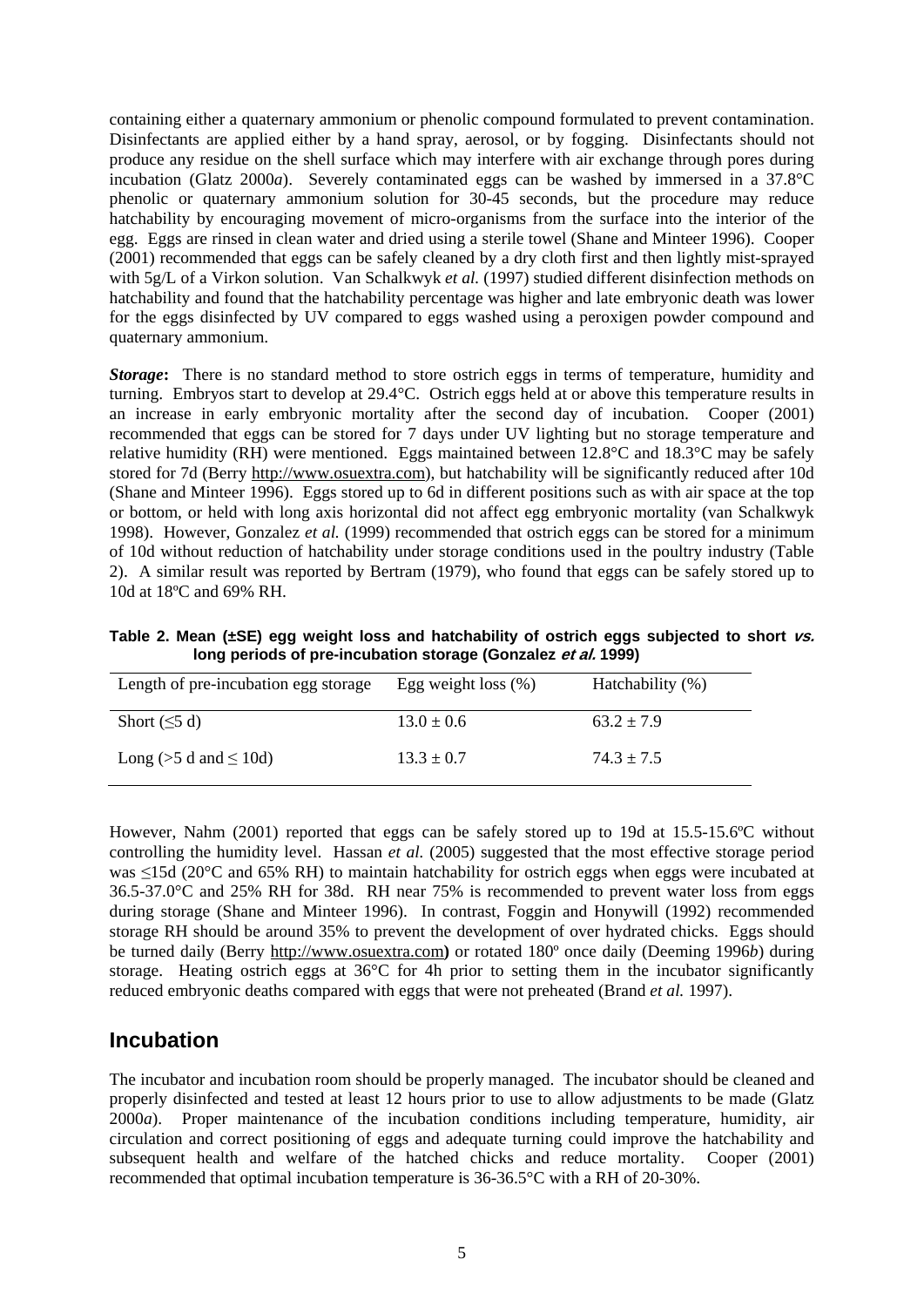containing either a quaternary ammonium or phenolic compound formulated to prevent contamination. Disinfectants are applied either by a hand spray, aerosol, or by fogging. Disinfectants should not produce any residue on the shell surface which may interfere with air exchange through pores during incubation (Glatz 2000*a*). Severely contaminated eggs can be washed by immersed in a 37.8°C phenolic or quaternary ammonium solution for 30-45 seconds, but the procedure may reduce hatchability by encouraging movement of micro-organisms from the surface into the interior of the egg. Eggs are rinsed in clean water and dried using a sterile towel (Shane and Minteer 1996). Cooper (2001) recommended that eggs can be safely cleaned by a dry cloth first and then lightly mist-sprayed with 5g/L of a Virkon solution. Van Schalkwyk *et al.* (1997) studied different disinfection methods on hatchability and found that the hatchability percentage was higher and late embryonic death was lower for the eggs disinfected by UV compared to eggs washed using a peroxigen powder compound and quaternary ammonium.

***Storage*:** There is no standard method to store ostrich eggs in terms of temperature, humidity and turning. Embryos start to develop at 29.4°C. Ostrich eggs held at or above this temperature results in an increase in early embryonic mortality after the second day of incubation. Cooper (2001) recommended that eggs can be stored for 7 days under UV lighting but no storage temperature and relative humidity (RH) were mentioned. Eggs maintained between 12.8°C and 18.3°C may be safely stored for 7d (Berry http://www.osuextra.com), but hatchability will be significantly reduced after 10d (Shane and Minteer 1996). Eggs stored up to 6d in different positions such as with air space at the top or bottom, or held with long axis horizontal did not affect egg embryonic mortality (van Schalkwyk 1998). However, Gonzalez *et al.* (1999) recommended that ostrich eggs can be stored for a minimum of 10d without reduction of hatchability under storage conditions used in the poultry industry (Table 2). A similar result was reported by Bertram (1979), who found that eggs can be safely stored up to 10d at 18ºC and 69% RH.

**Table 2. Mean (±SE) egg weight loss and hatchability of ostrich eggs subjected to short *vs.* long periods of pre-incubation storage (Gonzalez *et al.* 1999)**

| Length of pre-incubation egg storage | Egg weight loss (%) | Hatchability (%) |
|---|---|---|
| Short (≤5 d) | 13.0 ± 0.6 | 63.2 ± 7.9 |
| Long (>5 d and ≤ 10d) | 13.3 ± 0.7 | 74.3 ± 7.5 |

However, Nahm (2001) reported that eggs can be safely stored up to 19d at 15.5-15.6ºC without controlling the humidity level. Hassan *et al.* (2005) suggested that the most effective storage period was ≤15d (20°C and 65% RH) to maintain hatchability for ostrich eggs when eggs were incubated at 36.5-37.0°C and 25% RH for 38d. RH near 75% is recommended to prevent water loss from eggs during storage (Shane and Minteer 1996). In contrast, Foggin and Honywill (1992) recommended storage RH should be around 35% to prevent the development of over hydrated chicks. Eggs should be turned daily (Berry http://www.osuextra.com**)** or rotated 180º once daily (Deeming 1996*b*) during storage. Heating ostrich eggs at 36°C for 4h prior to setting them in the incubator significantly reduced embryonic deaths compared with eggs that were not preheated (Brand *et al.* 1997).

## Incubation

The incubator and incubation room should be properly managed. The incubator should be cleaned and properly disinfected and tested at least 12 hours prior to use to allow adjustments to be made (Glatz 2000*a*). Proper maintenance of the incubation conditions including temperature, humidity, air circulation and correct positioning of eggs and adequate turning could improve the hatchability and subsequent health and welfare of the hatched chicks and reduce mortality. Cooper (2001) recommended that optimal incubation temperature is 36-36.5°C with a RH of 20-30%.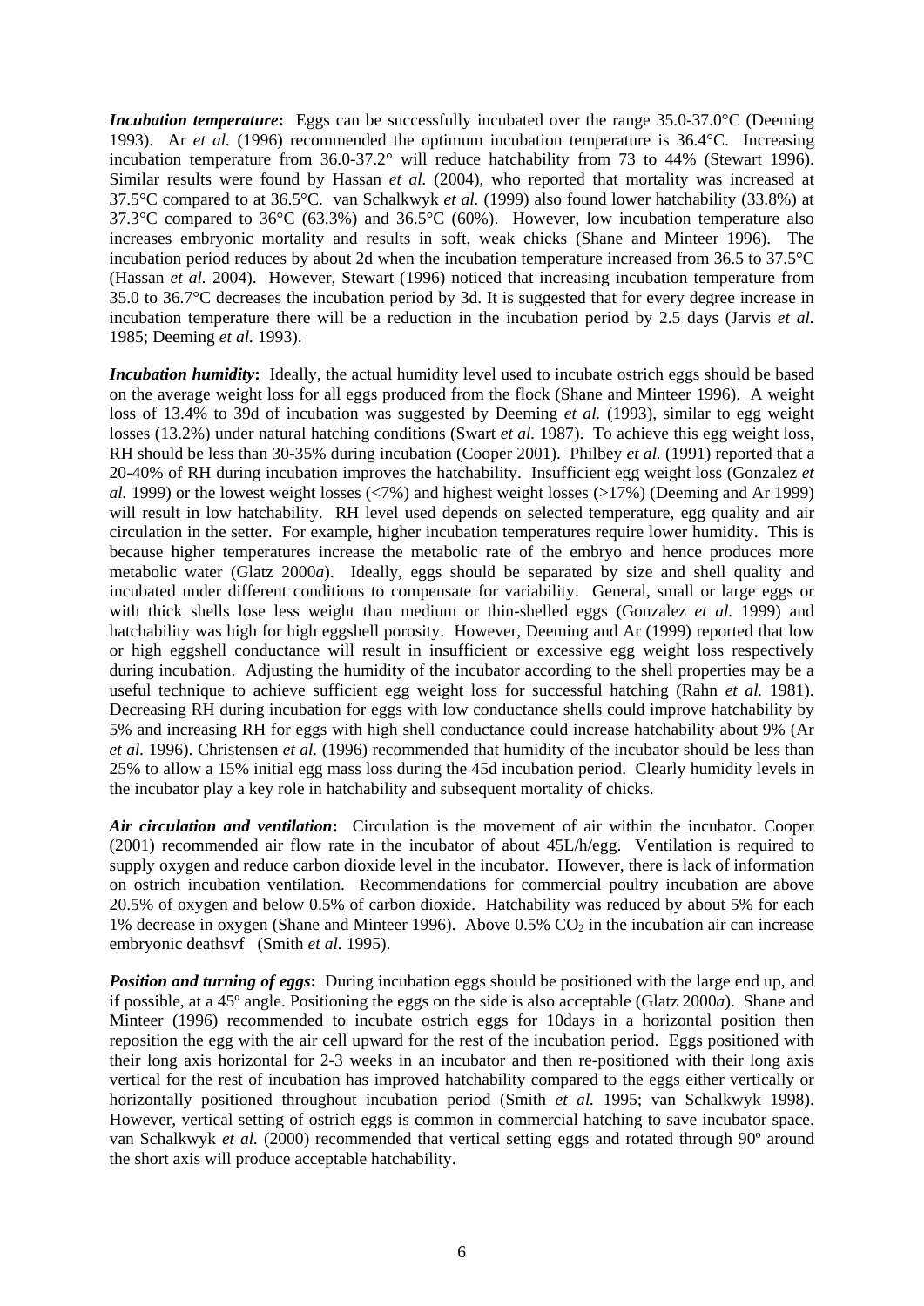***Incubation temperature*:** Eggs can be successfully incubated over the range 35.0-37.0°C (Deeming 1993). Ar *et al.* (1996) recommended the optimum incubation temperature is 36.4°C. Increasing incubation temperature from 36.0-37.2° will reduce hatchability from 73 to 44% (Stewart 1996). Similar results were found by Hassan *et al.* (2004), who reported that mortality was increased at 37.5°C compared to at 36.5°C. van Schalkwyk *et al.* (1999) also found lower hatchability (33.8%) at 37.3°C compared to 36°C (63.3%) and 36.5°C (60%). However, low incubation temperature also increases embryonic mortality and results in soft, weak chicks (Shane and Minteer 1996). The incubation period reduces by about 2d when the incubation temperature increased from 36.5 to 37.5°C (Hassan *et al.* 2004). However, Stewart (1996) noticed that increasing incubation temperature from 35.0 to 36.7°C decreases the incubation period by 3d. It is suggested that for every degree increase in incubation temperature there will be a reduction in the incubation period by 2.5 days (Jarvis *et al.* 1985; Deeming *et al.* 1993).

***Incubation humidity*:** Ideally, the actual humidity level used to incubate ostrich eggs should be based on the average weight loss for all eggs produced from the flock (Shane and Minteer 1996). A weight loss of 13.4% to 39d of incubation was suggested by Deeming *et al.* (1993), similar to egg weight losses (13.2%) under natural hatching conditions (Swart *et al.* 1987). To achieve this egg weight loss, RH should be less than 30-35% during incubation (Cooper 2001). Philbey *et al.* (1991) reported that a 20-40% of RH during incubation improves the hatchability. Insufficient egg weight loss (Gonzalez *et al.* 1999) or the lowest weight losses (<7%) and highest weight losses (>17%) (Deeming and Ar 1999) will result in low hatchability. RH level used depends on selected temperature, egg quality and air circulation in the setter. For example, higher incubation temperatures require lower humidity. This is because higher temperatures increase the metabolic rate of the embryo and hence produces more metabolic water (Glatz 2000*a*). Ideally, eggs should be separated by size and shell quality and incubated under different conditions to compensate for variability. General, small or large eggs or with thick shells lose less weight than medium or thin-shelled eggs (Gonzalez *et al.* 1999) and hatchability was high for high eggshell porosity. However, Deeming and Ar (1999) reported that low or high eggshell conductance will result in insufficient or excessive egg weight loss respectively during incubation. Adjusting the humidity of the incubator according to the shell properties may be a useful technique to achieve sufficient egg weight loss for successful hatching (Rahn *et al.* 1981). Decreasing RH during incubation for eggs with low conductance shells could improve hatchability by 5% and increasing RH for eggs with high shell conductance could increase hatchability about 9% (Ar *et al.* 1996). Christensen *et al.* (1996) recommended that humidity of the incubator should be less than 25% to allow a 15% initial egg mass loss during the 45d incubation period. Clearly humidity levels in the incubator play a key role in hatchability and subsequent mortality of chicks.

***Air circulation and ventilation*:** Circulation is the movement of air within the incubator. Cooper (2001) recommended air flow rate in the incubator of about 45L/h/egg. Ventilation is required to supply oxygen and reduce carbon dioxide level in the incubator. However, there is lack of information on ostrich incubation ventilation. Recommendations for commercial poultry incubation are above 20.5% of oxygen and below 0.5% of carbon dioxide. Hatchability was reduced by about 5% for each 1% decrease in oxygen (Shane and Minteer 1996). Above 0.5% $CO_2$ in the incubation air can increase embryonic deathsvf (Smith *et al.* 1995).

***Position and turning of eggs*:** During incubation eggs should be positioned with the large end up, and if possible, at a 45º angle. Positioning the eggs on the side is also acceptable (Glatz 2000*a*). Shane and Minteer (1996) recommended to incubate ostrich eggs for 10days in a horizontal position then reposition the egg with the air cell upward for the rest of the incubation period. Eggs positioned with their long axis horizontal for 2-3 weeks in an incubator and then re-positioned with their long axis vertical for the rest of incubation has improved hatchability compared to the eggs either vertically or horizontally positioned throughout incubation period (Smith *et al.* 1995; van Schalkwyk 1998). However, vertical setting of ostrich eggs is common in commercial hatching to save incubator space. van Schalkwyk *et al.* (2000) recommended that vertical setting eggs and rotated through 90º around the short axis will produce acceptable hatchability.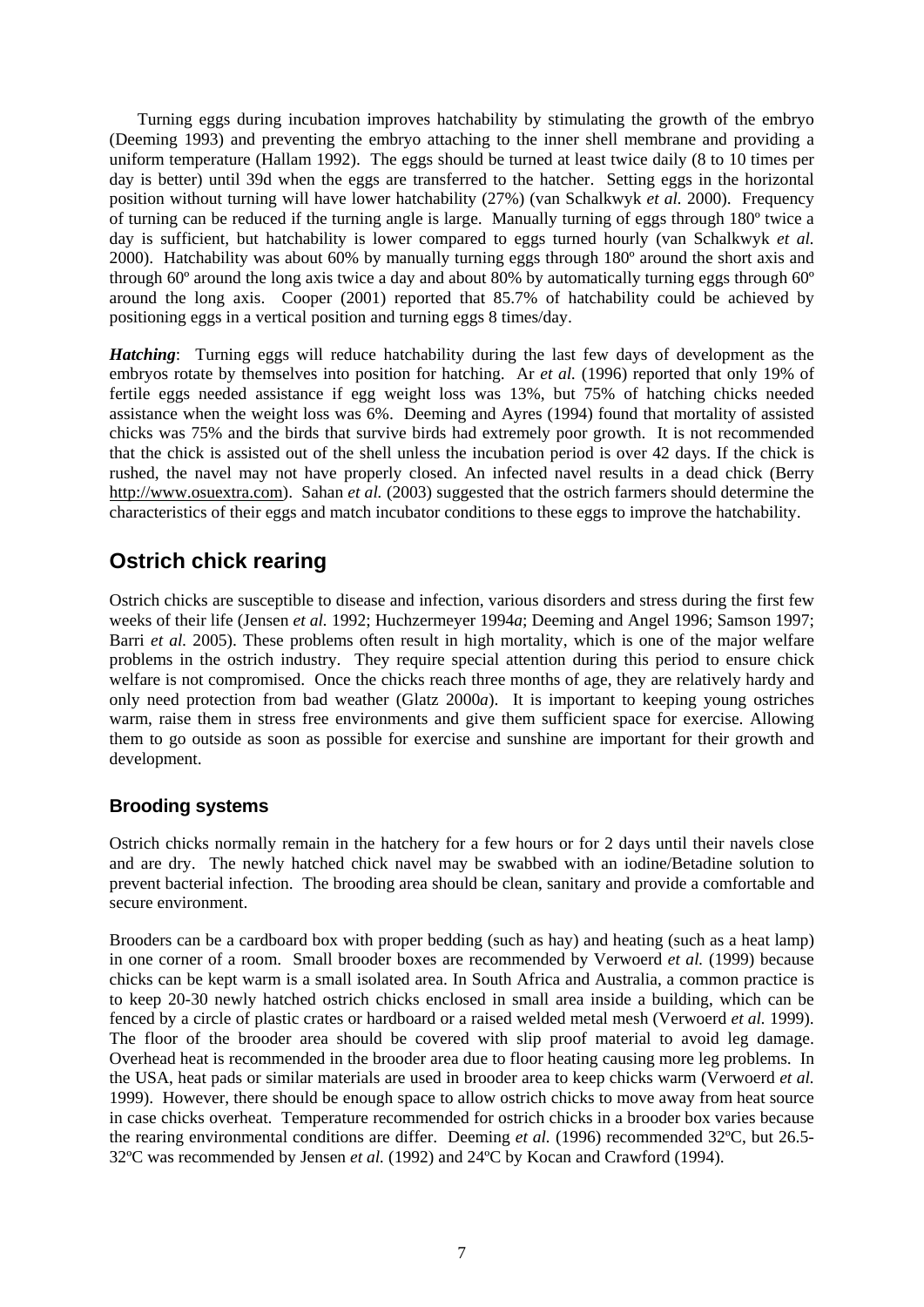Turning eggs during incubation improves hatchability by stimulating the growth of the embryo (Deeming 1993) and preventing the embryo attaching to the inner shell membrane and providing a uniform temperature (Hallam 1992). The eggs should be turned at least twice daily (8 to 10 times per day is better) until 39d when the eggs are transferred to the hatcher. Setting eggs in the horizontal position without turning will have lower hatchability (27%) (van Schalkwyk *et al.* 2000). Frequency of turning can be reduced if the turning angle is large. Manually turning of eggs through 180º twice a day is sufficient, but hatchability is lower compared to eggs turned hourly (van Schalkwyk *et al.* 2000). Hatchability was about 60% by manually turning eggs through 180º around the short axis and through 60º around the long axis twice a day and about 80% by automatically turning eggs through 60º around the long axis. Cooper (2001) reported that 85.7% of hatchability could be achieved by positioning eggs in a vertical position and turning eggs 8 times/day.

***Hatching***: Turning eggs will reduce hatchability during the last few days of development as the embryos rotate by themselves into position for hatching. Ar *et al.* (1996) reported that only 19% of fertile eggs needed assistance if egg weight loss was 13%, but 75% of hatching chicks needed assistance when the weight loss was 6%. Deeming and Ayres (1994) found that mortality of assisted chicks was 75% and the birds that survive birds had extremely poor growth. It is not recommended that the chick is assisted out of the shell unless the incubation period is over 42 days. If the chick is rushed, the navel may not have properly closed. An infected navel results in a dead chick (Berry http://www.osuextra.com). Sahan *et al.* (2003) suggested that the ostrich farmers should determine the characteristics of their eggs and match incubator conditions to these eggs to improve the hatchability.

## Ostrich chick rearing

Ostrich chicks are susceptible to disease and infection, various disorders and stress during the first few weeks of their life (Jensen *et al.* 1992; Huchzermeyer 1994*a*; Deeming and Angel 1996; Samson 1997; Barri *et al.* 2005). These problems often result in high mortality, which is one of the major welfare problems in the ostrich industry. They require special attention during this period to ensure chick welfare is not compromised. Once the chicks reach three months of age, they are relatively hardy and only need protection from bad weather (Glatz 2000*a*). It is important to keeping young ostriches warm, raise them in stress free environments and give them sufficient space for exercise. Allowing them to go outside as soon as possible for exercise and sunshine are important for their growth and development.

### Brooding systems

Ostrich chicks normally remain in the hatchery for a few hours or for 2 days until their navels close and are dry. The newly hatched chick navel may be swabbed with an iodine/Betadine solution to prevent bacterial infection. The brooding area should be clean, sanitary and provide a comfortable and secure environment.

Brooders can be a cardboard box with proper bedding (such as hay) and heating (such as a heat lamp) in one corner of a room. Small brooder boxes are recommended by Verwoerd *et al.* (1999) because chicks can be kept warm is a small isolated area. In South Africa and Australia, a common practice is to keep 20-30 newly hatched ostrich chicks enclosed in small area inside a building, which can be fenced by a circle of plastic crates or hardboard or a raised welded metal mesh (Verwoerd *et al.* 1999). The floor of the brooder area should be covered with slip proof material to avoid leg damage. Overhead heat is recommended in the brooder area due to floor heating causing more leg problems. In the USA, heat pads or similar materials are used in brooder area to keep chicks warm (Verwoerd *et al.* 1999). However, there should be enough space to allow ostrich chicks to move away from heat source in case chicks overheat. Temperature recommended for ostrich chicks in a brooder box varies because the rearing environmental conditions are differ. Deeming *et al.* (1996) recommended 32ºC, but 26.5-32ºC was recommended by Jensen *et al.* (1992) and 24ºC by Kocan and Crawford (1994).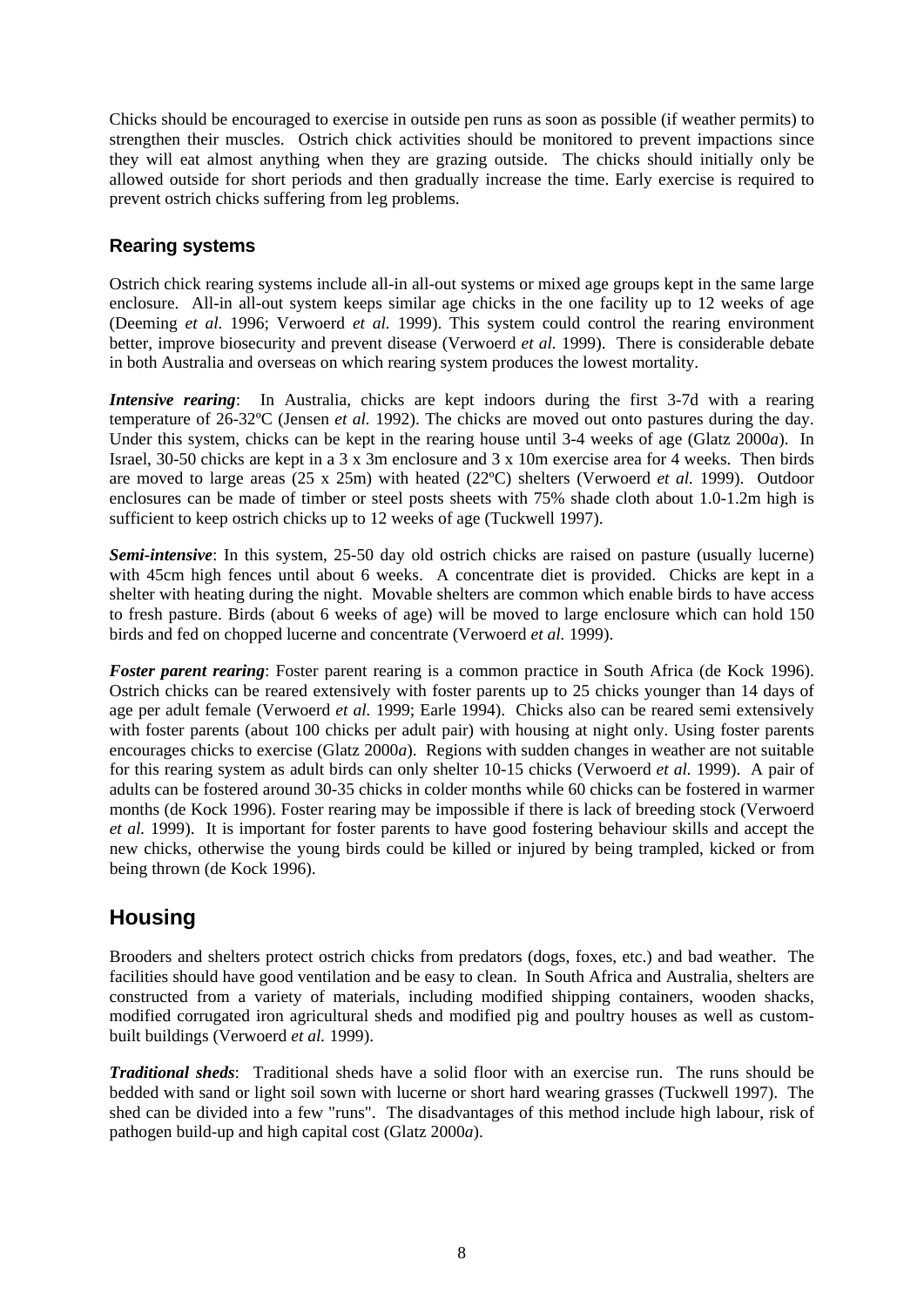Chicks should be encouraged to exercise in outside pen runs as soon as possible (if weather permits) to strengthen their muscles. Ostrich chick activities should be monitored to prevent impactions since they will eat almost anything when they are grazing outside. The chicks should initially only be allowed outside for short periods and then gradually increase the time. Early exercise is required to prevent ostrich chicks suffering from leg problems.

### Rearing systems

Ostrich chick rearing systems include all-in all-out systems or mixed age groups kept in the same large enclosure. All-in all-out system keeps similar age chicks in the one facility up to 12 weeks of age (Deeming *et al.* 1996; Verwoerd *et al.* 1999). This system could control the rearing environment better, improve biosecurity and prevent disease (Verwoerd *et al.* 1999). There is considerable debate in both Australia and overseas on which rearing system produces the lowest mortality.

***Intensive rearing***: In Australia, chicks are kept indoors during the first 3-7d with a rearing temperature of 26-32ºC (Jensen *et al.* 1992). The chicks are moved out onto pastures during the day. Under this system, chicks can be kept in the rearing house until 3-4 weeks of age (Glatz 2000*a*). In Israel, 30-50 chicks are kept in a 3 x 3m enclosure and 3 x 10m exercise area for 4 weeks. Then birds are moved to large areas (25 x 25m) with heated (22ºC) shelters (Verwoerd *et al.* 1999). Outdoor enclosures can be made of timber or steel posts sheets with 75% shade cloth about 1.0-1.2m high is sufficient to keep ostrich chicks up to 12 weeks of age (Tuckwell 1997).

***Semi-intensive***: In this system, 25-50 day old ostrich chicks are raised on pasture (usually lucerne) with 45cm high fences until about 6 weeks. A concentrate diet is provided. Chicks are kept in a shelter with heating during the night. Movable shelters are common which enable birds to have access to fresh pasture. Birds (about 6 weeks of age) will be moved to large enclosure which can hold 150 birds and fed on chopped lucerne and concentrate (Verwoerd *et al.* 1999).

***Foster parent rearing***: Foster parent rearing is a common practice in South Africa (de Kock 1996). Ostrich chicks can be reared extensively with foster parents up to 25 chicks younger than 14 days of age per adult female (Verwoerd *et al.* 1999; Earle 1994). Chicks also can be reared semi extensively with foster parents (about 100 chicks per adult pair) with housing at night only. Using foster parents encourages chicks to exercise (Glatz 2000*a*). Regions with sudden changes in weather are not suitable for this rearing system as adult birds can only shelter 10-15 chicks (Verwoerd *et al.* 1999). A pair of adults can be fostered around 30-35 chicks in colder months while 60 chicks can be fostered in warmer months (de Kock 1996). Foster rearing may be impossible if there is lack of breeding stock (Verwoerd *et al.* 1999). It is important for foster parents to have good fostering behaviour skills and accept the new chicks, otherwise the young birds could be killed or injured by being trampled, kicked or from being thrown (de Kock 1996).

## Housing

Brooders and shelters protect ostrich chicks from predators (dogs, foxes, etc.) and bad weather. The facilities should have good ventilation and be easy to clean. In South Africa and Australia, shelters are constructed from a variety of materials, including modified shipping containers, wooden shacks, modified corrugated iron agricultural sheds and modified pig and poultry houses as well as custom-built buildings (Verwoerd *et al.* 1999).

***Traditional sheds***: Traditional sheds have a solid floor with an exercise run. The runs should be bedded with sand or light soil sown with lucerne or short hard wearing grasses (Tuckwell 1997). The shed can be divided into a few "runs". The disadvantages of this method include high labour, risk of pathogen build-up and high capital cost (Glatz 2000*a*).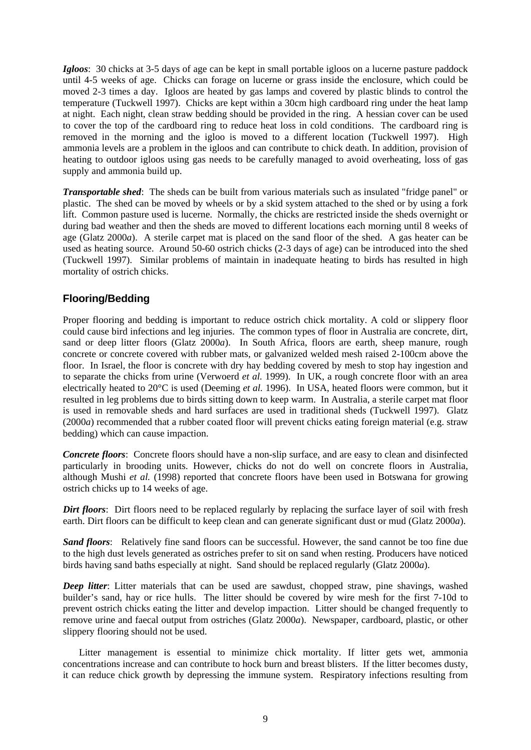***Igloos***: 30 chicks at 3-5 days of age can be kept in small portable igloos on a lucerne pasture paddock until 4-5 weeks of age. Chicks can forage on lucerne or grass inside the enclosure, which could be moved 2-3 times a day. Igloos are heated by gas lamps and covered by plastic blinds to control the temperature (Tuckwell 1997). Chicks are kept within a 30cm high cardboard ring under the heat lamp at night. Each night, clean straw bedding should be provided in the ring. A hessian cover can be used to cover the top of the cardboard ring to reduce heat loss in cold conditions. The cardboard ring is removed in the morning and the igloo is moved to a different location (Tuckwell 1997). High ammonia levels are a problem in the igloos and can contribute to chick death. In addition, provision of heating to outdoor igloos using gas needs to be carefully managed to avoid overheating, loss of gas supply and ammonia build up.

***Transportable shed***: The sheds can be built from various materials such as insulated "fridge panel" or plastic. The shed can be moved by wheels or by a skid system attached to the shed or by using a fork lift. Common pasture used is lucerne. Normally, the chicks are restricted inside the sheds overnight or during bad weather and then the sheds are moved to different locations each morning until 8 weeks of age (Glatz 2000*a*). A sterile carpet mat is placed on the sand floor of the shed. A gas heater can be used as heating source. Around 50-60 ostrich chicks (2-3 days of age) can be introduced into the shed (Tuckwell 1997). Similar problems of maintain in inadequate heating to birds has resulted in high mortality of ostrich chicks.

## Flooring/Bedding

Proper flooring and bedding is important to reduce ostrich chick mortality. A cold or slippery floor could cause bird infections and leg injuries. The common types of floor in Australia are concrete, dirt, sand or deep litter floors (Glatz 2000*a*). In South Africa, floors are earth, sheep manure, rough concrete or concrete covered with rubber mats, or galvanized welded mesh raised 2-100cm above the floor. In Israel, the floor is concrete with dry hay bedding covered by mesh to stop hay ingestion and to separate the chicks from urine (Verwoerd *et al.* 1999). In UK, a rough concrete floor with an area electrically heated to 20°C is used (Deeming *et al.* 1996). In USA, heated floors were common, but it resulted in leg problems due to birds sitting down to keep warm. In Australia, a sterile carpet mat floor is used in removable sheds and hard surfaces are used in traditional sheds (Tuckwell 1997). Glatz (2000*a*) recommended that a rubber coated floor will prevent chicks eating foreign material (e.g. straw bedding) which can cause impaction.

***Concrete floors***: Concrete floors should have a non-slip surface, and are easy to clean and disinfected particularly in brooding units. However, chicks do not do well on concrete floors in Australia, although Mushi *et al.* (1998) reported that concrete floors have been used in Botswana for growing ostrich chicks up to 14 weeks of age.

***Dirt floors***: Dirt floors need to be replaced regularly by replacing the surface layer of soil with fresh earth. Dirt floors can be difficult to keep clean and can generate significant dust or mud (Glatz 2000*a*).

***Sand floors***: Relatively fine sand floors can be successful. However, the sand cannot be too fine due to the high dust levels generated as ostriches prefer to sit on sand when resting. Producers have noticed birds having sand baths especially at night. Sand should be replaced regularly (Glatz 2000*a*).

***Deep litter***: Litter materials that can be used are sawdust, chopped straw, pine shavings, washed builder's sand, hay or rice hulls. The litter should be covered by wire mesh for the first 7-10d to prevent ostrich chicks eating the litter and develop impaction. Litter should be changed frequently to remove urine and faecal output from ostriches (Glatz 2000*a*). Newspaper, cardboard, plastic, or other slippery flooring should not be used.

Litter management is essential to minimize chick mortality. If litter gets wet, ammonia concentrations increase and can contribute to hock burn and breast blisters. If the litter becomes dusty, it can reduce chick growth by depressing the immune system. Respiratory infections resulting from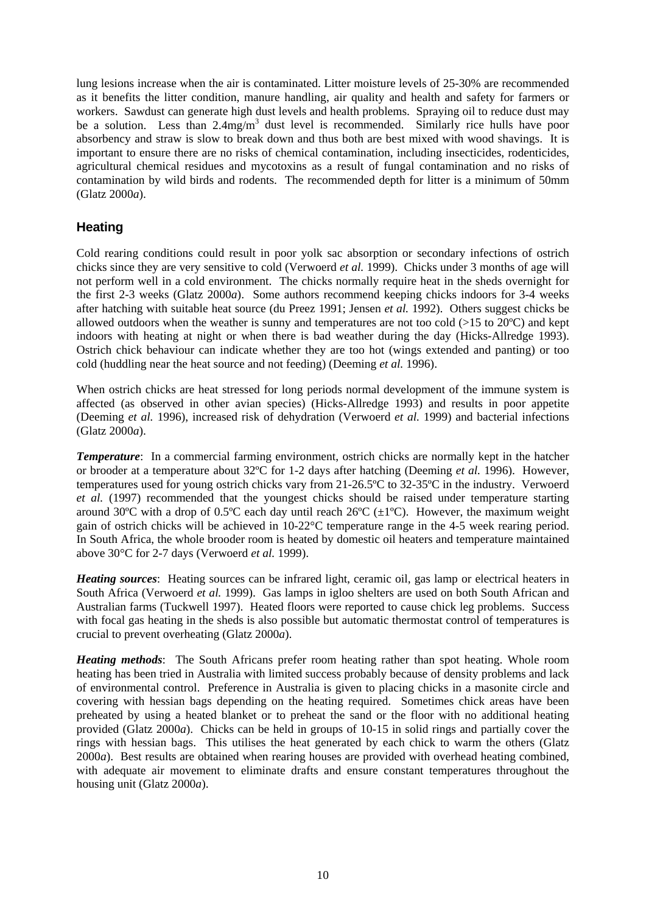lung lesions increase when the air is contaminated. Litter moisture levels of 25-30% are recommended as it benefits the litter condition, manure handling, air quality and health and safety for farmers or workers. Sawdust can generate high dust levels and health problems. Spraying oil to reduce dust may be a solution. Less than 2.4mg/m$^3$ dust level is recommended. Similarly rice hulls have poor absorbency and straw is slow to break down and thus both are best mixed with wood shavings. It is important to ensure there are no risks of chemical contamination, including insecticides, rodenticides, agricultural chemical residues and mycotoxins as a result of fungal contamination and no risks of contamination by wild birds and rodents. The recommended depth for litter is a minimum of 50mm (Glatz 2000*a*).

## Heating

Cold rearing conditions could result in poor yolk sac absorption or secondary infections of ostrich chicks since they are very sensitive to cold (Verwoerd *et al.* 1999). Chicks under 3 months of age will not perform well in a cold environment. The chicks normally require heat in the sheds overnight for the first 2-3 weeks (Glatz 2000*a*). Some authors recommend keeping chicks indoors for 3-4 weeks after hatching with suitable heat source (du Preez 1991; Jensen *et al.* 1992). Others suggest chicks be allowed outdoors when the weather is sunny and temperatures are not too cold (>15 to 20ºC) and kept indoors with heating at night or when there is bad weather during the day (Hicks-Allrledge 1993). Ostrich chick behaviour can indicate whether they are too hot (wings extended and panting) or too cold (huddling near the heat source and not feeding) (Deeming *et al.* 1996).

When ostrich chicks are heat stressed for long periods normal development of the immune system is affected (as observed in other avian species) (Hicks-Allredge 1993) and results in poor appetite (Deeming *et al.* 1996), increased risk of dehydration (Verwoerd *et al.* 1999) and bacterial infections (Glatz 2000*a*).

***Temperature***: In a commercial farming environment, ostrich chicks are normally kept in the hatcher or brooder at a temperature about 32ºC for 1-2 days after hatching (Deeming *et al.* 1996). However, temperatures used for young ostrich chicks vary from 21-26.5ºC to 32-35ºC in the industry. Verwoerd *et al.* (1997) recommended that the youngest chicks should be raised under temperature starting around 30ºC with a drop of 0.5ºC each day until reach 26ºC (±1ºC). However, the maximum weight gain of ostrich chicks will be achieved in 10-22°C temperature range in the 4-5 week rearing period. In South Africa, the whole brooder room is heated by domestic oil heaters and temperature maintained above 30°C for 2-7 days (Verwoerd *et al.* 1999).

***Heating sources***: Heating sources can be infrared light, ceramic oil, gas lamp or electrical heaters in South Africa (Verwoerd *et al.* 1999). Gas lamps in igloo shelters are used on both South African and Australian farms (Tuckwell 1997). Heated floors were reported to cause chick leg problems. Success with focal gas heating in the sheds is also possible but automatic thermostat control of temperatures is crucial to prevent overheating (Glatz 2000*a*).

***Heating methods***: The South Africans prefer room heating rather than spot heating. Whole room heating has been tried in Australia with limited success probably because of density problems and lack of environmental control. Preference in Australia is given to placing chicks in a masonite circle and covering with hessian bags depending on the heating required. Sometimes chick areas have been preheated by using a heated blanket or to preheat the sand or the floor with no additional heating provided (Glatz 2000*a*). Chicks can be held in groups of 10-15 in solid rings and partially cover the rings with hessian bags. This utilises the heat generated by each chick to warm the others (Glatz 2000*a*). Best results are obtained when rearing houses are provided with overhead heating combined, with adequate air movement to eliminate drafts and ensure constant temperatures throughout the housing unit (Glatz 2000*a*).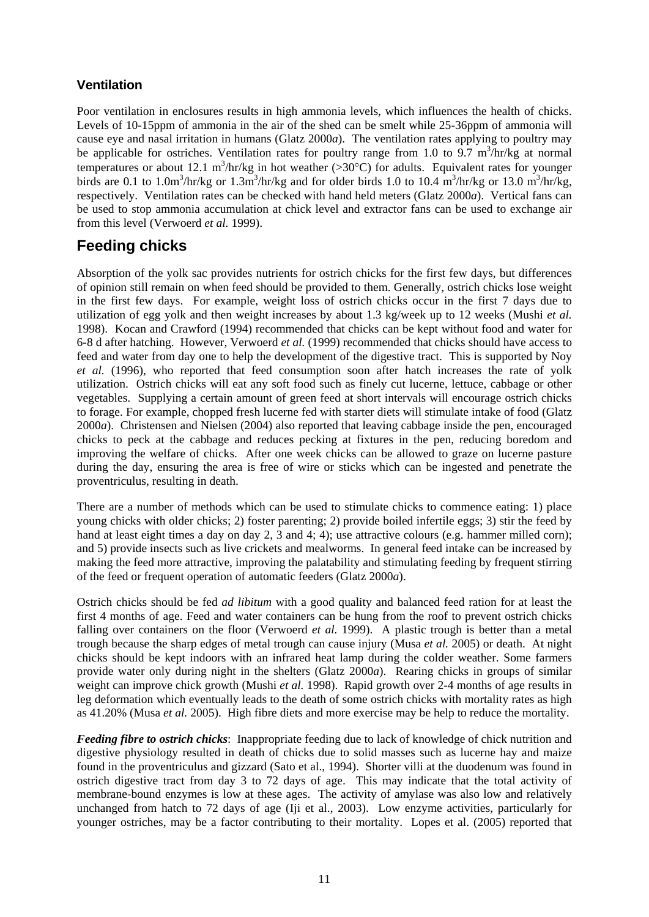### Ventilation

Poor ventilation in enclosures results in high ammonia levels, which influences the health of chicks. Levels of 10-15ppm of ammonia in the air of the shed can be smelt while 25-36ppm of ammonia will cause eye and nasal irritation in humans (Glatz 2000*a*). The ventilation rates applying to poultry may be applicable for ostriches. Ventilation rates for poultry range from 1.0 to 9.7 $m^3$/hr/kg at normal temperatures or about 12.1 $m^3$/hr/kg in hot weather (>30°C) for adults. Equivalent rates for younger birds are 0.1 to 1.0$m^3$/hr/kg or 1.3$m^3$/hr/kg and for older birds 1.0 to 10.4 $m^3$/hr/kg or 13.0 $m^3$/hr/kg, respectively. Ventilation rates can be checked with hand held meters (Glatz 2000*a*). Vertical fans can be used to stop ammonia accumulation at chick level and extractor fans can be used to exchange air from this level (Verwoerd *et al.* 1999).

## Feeding chicks

Absorption of the yolk sac provides nutrients for ostrich chicks for the first few days, but differences of opinion still remain on when feed should be provided to them. Generally, ostrich chicks lose weight in the first few days. For example, weight loss of ostrich chicks occur in the first 7 days due to utilization of egg yolk and then weight increases by about 1.3 kg/week up to 12 weeks (Mushi *et al.* 1998). Kocan and Crawford (1994) recommended that chicks can be kept without food and water for 6-8 d after hatching. However, Verwoerd *et al.* (1999) recommended that chicks should have access to feed and water from day one to help the development of the digestive tract. This is supported by Noy *et al.* (1996), who reported that feed consumption soon after hatch increases the rate of yolk utilization. Ostrich chicks will eat any soft food such as finely cut lucerne, lettuce, cabbage or other vegetables. Supplying a certain amount of green feed at short intervals will encourage ostrich chicks to forage. For example, chopped fresh lucerne fed with starter diets will stimulate intake of food (Glatz 2000*a*). Christensen and Nielsen (2004) also reported that leaving cabbage inside the pen, encouraged chicks to peck at the cabbage and reduces pecking at fixtures in the pen, reducing boredom and improving the welfare of chicks. After one week chicks can be allowed to graze on lucerne pasture during the day, ensuring the area is free of wire or sticks which can be ingested and penetrate the proventriculus, resulting in death.

There are a number of methods which can be used to stimulate chicks to commence eating: 1) place young chicks with older chicks; 2) foster parenting; 2) provide boiled infertile eggs; 3) stir the feed by hand at least eight times a day on day 2, 3 and 4; 4); use attractive colours (e.g. hammer milled corn); and 5) provide insects such as live crickets and mealworms. In general feed intake can be increased by making the feed more attractive, improving the palatability and stimulating feeding by frequent stirring of the feed or frequent operation of automatic feeders (Glatz 2000*a*).

Ostrich chicks should be fed *ad libitum* with a good quality and balanced feed ration for at least the first 4 months of age. Feed and water containers can be hung from the roof to prevent ostrich chicks falling over containers on the floor (Verwoerd *et al.* 1999). A plastic trough is better than a metal trough because the sharp edges of metal trough can cause injury (Musa *et al.* 2005) or death. At night chicks should be kept indoors with an infrared heat lamp during the colder weather. Some farmers provide water only during night in the shelters (Glatz 2000*a*). Rearing chicks in groups of similar weight can improve chick growth (Mushi *et al.* 1998). Rapid growth over 2-4 months of age results in leg deformation which eventually leads to the death of some ostrich chicks with mortality rates as high as 41.20% (Musa *et al.* 2005). High fibre diets and more exercise may be help to reduce the mortality.

***Feeding fibre to ostrich chicks***: Inappropriate feeding due to lack of knowledge of chick nutrition and digestive physiology resulted in death of chicks due to solid masses such as lucerne hay and maize found in the proventriculus and gizzard (Sato et al., 1994). Shorter villi at the duodenum was found in ostrich digestive tract from day 3 to 72 days of age. This may indicate that the total activity of membrane-bound enzymes is low at these ages. The activity of amylase was also low and relatively unchanged from hatch to 72 days of age (Iji et al., 2003). Low enzyme activities, particularly for younger ostriches, may be a factor contributing to their mortality. Lopes et al. (2005) reported that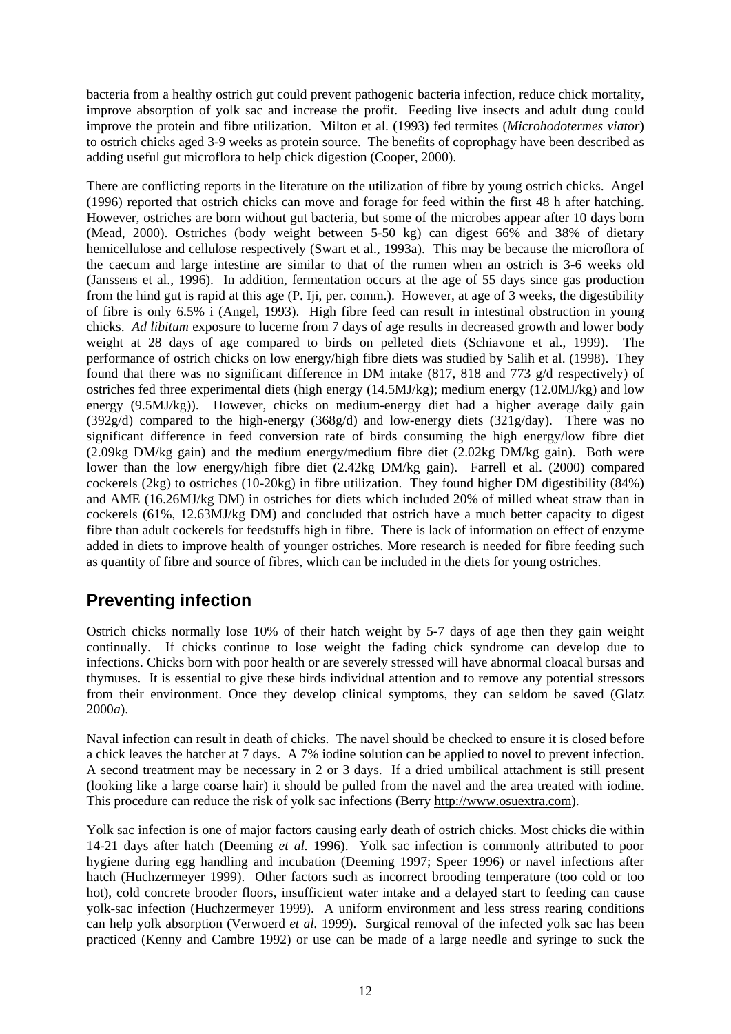bacteria from a healthy ostrich gut could prevent pathogenic bacteria infection, reduce chick mortality, improve absorption of yolk sac and increase the profit. Feeding live insects and adult dung could improve the protein and fibre utilization. Milton et al. (1993) fed termites (*Microhodotermes viator*) to ostrich chicks aged 3-9 weeks as protein source. The benefits of coprophagy have been described as adding useful gut microflora to help chick digestion (Cooper, 2000).

There are conflicting reports in the literature on the utilization of fibre by young ostrich chicks. Angel (1996) reported that ostrich chicks can move and forage for feed within the first 48 h after hatching. However, ostriches are born without gut bacteria, but some of the microbes appear after 10 days born (Mead, 2000). Ostriches (body weight between 5-50 kg) can digest 66% and 38% of dietary hemicellulose and cellulose respectively (Swart et al., 1993a). This may be because the microflora of the caecum and large intestine are similar to that of the rumen when an ostrich is 3-6 weeks old (Janssens et al., 1996). In addition, fermentation occurs at the age of 55 days since gas production from the hind gut is rapid at this age (P. Iji, per. comm.). However, at age of 3 weeks, the digestibility of fibre is only 6.5% i (Angel, 1993). High fibre feed can result in intestinal obstruction in young chicks. *Ad libitum* exposure to lucerne from 7 days of age results in decreased growth and lower body weight at 28 days of age compared to birds on pelleted diets (Schiavone et al., 1999). The performance of ostrich chicks on low energy/high fibre diets was studied by Salih et al. (1998). They found that there was no significant difference in DM intake (817, 818 and 773 g/d respectively) of ostriches fed three experimental diets (high energy (14.5MJ/kg); medium energy (12.0MJ/kg) and low energy (9.5MJ/kg)). However, chicks on medium-energy diet had a higher average daily gain (392g/d) compared to the high-energy (368g/d) and low-energy diets (321g/day). There was no significant difference in feed conversion rate of birds consuming the high energy/low fibre diet (2.09kg DM/kg gain) and the medium energy/medium fibre diet (2.02kg DM/kg gain). Both were lower than the low energy/high fibre diet (2.42kg DM/kg gain). Farrell et al. (2000) compared cockerels (2kg) to ostriches (10-20kg) in fibre utilization. They found higher DM digestibility (84%) and AME (16.26MJ/kg DM) in ostriches for diets which included 20% of milled wheat straw than in cockerels (61%, 12.63MJ/kg DM) and concluded that ostrich have a much better capacity to digest fibre than adult cockerels for feedstuffs high in fibre. There is lack of information on effect of enzyme added in diets to improve health of younger ostriches. More research is needed for fibre feeding such as quantity of fibre and source of fibres, which can be included in the diets for young ostriches.

## Preventing infection

Ostrich chicks normally lose 10% of their hatch weight by 5-7 days of age then they gain weight continually. If chicks continue to lose weight the fading chick syndrome can develop due to infections. Chicks born with poor health or are severely stressed will have abnormal cloacal bursas and thymuses. It is essential to give these birds individual attention and to remove any potential stressors from their environment. Once they develop clinical symptoms, they can seldom be saved (Glatz 2000*a*).

Naval infection can result in death of chicks. The navel should be checked to ensure it is closed before a chick leaves the hatcher at 7 days. A 7% iodine solution can be applied to novel to prevent infection. A second treatment may be necessary in 2 or 3 days. If a dried umbilical attachment is still present (looking like a large coarse hair) it should be pulled from the navel and the area treated with iodine. This procedure can reduce the risk of yolk sac infections (Berry http://www.osuextra.com).

Yolk sac infection is one of major factors causing early death of ostrich chicks. Most chicks die within 14-21 days after hatch (Deeming *et al.* 1996). Yolk sac infection is commonly attributed to poor hygiene during egg handling and incubation (Deeming 1997; Speer 1996) or navel infections after hatch (Huchzermeyer 1999). Other factors such as incorrect brooding temperature (too cold or too hot), cold concrete brooder floors, insufficient water intake and a delayed start to feeding can cause yolk-sac infection (Huchzermeyer 1999). A uniform environment and less stress rearing conditions can help yolk absorption (Verwoerd *et al.* 1999). Surgical removal of the infected yolk sac has been practiced (Kenny and Cambre 1992) or use can be made of a large needle and syringe to suck the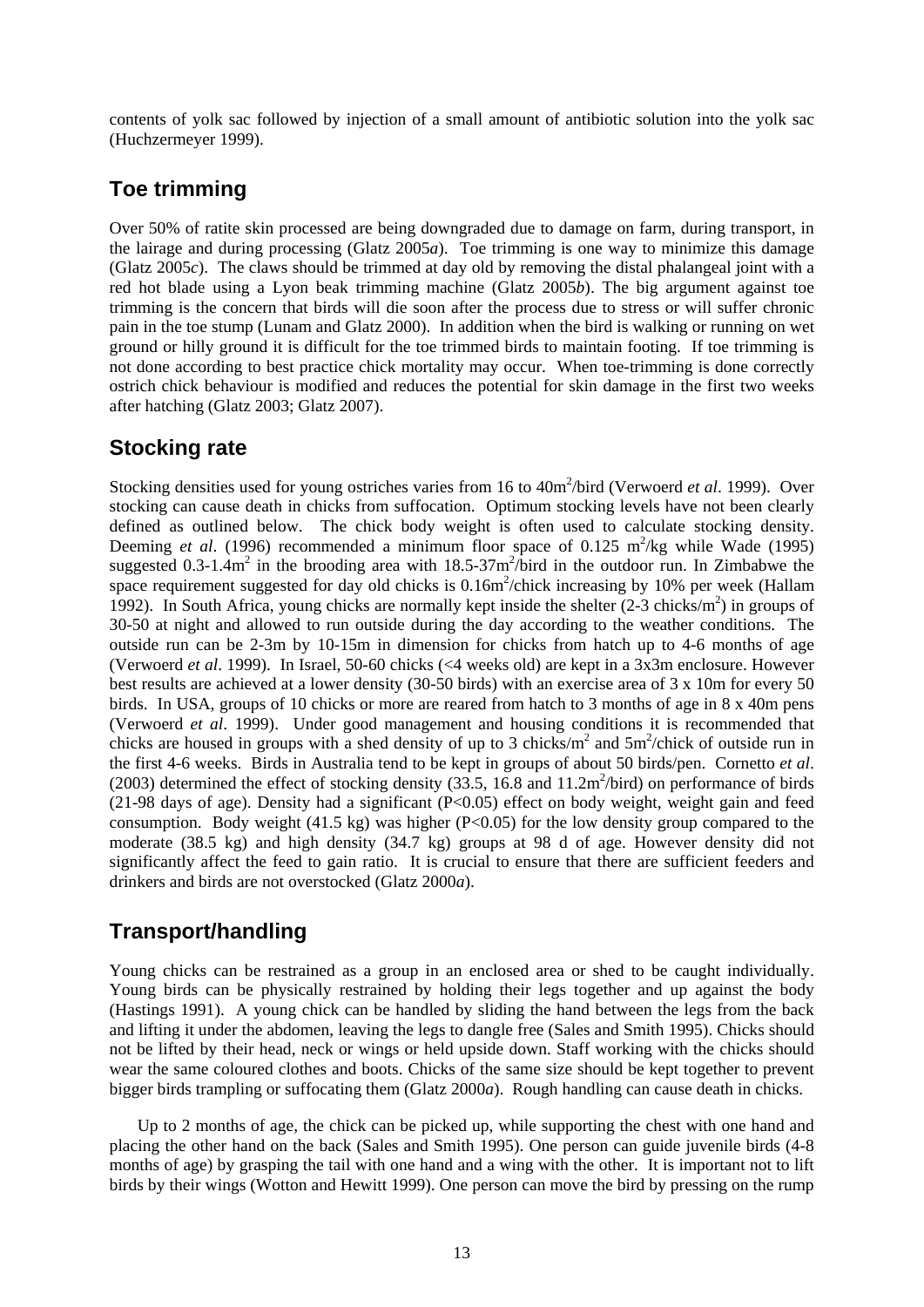contents of yolk sac followed by injection of a small amount of antibiotic solution into the yolk sac (Huchzermeyer 1999).

## Toe trimming

Over 50% of ratite skin processed are being downgraded due to damage on farm, during transport, in the lairage and during processing (Glatz 2005*a*). Toe trimming is one way to minimize this damage (Glatz 2005*c*). The claws should be trimmed at day old by removing the distal phalangeal joint with a red hot blade using a Lyon beak trimming machine (Glatz 2005*b*). The big argument against toe trimming is the concern that birds will die soon after the process due to stress or will suffer chronic pain in the toe stump (Lunam and Glatz 2000). In addition when the bird is walking or running on wet ground or hilly ground it is difficult for the toe trimmed birds to maintain footing. If toe trimming is not done according to best practice chick mortality may occur. When toe-trimming is done correctly ostrich chick behaviour is modified and reduces the potential for skin damage in the first two weeks after hatching (Glatz 2003; Glatz 2007).

## Stocking rate

Stocking densities used for young ostriches varies from 16 to 40m$^2$/bird (Verwoerd *et al*. 1999). Over stocking can cause death in chicks from suffocation. Optimum stocking levels have not been clearly defined as outlined below. The chick body weight is often used to calculate stocking density. Deeming *et al*. (1996) recommended a minimum floor space of 0.125 m$^2$/kg while Wade (1995) suggested 0.3-1.4m$^2$ in the brooding area with 18.5-37m$^2$/bird in the outdoor run. In Zimbabwe the space requirement suggested for day old chicks is 0.16m$^2$/chick increasing by 10% per week (Hallam 1992). In South Africa, young chicks are normally kept inside the shelter (2-3 chicks/m$^2$) in groups of 30-50 at night and allowed to run outside during the day according to the weather conditions. The outside run can be 2-3m by 10-15m in dimension for chicks from hatch up to 4-6 months of age (Verwoerd *et al*. 1999). In Israel, 50-60 chicks (<4 weeks old) are kept in a 3x3m enclosure. However best results are achieved at a lower density (30-50 birds) with an exercise area of 3 x 10m for every 50 birds. In USA, groups of 10 chicks or more are reared from hatch to 3 months of age in 8 x 40m pens (Verwoerd *et al*. 1999). Under good management and housing conditions it is recommended that chicks are housed in groups with a shed density of up to 3 chicks/m$^2$ and 5m$^2$/chick of outside run in the first 4-6 weeks. Birds in Australia tend to be kept in groups of about 50 birds/pen. Cornetto *et al*. (2003) determined the effect of stocking density (33.5, 16.8 and 11.2m$^2$/bird) on performance of birds (21-98 days of age). Density had a significant ($P<0.05$) effect on body weight, weight gain and feed consumption. Body weight (41.5 kg) was higher ($P<0.05$) for the low density group compared to the moderate (38.5 kg) and high density (34.7 kg) groups at 98 d of age. However density did not significantly affect the feed to gain ratio. It is crucial to ensure that there are sufficient feeders and drinkers and birds are not overstocked (Glatz 2000*a*).

## Transport/handling

Young chicks can be restrained as a group in an enclosed area or shed to be caught individually. Young birds can be physically restrained by holding their legs together and up against the body (Hastings 1991). A young chick can be handled by sliding the hand between the legs from the back and lifting it under the abdomen, leaving the legs to dangle free (Sales and Smith 1995). Chicks should not be lifted by their head, neck or wings or held upside down. Staff working with the chicks should wear the same coloured clothes and boots. Chicks of the same size should be kept together to prevent bigger birds trampling or suffocating them (Glatz 2000*a*). Rough handling can cause death in chicks.

Up to 2 months of age, the chick can be picked up, while supporting the chest with one hand and placing the other hand on the back (Sales and Smith 1995). One person can guide juvenile birds (4-8 months of age) by grasping the tail with one hand and a wing with the other. It is important not to lift birds by their wings (Wotton and Hewitt 1999). One person can move the bird by pressing on the rump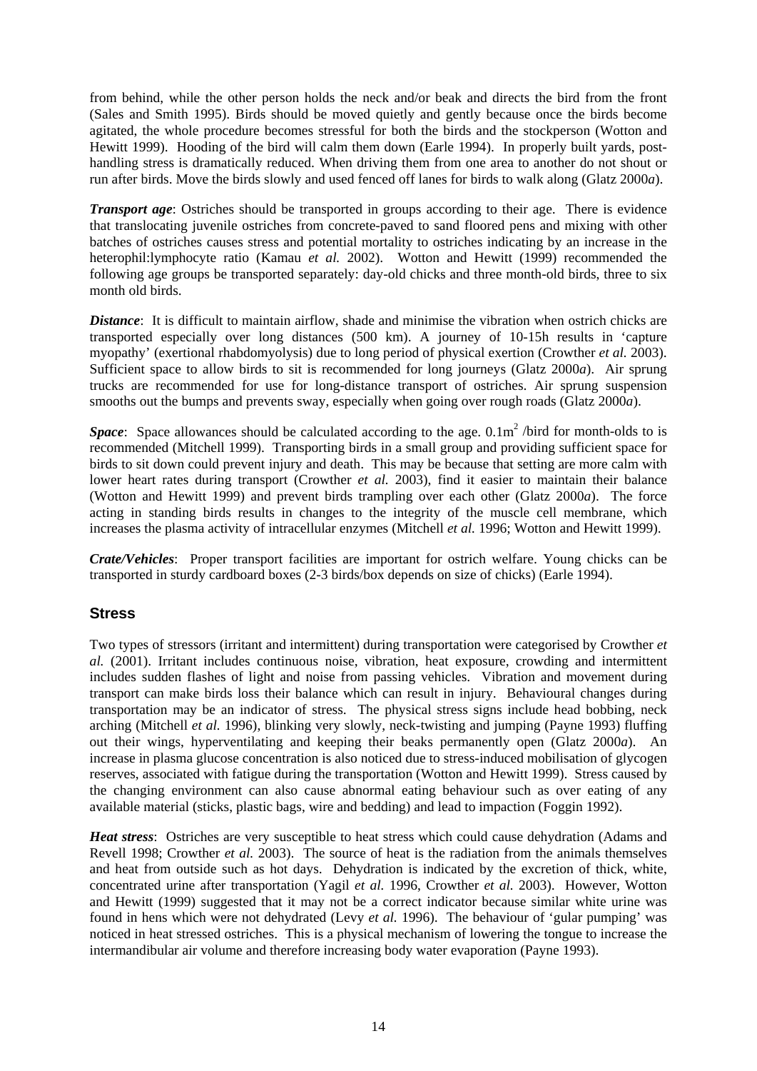from behind, while the other person holds the neck and/or beak and directs the bird from the front (Sales and Smith 1995). Birds should be moved quietly and gently because once the birds become agitated, the whole procedure becomes stressful for both the birds and the stockperson (Wotton and Hewitt 1999). Hooding of the bird will calm them down (Earle 1994). In properly built yards, post-handling stress is dramatically reduced. When driving them from one area to another do not shout or run after birds. Move the birds slowly and used fenced off lanes for birds to walk along (Glatz 2000*a*).

***Transport age***: Ostriches should be transported in groups according to their age. There is evidence that translocating juvenile ostriches from concrete-paved to sand floored pens and mixing with other batches of ostriches causes stress and potential mortality to ostriches indicating by an increase in the heterophil:lymphocyte ratio (Kamau *et al.* 2002). Wotton and Hewitt (1999) recommended the following age groups be transported separately: day-old chicks and three month-old birds, three to six month old birds.

***Distance***: It is difficult to maintain airflow, shade and minimise the vibration when ostrich chicks are transported especially over long distances (500 km). A journey of 10-15h results in 'capture myopathy' (exertional rhabdomyolysis) due to long period of physical exertion (Crowther *et al.* 2003). Sufficient space to allow birds to sit is recommended for long journeys (Glatz 2000*a*). Air sprung trucks are recommended for use for long-distance transport of ostriches. Air sprung suspension smooths out the bumps and prevents sway, especially when going over rough roads (Glatz 2000*a*).

***Space***: Space allowances should be calculated according to the age. $0.1m^2$ /bird for month-olds to is recommended (Mitchell 1999). Transporting birds in a small group and providing sufficient space for birds to sit down could prevent injury and death. This may be because that setting are more calm with lower heart rates during transport (Crowther *et al.* 2003), find it easier to maintain their balance (Wotton and Hewitt 1999) and prevent birds trampling over each other (Glatz 2000*a*). The force acting in standing birds results in changes to the integrity of the muscle cell membrane, which increases the plasma activity of intracellular enzymes (Mitchell *et al.* 1996; Wotton and Hewitt 1999).

***Crate/Vehicles***: Proper transport facilities are important for ostrich welfare. Young chicks can be transported in sturdy cardboard boxes (2-3 birds/box depends on size of chicks) (Earle 1994).

## Stress

Two types of stressors (irritant and intermittent) during transportation were categorised by Crowther *et al.* (2001). Irritant includes continuous noise, vibration, heat exposure, crowding and intermittent includes sudden flashes of light and noise from passing vehicles. Vibration and movement during transport can make birds loss their balance which can result in injury. Behavioural changes during transportation may be an indicator of stress. The physical stress signs include head bobbing, neck arching (Mitchell *et al.* 1996), blinking very slowly, neck-twisting and jumping (Payne 1993) fluffing out their wings, hyperventilating and keeping their beaks permanently open (Glatz 2000*a*). An increase in plasma glucose concentration is also noticed due to stress-induced mobilisation of glycogen reserves, associated with fatigue during the transportation (Wotton and Hewitt 1999). Stress caused by the changing environment can also cause abnormal eating behaviour such as over eating of any available material (sticks, plastic bags, wire and bedding) and lead to impaction (Foggin 1992).

***Heat stress***: Ostriches are very susceptible to heat stress which could cause dehydration (Adams and Revell 1998; Crowther *et al.* 2003). The source of heat is the radiation from the animals themselves and heat from outside such as hot days. Dehydration is indicated by the excretion of thick, white, concentrated urine after transportation (Yagil *et al.* 1996, Crowther *et al.* 2003). However, Wotton and Hewitt (1999) suggested that it may not be a correct indicator because similar white urine was found in hens which were not dehydrated (Levy *et al.* 1996). The behaviour of 'gular pumping' was noticed in heat stressed ostriches. This is a physical mechanism of lowering the tongue to increase the intermandibular air volume and therefore increasing body water evaporation (Payne 1993).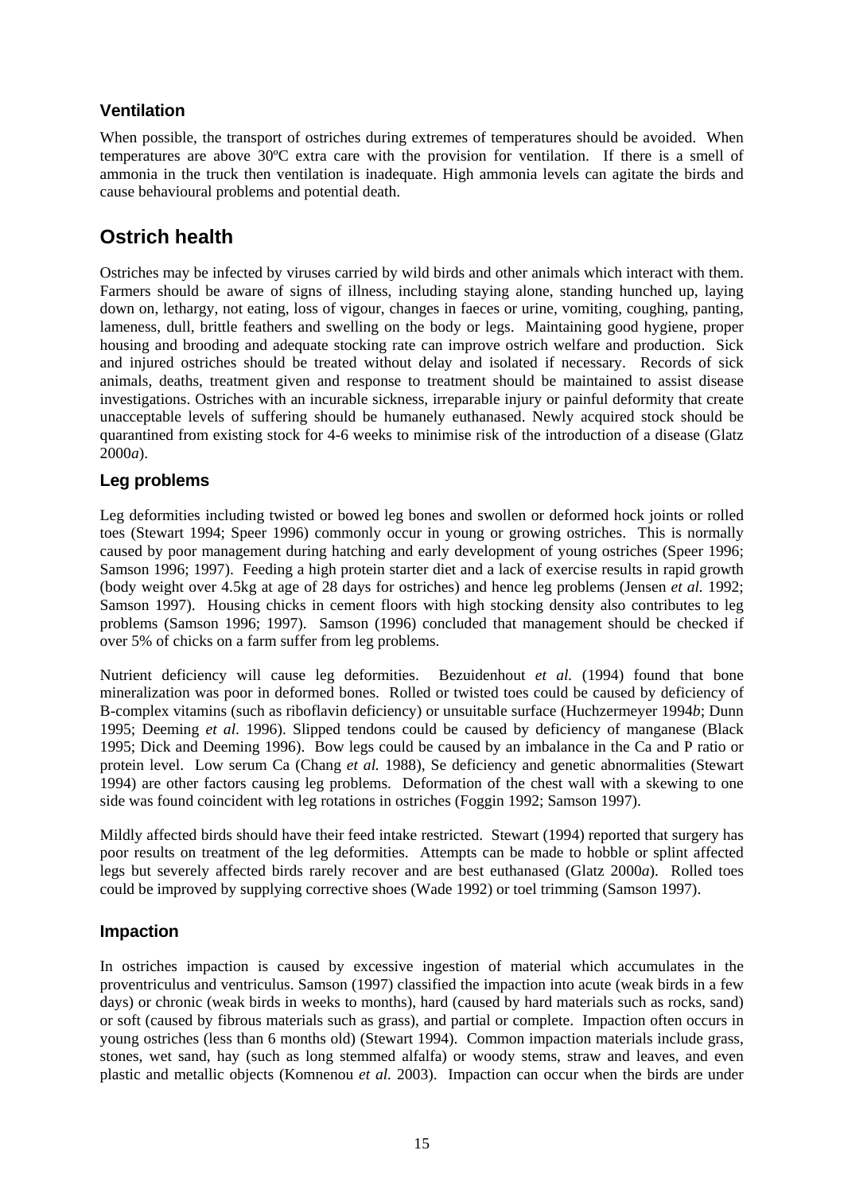### Ventilation

When possible, the transport of ostriches during extremes of temperatures should be avoided. When temperatures are above 30ºC extra care with the provision for ventilation. If there is a smell of ammonia in the truck then ventilation is inadequate. High ammonia levels can agitate the birds and cause behavioural problems and potential death.

## Ostrich health

Ostriches may be infected by viruses carried by wild birds and other animals which interact with them. Farmers should be aware of signs of illness, including staying alone, standing hunched up, laying down on, lethargy, not eating, loss of vigour, changes in faeces or urine, vomiting, coughing, panting, lameness, dull, brittle feathers and swelling on the body or legs. Maintaining good hygiene, proper housing and brooding and adequate stocking rate can improve ostrich welfare and production. Sick and injured ostriches should be treated without delay and isolated if necessary. Records of sick animals, deaths, treatment given and response to treatment should be maintained to assist disease investigations. Ostriches with an incurable sickness, irreparable injury or painful deformity that create unacceptable levels of suffering should be humanely euthanased. Newly acquired stock should be quarantined from existing stock for 4-6 weeks to minimise risk of the introduction of a disease (Glatz 2000*a*).

### Leg problems

Leg deformities including twisted or bowed leg bones and swollen or deformed hock joints or rolled toes (Stewart 1994; Speer 1996) commonly occur in young or growing ostriches. This is normally caused by poor management during hatching and early development of young ostriches (Speer 1996; Samson 1996; 1997). Feeding a high protein starter diet and a lack of exercise results in rapid growth (body weight over 4.5kg at age of 28 days for ostriches) and hence leg problems (Jensen *et al.* 1992; Samson 1997). Housing chicks in cement floors with high stocking density also contributes to leg problems (Samson 1996; 1997). Samson (1996) concluded that management should be checked if over 5% of chicks on a farm suffer from leg problems.

Nutrient deficiency will cause leg deformities. Bezuidenhout *et al.* (1994) found that bone mineralization was poor in deformed bones. Rolled or twisted toes could be caused by deficiency of B-complex vitamins (such as riboflavin deficiency) or unsuitable surface (Huchzermeyer 1994*b*; Dunn 1995; Deeming *et al.* 1996). Slipped tendons could be caused by deficiency of manganese (Black 1995; Dick and Deeming 1996). Bow legs could be caused by an imbalance in the Ca and P ratio or protein level. Low serum Ca (Chang *et al.* 1988), Se deficiency and genetic abnormalities (Stewart 1994) are other factors causing leg problems. Deformation of the chest wall with a skewing to one side was found coincident with leg rotations in ostriches (Foggin 1992; Samson 1997).

Mildly affected birds should have their feed intake restricted. Stewart (1994) reported that surgery has poor results on treatment of the leg deformities. Attempts can be made to hobble or splint affected legs but severely affected birds rarely recover and are best euthanased (Glatz 2000*a*). Rolled toes could be improved by supplying corrective shoes (Wade 1992) or toel trimming (Samson 1997).

### Impaction

In ostriches impaction is caused by excessive ingestion of material which accumulates in the proventriculus and ventriculus. Samson (1997) classified the impaction into acute (weak birds in a few days) or chronic (weak birds in weeks to months), hard (caused by hard materials such as rocks, sand) or soft (caused by fibrous materials such as grass), and partial or complete. Impaction often occurs in young ostriches (less than 6 months old) (Stewart 1994). Common impaction materials include grass, stones, wet sand, hay (such as long stemmed alfalfa) or woody stems, straw and leaves, and even plastic and metallic objects (Komnenou *et al.* 2003). Impaction can occur when the birds are under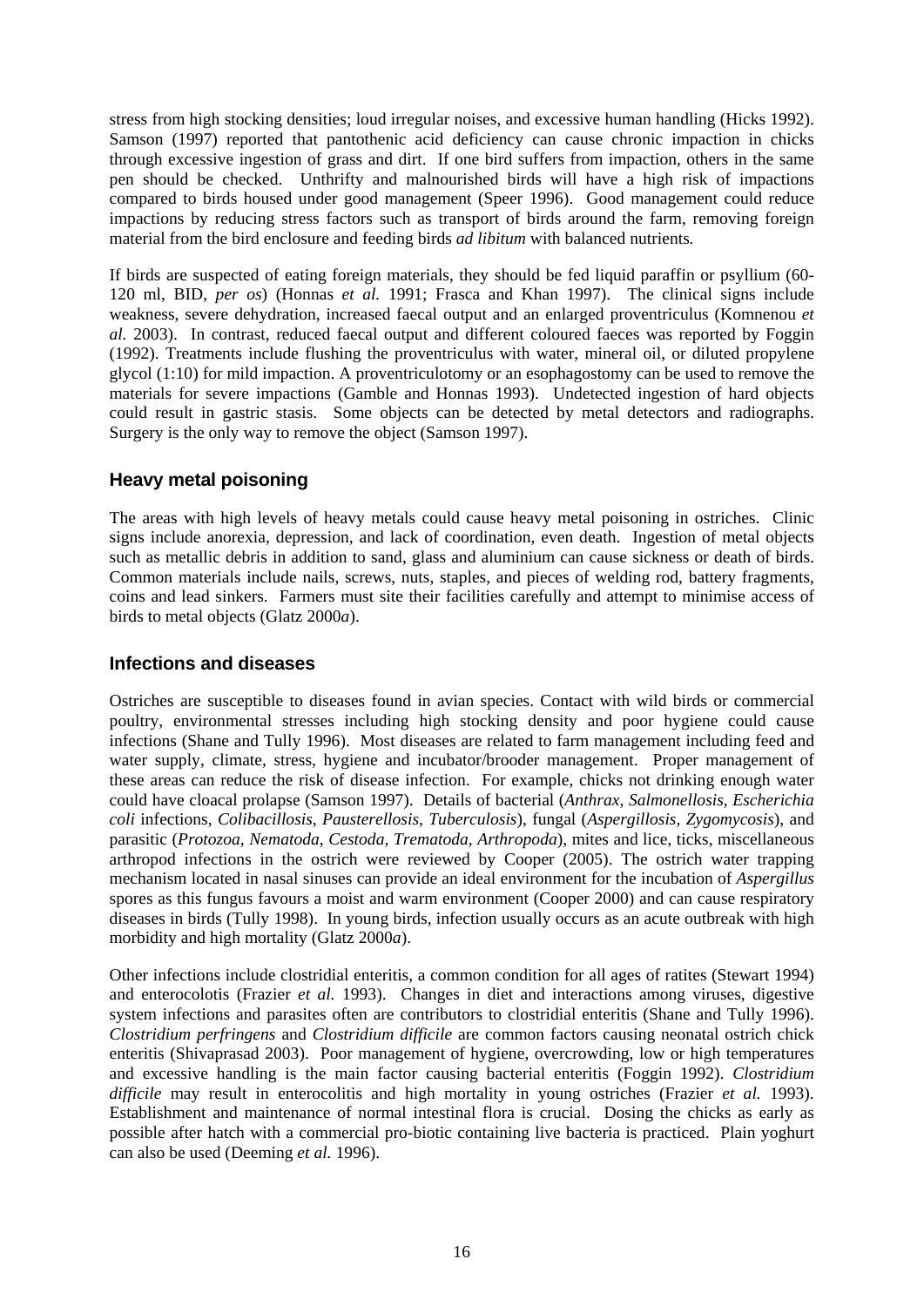stress from high stocking densities; loud irregular noises, and excessive human handling (Hicks 1992). Samson (1997) reported that pantothenic acid deficiency can cause chronic impaction in chicks through excessive ingestion of grass and dirt. If one bird suffers from impaction, others in the same pen should be checked. Unthrifty and malnourished birds will have a high risk of impactions compared to birds housed under good management (Speer 1996). Good management could reduce impactions by reducing stress factors such as transport of birds around the farm, removing foreign material from the bird enclosure and feeding birds *ad libitum* with balanced nutrients.

If birds are suspected of eating foreign materials, they should be fed liquid paraffin or psyllium (60-120 ml, BID, *per os*) (Honnas *et al.* 1991; Frasca and Khan 1997). The clinical signs include weakness, severe dehydration, increased faecal output and an enlarged proventriculus (Komnenou *et al.* 2003). In contrast, reduced faecal output and different coloured faeces was reported by Foggin (1992). Treatments include flushing the proventriculus with water, mineral oil, or diluted propylene glycol (1:10) for mild impaction. A proventriculotomy or an esophagostomy can be used to remove the materials for severe impactions (Gamble and Honnas 1993). Undetected ingestion of hard objects could result in gastric stasis. Some objects can be detected by metal detectors and radiographs. Surgery is the only way to remove the object (Samson 1997).

## Heavy metal poisoning

The areas with high levels of heavy metals could cause heavy metal poisoning in ostriches. Clinic signs include anorexia, depression, and lack of coordination, even death. Ingestion of metal objects such as metallic debris in addition to sand, glass and aluminium can cause sickness or death of birds. Common materials include nails, screws, nuts, staples, and pieces of welding rod, battery fragments, coins and lead sinkers. Farmers must site their facilities carefully and attempt to minimise access of birds to metal objects (Glatz 2000*a*).

## Infections and diseases

Ostriches are susceptible to diseases found in avian species. Contact with wild birds or commercial poultry, environmental stresses including high stocking density and poor hygiene could cause infections (Shane and Tully 1996). Most diseases are related to farm management including feed and water supply, climate, stress, hygiene and incubator/brooder management. Proper management of these areas can reduce the risk of disease infection. For example, chicks not drinking enough water could have cloacal prolapse (Samson 1997). Details of bacterial (*Anthrax*, *Salmonellosis*, *Escherichia coli* infections, *Colibacillosis*, *Pausterellosis*, *Tuberculosis*), fungal (*Aspergillosis*, *Zygomycosis*), and parasitic (*Protozoa*, *Nematoda*, *Cestoda*, *Trematoda*, *Arthropoda*), mites and lice, ticks, miscellaneous arthropod infections in the ostrich were reviewed by Cooper (2005). The ostrich water trapping mechanism located in nasal sinuses can provide an ideal environment for the incubation of *Aspergillus* spores as this fungus favours a moist and warm environment (Cooper 2000) and can cause respiratory diseases in birds (Tully 1998). In young birds, infection usually occurs as an acute outbreak with high morbidity and high mortality (Glatz 2000*a*).

Other infections include clostridial enteritis, a common condition for all ages of ratites (Stewart 1994) and enterocolotis (Frazier *et al.* 1993). Changes in diet and interactions among viruses, digestive system infections and parasites often are contributors to clostridial enteritis (Shane and Tully 1996). *Clostridium perfringens* and *Clostridium difficile* are common factors causing neonatal ostrich chick enteritis (Shivaprasad 2003). Poor management of hygiene, overcrowding, low or high temperatures and excessive handling is the main factor causing bacterial enteritis (Foggin 1992). *Clostridium difficile* may result in enterocolitis and high mortality in young ostriches (Frazier *et al.* 1993). Establishment and maintenance of normal intestinal flora is crucial. Dosing the chicks as early as possible after hatch with a commercial pro-biotic containing live bacteria is practiced. Plain yoghurt can also be used (Deeming *et al.* 1996).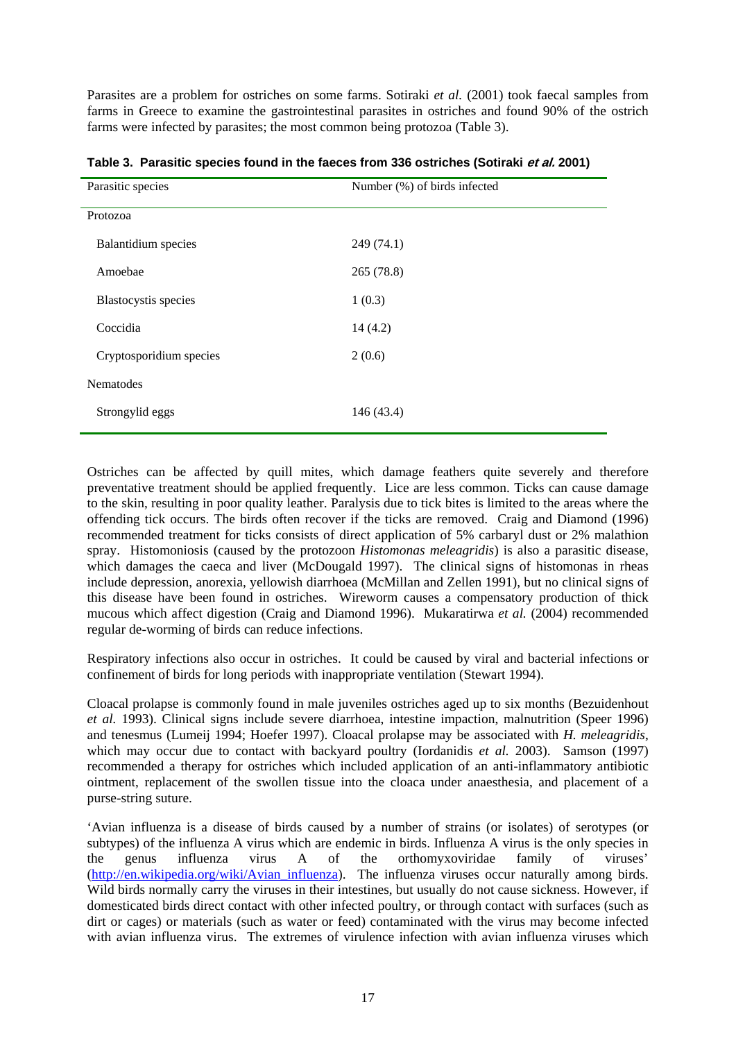Parasites are a problem for ostriches on some farms. Sotiraki *et al.* (2001) took faecal samples from farms in Greece to examine the gastrointestinal parasites in ostriches and found 90% of the ostrich farms were infected by parasites; the most common being protozoa (Table 3).

**Table 3. Parasitic species found in the faeces from 336 ostriches (Sotiraki *et al.* 2001)**

| Parasitic species | Number (%) of birds infected |
|---|---|
| Protozoa | |
| Balantidium species | 249 (74.1) |
| Amoebae | 265 (78.8) |
| Blastocystis species | 1 (0.3) |
| Coccidia | 14 (4.2) |
| Cryptosporidium species | 2 (0.6) |
| Nematodes | |
| Strongylid eggs | 146 (43.4) |

Ostriches can be affected by quill mites, which damage feathers quite severely and therefore preventative treatment should be applied frequently. Lice are less common. Ticks can cause damage to the skin, resulting in poor quality leather. Paralysis due to tick bites is limited to the areas where the offending tick occurs. The birds often recover if the ticks are removed. Craig and Diamond (1996) recommended treatment for ticks consists of direct application of 5% carbaryl dust or 2% malathion spray. Histomoniosis (caused by the protozoon *Histomonas meleagridis*) is also a parasitic disease, which damages the caeca and liver (McDougald 1997). The clinical signs of histomonas in rheas include depression, anorexia, yellowish diarrhoea (McMillan and Zellen 1991), but no clinical signs of this disease have been found in ostriches. Wireworm causes a compensatory production of thick mucous which affect digestion (Craig and Diamond 1996). Mukaratirwa *et al.* (2004) recommended regular de-worming of birds can reduce infections.

Respiratory infections also occur in ostriches. It could be caused by viral and bacterial infections or confinement of birds for long periods with inappropriate ventilation (Stewart 1994).

Cloacal prolapse is commonly found in male juveniles ostriches aged up to six months (Bezuidenhout *et al.* 1993). Clinical signs include severe diarrhoea, intestine impaction, malnutrition (Speer 1996) and tenesmus (Lumeij 1994; Hoefer 1997). Cloacal prolapse may be associated with *H. meleagridis*, which may occur due to contact with backyard poultry (Iordanidis *et al.* 2003). Samson (1997) recommended a therapy for ostriches which included application of an anti-inflammatory antibiotic ointment, replacement of the swollen tissue into the cloaca under anaesthesia, and placement of a purse-string suture.

'Avian influenza is a disease of birds caused by a number of strains (or isolates) of serotypes (or subtypes) of the influenza A virus which are endemic in birds. Influenza A virus is the only species in the genus influenza virus A of the orthomyxoviridae family of viruses' (http://en.wikipedia.org/wiki/Avian_influenza). The influenza viruses occur naturally among birds. Wild birds normally carry the viruses in their intestines, but usually do not cause sickness. However, if domesticated birds direct contact with other infected poultry, or through contact with surfaces (such as dirt or cages) or materials (such as water or feed) contaminated with the virus may become infected with avian influenza virus. The extremes of virulence infection with avian influenza viruses which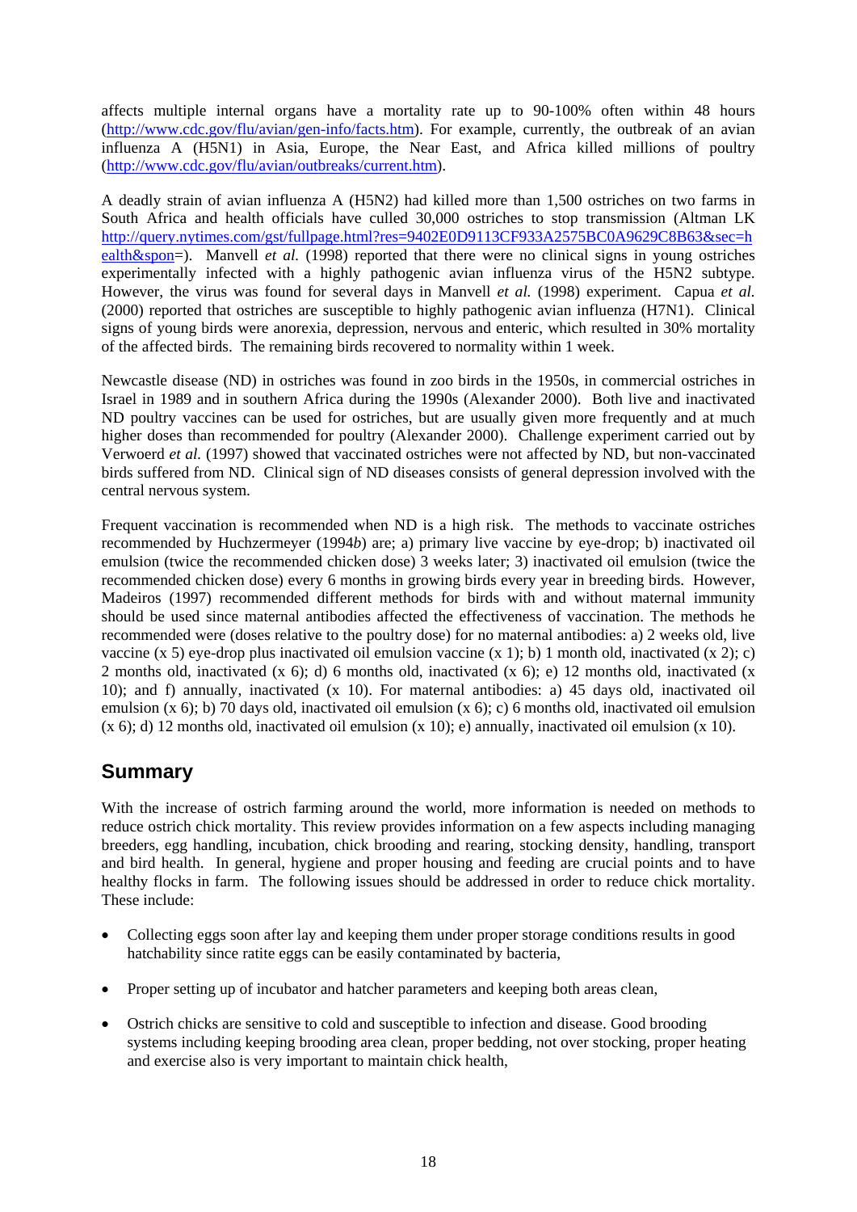affects multiple internal organs have a mortality rate up to 90-100% often within 48 hours (http://www.cdc.gov/flu/avian/gen-info/facts.htm). For example, currently, the outbreak of an avian influenza A (H5N1) in Asia, Europe, the Near East, and Africa killed millions of poultry (http://www.cdc.gov/flu/avian/outbreaks/current.htm).

A deadly strain of avian influenza A (H5N2) had killed more than 1,500 ostriches on two farms in South Africa and health officials have culled 30,000 ostriches to stop transmission (Altman LK http://query.nytimes.com/gst/fullpage.html?res=9402E0D9113CF933A2575BC0A9629C8B63&sec=health&spon=). Manvell *et al.* (1998) reported that there were no clinical signs in young ostriches experimentally infected with a highly pathogenic avian influenza virus of the H5N2 subtype. However, the virus was found for several days in Manvell *et al.* (1998) experiment. Capua *et al.* (2000) reported that ostriches are susceptible to highly pathogenic avian influenza (H7N1). Clinical signs of young birds were anorexia, depression, nervous and enteric, which resulted in 30% mortality of the affected birds. The remaining birds recovered to normality within 1 week.

Newcastle disease (ND) in ostriches was found in zoo birds in the 1950s, in commercial ostriches in Israel in 1989 and in southern Africa during the 1990s (Alexander 2000). Both live and inactivated ND poultry vaccines can be used for ostriches, but are usually given more frequently and at much higher doses than recommended for poultry (Alexander 2000). Challenge experiment carried out by Verwoerd *et al.* (1997) showed that vaccinated ostriches were not affected by ND, but non-vaccinated birds suffered from ND. Clinical sign of ND diseases consists of general depression involved with the central nervous system.

Frequent vaccination is recommended when ND is a high risk. The methods to vaccinate ostriches recommended by Huchzermeyer (1994*b*) are; a) primary live vaccine by eye-drop; b) inactivated oil emulsion (twice the recommended chicken dose) 3 weeks later; 3) inactivated oil emulsion (twice the recommended chicken dose) every 6 months in growing birds every year in breeding birds. However, Madeiros (1997) recommended different methods for birds with and without maternal immunity should be used since maternal antibodies affected the effectiveness of vaccination. The methods he recommended were (doses relative to the poultry dose) for no maternal antibodies: a) 2 weeks old, live vaccine (x 5) eye-drop plus inactivated oil emulsion vaccine (x 1); b) 1 month old, inactivated (x 2); c) 2 months old, inactivated (x 6); d) 6 months old, inactivated (x 6); e) 12 months old, inactivated (x 10); and f) annually, inactivated (x 10). For maternal antibodies: a) 45 days old, inactivated oil emulsion (x 6); b) 70 days old, inactivated oil emulsion (x 6); c) 6 months old, inactivated oil emulsion (x 6); d) 12 months old, inactivated oil emulsion (x 10); e) annually, inactivated oil emulsion (x 10).

## Summary

With the increase of ostrich farming around the world, more information is needed on methods to reduce ostrich chick mortality. This review provides information on a few aspects including managing breeders, egg handling, incubation, chick brooding and rearing, stocking density, handling, transport and bird health. In general, hygiene and proper housing and feeding are crucial points and to have healthy flocks in farm. The following issues should be addressed in order to reduce chick mortality. These include:

- Collecting eggs soon after lay and keeping them under proper storage conditions results in good hatchability since ratite eggs can be easily contaminated by bacteria,
- Proper setting up of incubator and hatcher parameters and keeping both areas clean,
- Ostrich chicks are sensitive to cold and susceptible to infection and disease. Good brooding systems including keeping brooding area clean, proper bedding, not over stocking, proper heating and exercise also is very important to maintain chick health,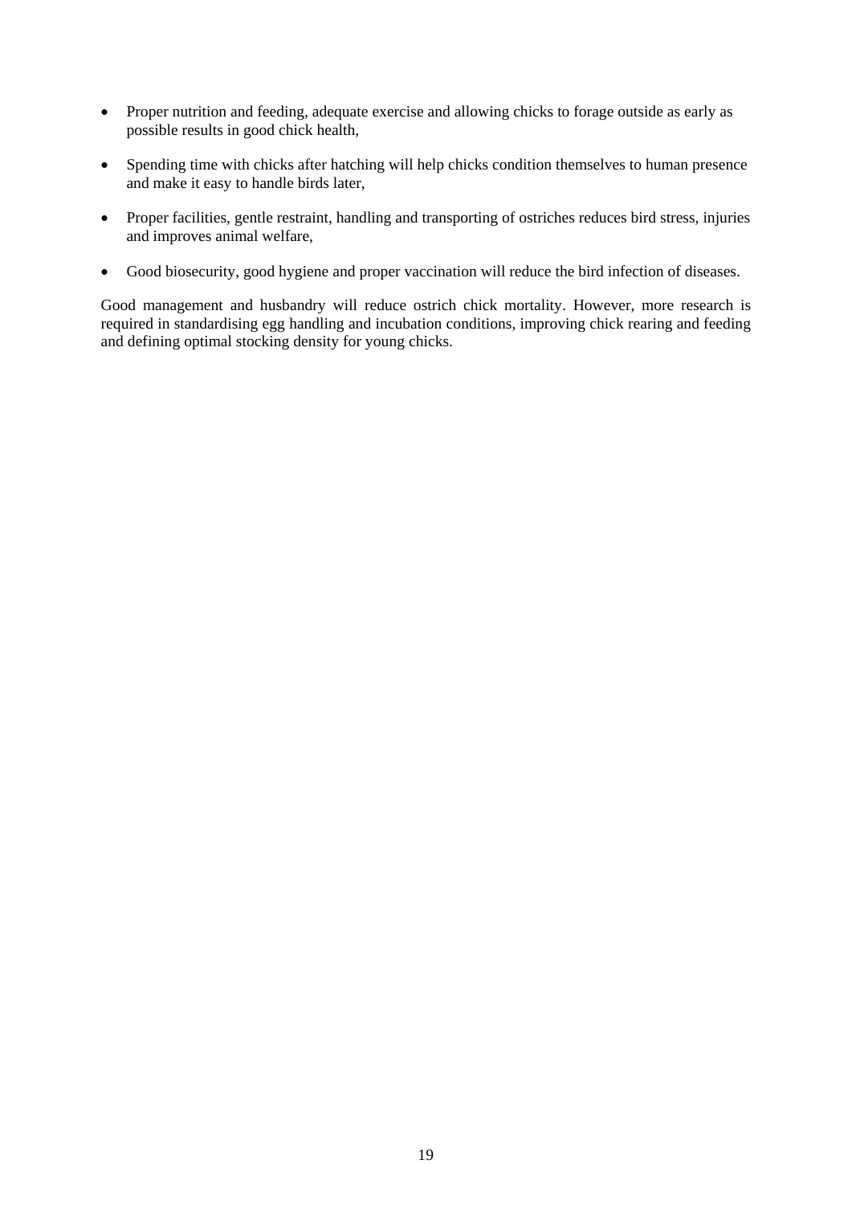- Proper nutrition and feeding, adequate exercise and allowing chicks to forage outside as early as possible results in good chick health,
- Spending time with chicks after hatching will help chicks condition themselves to human presence and make it easy to handle birds later,
- Proper facilities, gentle restraint, handling and transporting of ostriches reduces bird stress, injuries and improves animal welfare,
- Good biosecurity, good hygiene and proper vaccination will reduce the bird infection of diseases.

Good management and husbandry will reduce ostrich chick mortality. However, more research is required in standardising egg handling and incubation conditions, improving chick rearing and feeding and defining optimal stocking density for young chicks.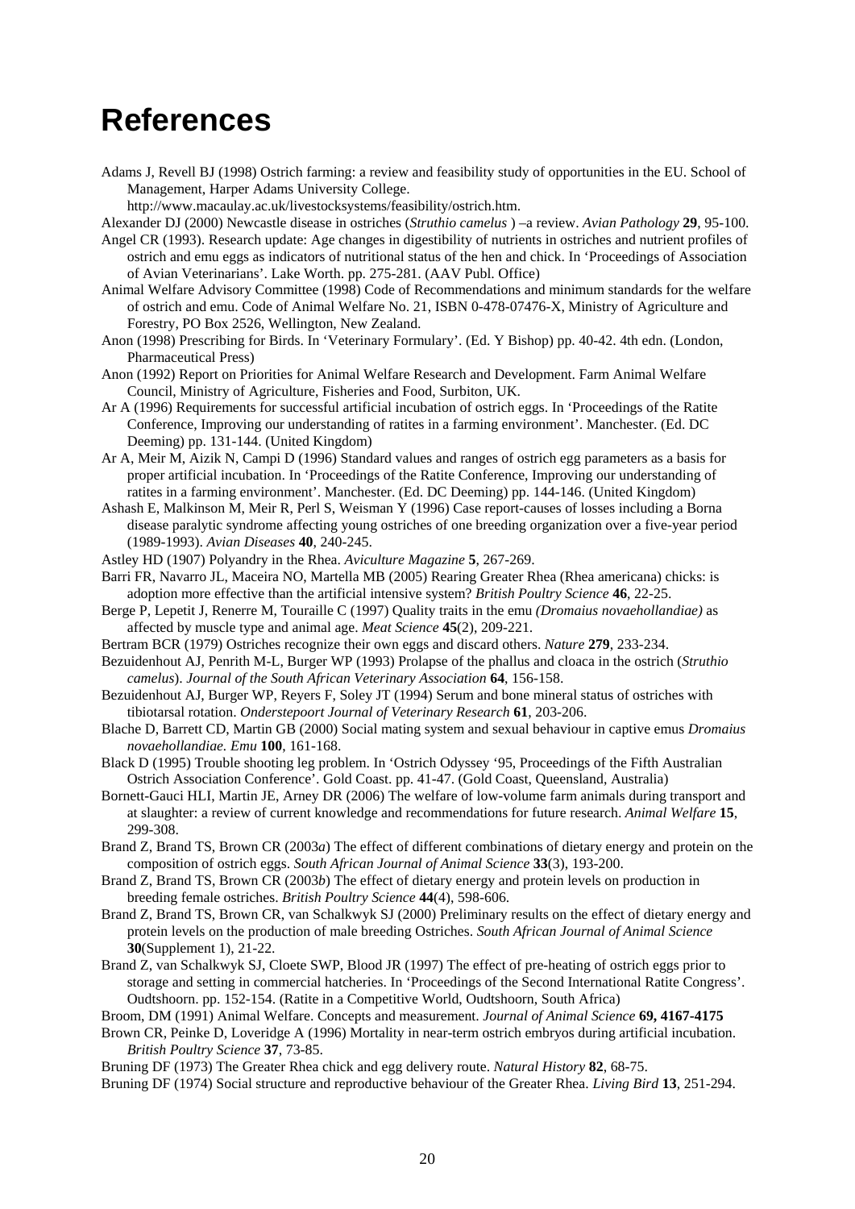# References

Adams J, Revell BJ (1998) Ostrich farming: a review and feasibility study of opportunities in the EU. School of Management, Harper Adams University College. http://www.macaulay.ac.uk/livestocksystems/feasibility/ostrich.htm.

Alexander DJ (2000) Newcastle disease in ostriches (*Struthio camelus* ) –a review. *Avian Pathology* **29**, 95-100.

Angel CR (1993). Research update: Age changes in digestibility of nutrients in ostriches and nutrient profiles of ostrich and emu eggs as indicators of nutritional status of the hen and chick. In 'Proceedings of Association of Avian Veterinarians'. Lake Worth. pp. 275-281. (AAV Publ. Office)

Animal Welfare Advisory Committee (1998) Code of Recommendations and minimum standards for the welfare of ostrich and emu. Code of Animal Welfare No. 21, ISBN 0-478-07476-X, Ministry of Agriculture and Forestry, PO Box 2526, Wellington, New Zealand.

Anon (1998) Prescribing for Birds. In 'Veterinary Formulary'. (Ed. Y Bishop) pp. 40-42. 4th edn. (London, Pharmaceutical Press)

Anon (1992) Report on Priorities for Animal Welfare Research and Development. Farm Animal Welfare Council, Ministry of Agriculture, Fisheries and Food, Surbiton, UK.

Ar A (1996) Requirements for successful artificial incubation of ostrich eggs. In 'Proceedings of the Ratite Conference, Improving our understanding of ratites in a farming environment'. Manchester. (Ed. DC Deeming) pp. 131-144. (United Kingdom)

Ar A, Meir M, Aizik N, Campi D (1996) Standard values and ranges of ostrich egg parameters as a basis for proper artificial incubation. In 'Proceedings of the Ratite Conference, Improving our understanding of ratites in a farming environment'. Manchester. (Ed. DC Deeming) pp. 144-146. (United Kingdom)

Ashash E, Malkinson M, Meir R, Perl S, Weisman Y (1996) Case report-causes of losses including a Borna disease paralytic syndrome affecting young ostriches of one breeding organization over a five-year period (1989-1993). *Avian Diseases* **40**, 240-245.

Astley HD (1907) Polyandry in the Rhea. *Aviculture Magazine* **5**, 267-269.

Barri FR, Navarro JL, Maceira NO, Martella MB (2005) Rearing Greater Rhea (Rhea americana) chicks: is adoption more effective than the artificial intensive system? *British Poultry Science* **46**, 22-25.

Berge P, Lepetit J, Renerre M, Touraille C (1997) Quality traits in the emu *(Dromaius novaehollandiae)* as affected by muscle type and animal age. *Meat Science* **45**(2), 209-221.

Bertram BCR (1979) Ostriches recognize their own eggs and discard others. *Nature* **279**, 233-234.

Bezuidenhout AJ, Penrith M-L, Burger WP (1993) Prolapse of the phallus and cloaca in the ostrich (*Struthio camelus*). *Journal of the South African Veterinary Association* **64**, 156-158.

Bezuidenhout AJ, Burger WP, Reyers F, Soley JT (1994) Serum and bone mineral status of ostriches with tibiotarsal rotation. *Onderstepoort Journal of Veterinary Research* **61**, 203-206.

Blache D, Barrett CD, Martin GB (2000) Social mating system and sexual behaviour in captive emus *Dromaius novaehollandiae. Emu* **100**, 161-168.

Black D (1995) Trouble shooting leg problem. In 'Ostrich Odyssey '95, Proceedings of the Fifth Australian Ostrich Association Conference'. Gold Coast. pp. 41-47. (Gold Coast, Queensland, Australia)

Bornett-Gauci HLI, Martin JE, Arney DR (2006) The welfare of low-volume farm animals during transport and at slaughter: a review of current knowledge and recommendations for future research. *Animal Welfare* **15**, 299-308.

Brand Z, Brand TS, Brown CR (2003*a*) The effect of different combinations of dietary energy and protein on the composition of ostrich eggs. *South African Journal of Animal Science* **33**(3), 193-200.

Brand Z, Brand TS, Brown CR (2003*b*) The effect of dietary energy and protein levels on production in breeding female ostriches. *British Poultry Science* **44**(4), 598-606.

Brand Z, Brand TS, Brown CR, van Schalkwyk SJ (2000) Preliminary results on the effect of dietary energy and protein levels on the production of male breeding Ostriches. *South African Journal of Animal Science* **30**(Supplement 1), 21-22.

Brand Z, van Schalkwyk SJ, Cloete SWP, Blood JR (1997) The effect of pre-heating of ostrich eggs prior to storage and setting in commercial hatcheries. In 'Proceedings of the Second International Ratite Congress'. Oudtshoorn. pp. 152-154. (Ratite in a Competitive World, Oudtshoorn, South Africa)

Broom, DM (1991) Animal Welfare. Concepts and measurement. *Journal of Animal Science* **69, 4167-4175**

Brown CR, Peinke D, Loveridge A (1996) Mortality in near-term ostrich embryos during artificial incubation. *British Poultry Science* **37**, 73-85.

Bruning DF (1973) The Greater Rhea chick and egg delivery route. *Natural History* **82**, 68-75.

Bruning DF (1974) Social structure and reproductive behaviour of the Greater Rhea. *Living Bird* **13**, 251-294.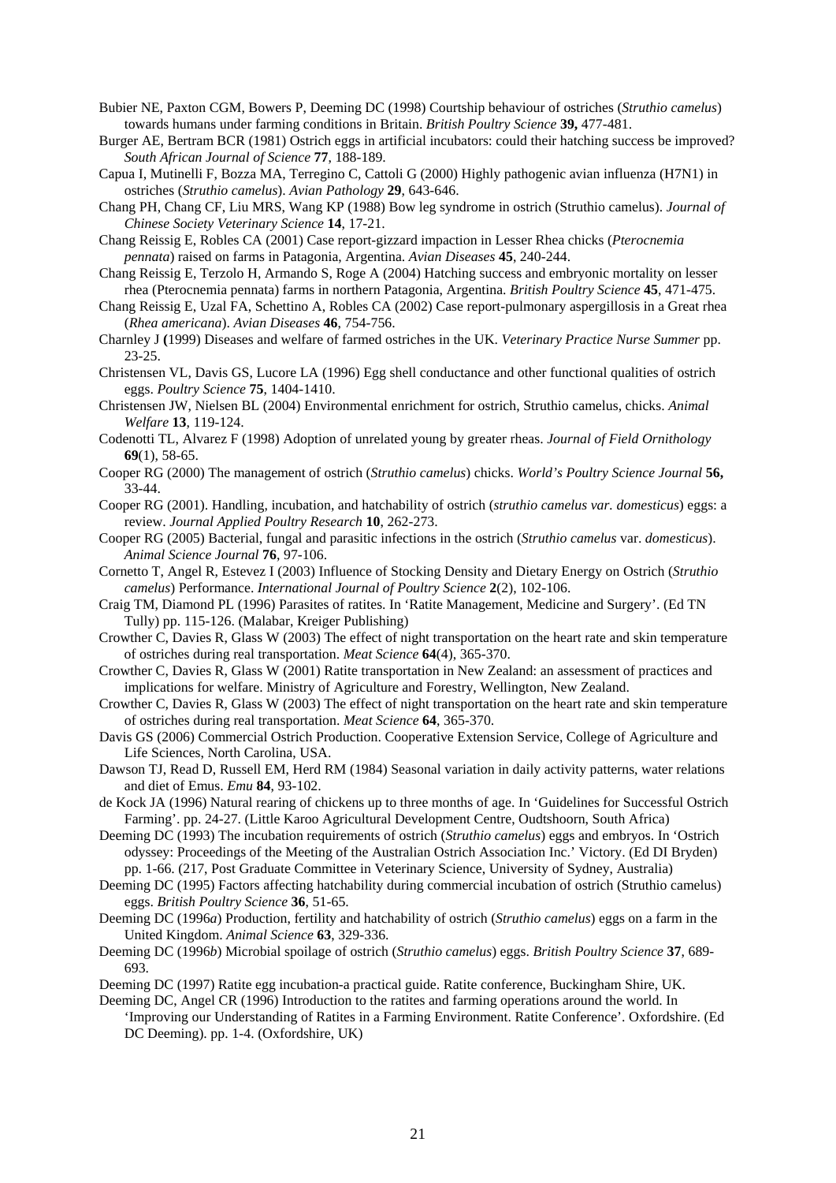Bubier NE, Paxton CGM, Bowers P, Deeming DC (1998) Courtship behaviour of ostriches (*Struthio camelus*) towards humans under farming conditions in Britain. *British Poultry Science* **39,** 477-481.

Burger AE, Bertram BCR (1981) Ostrich eggs in artificial incubators: could their hatching success be improved? *South African Journal of Science* **77**, 188-189.

Capua I, Mutinelli F, Bozza MA, Terregino C, Cattoli G (2000) Highly pathogenic avian influenza (H7N1) in ostriches (*Struthio camelus*). *Avian Pathology* **29**, 643-646.

Chang PH, Chang CF, Liu MRS, Wang KP (1988) Bow leg syndrome in ostrich (Struthio camelus). *Journal of Chinese Society Veterinary Science* **14**, 17-21.

Chang Reissig E, Robles CA (2001) Case report-gizzard impaction in Lesser Rhea chicks (*Pterocnemia pennata*) raised on farms in Patagonia, Argentina. *Avian Diseases* **45**, 240-244.

Chang Reissig E, Terzolo H, Armando S, Roge A (2004) Hatching success and embryonic mortality on lesser rhea (Pterocnemia pennata) farms in northern Patagonia, Argentina. *British Poultry Science* **45**, 471-475.

Chang Reissig E, Uzal FA, Schettino A, Robles CA (2002) Case report-pulmonary aspergillosis in a Great rhea (*Rhea americana*). *Avian Diseases* **46**, 754-756.

Charnley J **(**1999) Diseases and welfare of farmed ostriches in the UK. *Veterinary Practice Nurse Summer* pp. 23-25.

Christensen VL, Davis GS, Lucore LA (1996) Egg shell conductance and other functional qualities of ostrich eggs. *Poultry Science* **75**, 1404-1410.

Christensen JW, Nielsen BL (2004) Environmental enrichment for ostrich, Struthio camelus, chicks. *Animal Welfare* **13**, 119-124.

Codenotti TL, Alvarez F (1998) Adoption of unrelated young by greater rheas. *Journal of Field Ornithology* **69**(1), 58-65.

Cooper RG (2000) The management of ostrich (*Struthio camelus*) chicks. *World's Poultry Science Journal* **56,** 33-44.

Cooper RG (2001). Handling, incubation, and hatchability of ostrich (*struthio camelus var. domesticus*) eggs: a review. *Journal Applied Poultry Research* **10**, 262-273.

Cooper RG (2005) Bacterial, fungal and parasitic infections in the ostrich (*Struthio camelus* var. *domesticus*). *Animal Science Journal* **76**, 97-106.

Cornetto T, Angel R, Estevez I (2003) Influence of Stocking Density and Dietary Energy on Ostrich (*Struthio camelus*) Performance. *International Journal of Poultry Science* **2**(2), 102-106.

Craig TM, Diamond PL (1996) Parasites of ratites. In 'Ratite Management, Medicine and Surgery'. (Ed TN Tully) pp. 115-126. (Malabar, Kreiger Publishing)

Crowther C, Davies R, Glass W (2003) The effect of night transportation on the heart rate and skin temperature of ostriches during real transportation. *Meat Science* **64**(4), 365-370.

Crowther C, Davies R, Glass W (2001) Ratite transportation in New Zealand: an assessment of practices and implications for welfare. Ministry of Agriculture and Forestry, Wellington, New Zealand.

Crowther C, Davies R, Glass W (2003) The effect of night transportation on the heart rate and skin temperature of ostriches during real transportation. *Meat Science* **64**, 365-370.

Davis GS (2006) Commercial Ostrich Production. Cooperative Extension Service, College of Agriculture and Life Sciences, North Carolina, USA.

Dawson TJ, Read D, Russell EM, Herd RM (1984) Seasonal variation in daily activity patterns, water relations and diet of Emus. *Emu* **84**, 93-102.

de Kock JA (1996) Natural rearing of chickens up to three months of age. In 'Guidelines for Successful Ostrich Farming'. pp. 24-27. (Little Karoo Agricultural Development Centre, Oudtshoorn, South Africa)

Deeming DC (1993) The incubation requirements of ostrich (*Struthio camelus*) eggs and embryos. In 'Ostrich odyssey: Proceedings of the Meeting of the Australian Ostrich Association Inc.' Victory. (Ed DI Bryden) pp. 1-66. (217, Post Graduate Committee in Veterinary Science, University of Sydney, Australia)

Deeming DC (1995) Factors affecting hatchability during commercial incubation of ostrich (Struthio camelus) eggs. *British Poultry Science* **36**, 51-65.

Deeming DC (1996*a*) Production, fertility and hatchability of ostrich (*Struthio camelus*) eggs on a farm in the United Kingdom. *Animal Science* **63**, 329-336.

Deeming DC (1996*b*) Microbial spoilage of ostrich (*Struthio camelus*) eggs. *British Poultry Science* **37**, 689-693.

Deeming DC (1997) Ratite egg incubation-a practical guide. Ratite conference, Buckingham Shire, UK.

Deeming DC, Angel CR (1996) Introduction to the ratites and farming operations around the world. In 'Improving our Understanding of Ratites in a Farming Environment. Ratite Conference'. Oxfordshire. (Ed DC Deeming). pp. 1-4. (Oxfordshire, UK)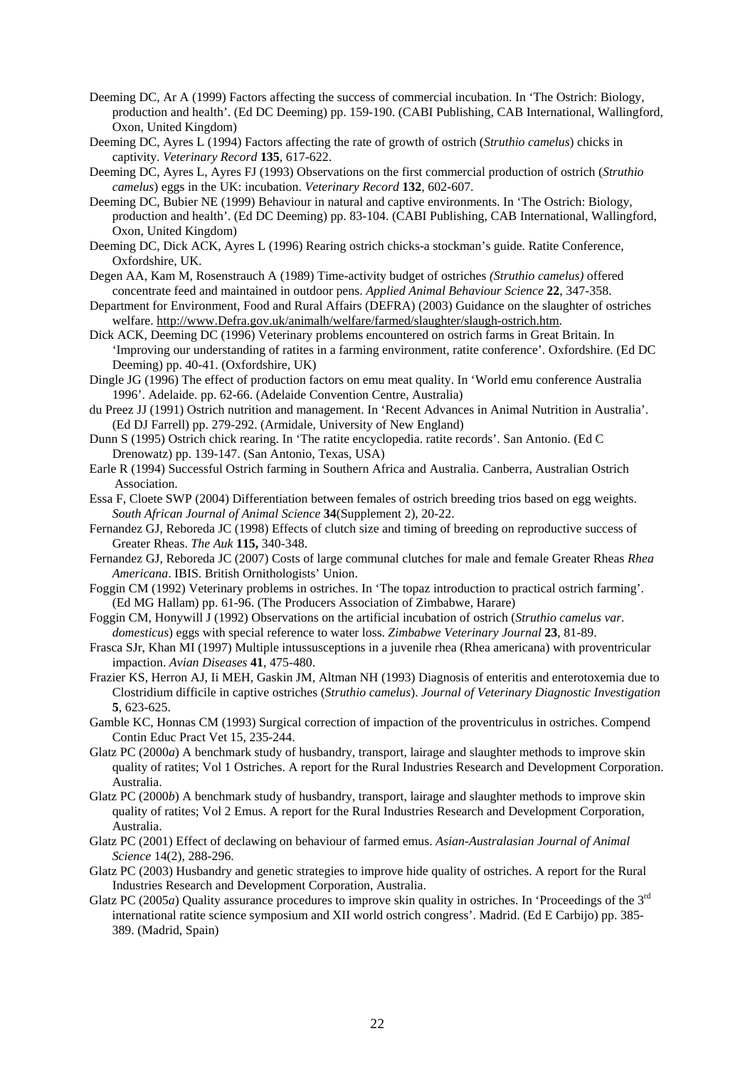Deeming DC, Ar A (1999) Factors affecting the success of commercial incubation. In 'The Ostrich: Biology, production and health'. (Ed DC Deeming) pp. 159-190. (CABI Publishing, CAB International, Wallingford, Oxon, United Kingdom)

Deeming DC, Ayres L (1994) Factors affecting the rate of growth of ostrich (*Struthio camelus*) chicks in captivity. *Veterinary Record* **135**, 617-622.

Deeming DC, Ayres L, Ayres FJ (1993) Observations on the first commercial production of ostrich (*Struthio camelus*) eggs in the UK: incubation. *Veterinary Record* **132**, 602-607.

Deeming DC, Bubier NE (1999) Behaviour in natural and captive environments. In 'The Ostrich: Biology, production and health'. (Ed DC Deeming) pp. 83-104. (CABI Publishing, CAB International, Wallingford, Oxon, United Kingdom)

Deeming DC, Dick ACK, Ayres L (1996) Rearing ostrich chicks-a stockman's guide. Ratite Conference, Oxfordshire, UK.

Degen AA, Kam M, Rosenstrauch A (1989) Time-activity budget of ostriches *(Struthio camelus)* offered concentrate feed and maintained in outdoor pens. *Applied Animal Behaviour Science* **22**, 347-358.

Department for Environment, Food and Rural Affairs (DEFRA) (2003) Guidance on the slaughter of ostriches welfare. http://www.Defra.gov.uk/animalh/welfare/farmed/slaughter/slaugh-ostrich.htm.

Dick ACK, Deeming DC (1996) Veterinary problems encountered on ostrich farms in Great Britain. In 'Improving our understanding of ratites in a farming environment, ratite conference'. Oxfordshire. (Ed DC Deeming) pp. 40-41. (Oxfordshire, UK)

Dingle JG (1996) The effect of production factors on emu meat quality. In 'World emu conference Australia 1996'. Adelaide. pp. 62-66. (Adelaide Convention Centre, Australia)

du Preez JJ (1991) Ostrich nutrition and management. In 'Recent Advances in Animal Nutrition in Australia'. (Ed DJ Farrell) pp. 279-292. (Armidale, University of New England)

Dunn S (1995) Ostrich chick rearing. In 'The ratite encyclopedia. ratite records'. San Antonio. (Ed C Drenowatz) pp. 139-147. (San Antonio, Texas, USA)

Earle R (1994) Successful Ostrich farming in Southern Africa and Australia. Canberra, Australian Ostrich Association.

Essa F, Cloete SWP (2004) Differentiation between females of ostrich breeding trios based on egg weights. *South African Journal of Animal Science* **34**(Supplement 2), 20-22.

Fernandez GJ, Reboreda JC (1998) Effects of clutch size and timing of breeding on reproductive success of Greater Rheas. *The Auk* **115,** 340-348.

Fernandez GJ, Reboreda JC (2007) Costs of large communal clutches for male and female Greater Rheas *Rhea Americana*. IBIS. British Ornithologists' Union.

Foggin CM (1992) Veterinary problems in ostriches. In 'The topaz introduction to practical ostrich farming'. (Ed MG Hallam) pp. 61-96. (The Producers Association of Zimbabwe, Harare)

Foggin CM, Honywill J (1992) Observations on the artificial incubation of ostrich (*Struthio camelus var. domesticus*) eggs with special reference to water loss. *Zimbabwe Veterinary Journal* **23**, 81-89.

Frasca SJr, Khan MI (1997) Multiple intussusceptions in a juvenile rhea (Rhea americana) with proventricular impaction. *Avian Diseases* **41**, 475-480.

Frazier KS, Herron AJ, Ii MEH, Gaskin JM, Altman NH (1993) Diagnosis of enteritis and enterotoxemia due to Clostridium difficile in captive ostriches (*Struthio camelus*). *Journal of Veterinary Diagnostic Investigation* **5**, 623-625.

Gamble KC, Honnas CM (1993) Surgical correction of impaction of the proventriculus in ostriches. Compend Contin Educ Pract Vet 15, 235-244.

Glatz PC (2000*a*) A benchmark study of husbandry, transport, lairage and slaughter methods to improve skin quality of ratites; Vol 1 Ostriches. A report for the Rural Industries Research and Development Corporation. Australia.

Glatz PC (2000*b*) A benchmark study of husbandry, transport, lairage and slaughter methods to improve skin quality of ratites; Vol 2 Emus. A report for the Rural Industries Research and Development Corporation, Australia.

Glatz PC (2001) Effect of declawing on behaviour of farmed emus. *Asian-Australasian Journal of Animal Science* 14(2), 288-296.

Glatz PC (2003) Husbandry and genetic strategies to improve hide quality of ostriches. A report for the Rural Industries Research and Development Corporation, Australia.

Glatz PC (2005*a*) Quality assurance procedures to improve skin quality in ostriches. In 'Proceedings of the 3rd international ratite science symposium and XII world ostrich congress'. Madrid. (Ed E Carbijo) pp. 385-389. (Madrid, Spain)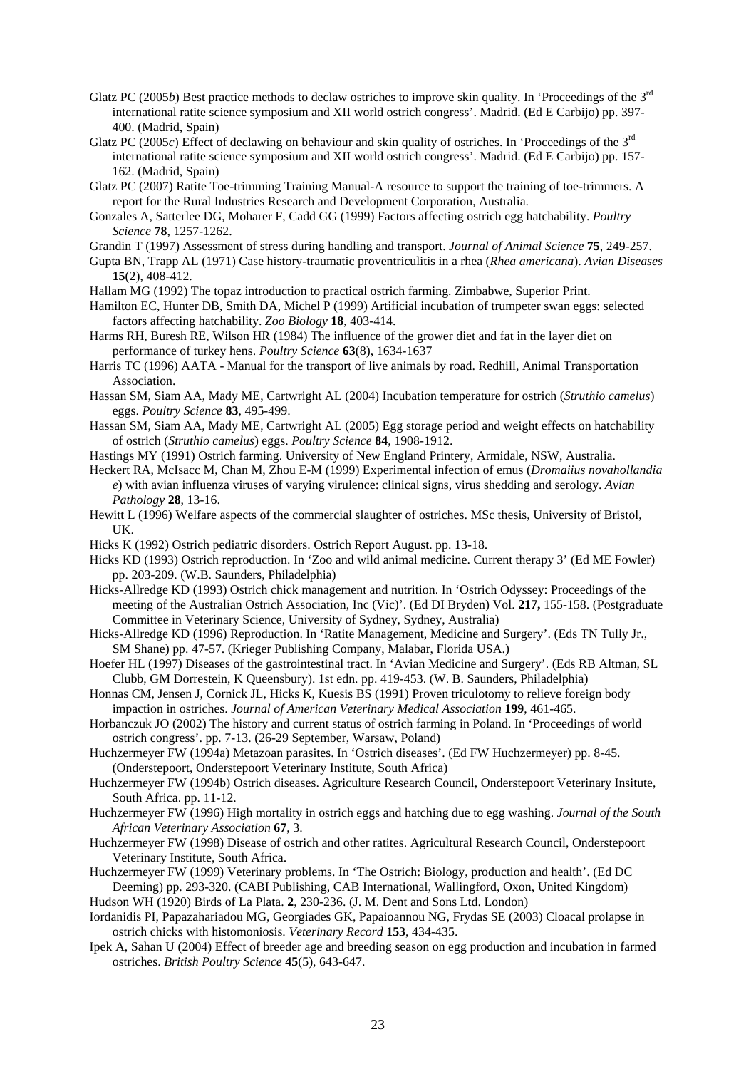Glatz PC (2005*b*) Best practice methods to declaw ostriches to improve skin quality. In 'Proceedings of the 3rd international ratite science symposium and XII world ostrich congress'. Madrid. (Ed E Carbijo) pp. 397-400. (Madrid, Spain)

Glatz PC (2005*c*) Effect of declawing on behaviour and skin quality of ostriches. In 'Proceedings of the 3rd international ratite science symposium and XII world ostrich congress'. Madrid. (Ed E Carbijo) pp. 157-162. (Madrid, Spain)

Glatz PC (2007) Ratite Toe-trimming Training Manual-A resource to support the training of toe-trimmers. A report for the Rural Industries Research and Development Corporation, Australia.

Gonzales A, Satterlee DG, Moharer F, Cadd GG (1999) Factors affecting ostrich egg hatchability. *Poultry Science* **78**, 1257-1262.

Grandin T (1997) Assessment of stress during handling and transport. *Journal of Animal Science* **75**, 249-257.

Gupta BN, Trapp AL (1971) Case history-traumatic proventriculitis in a rhea (*Rhea americana*). *Avian Diseases* **15**(2), 408-412.

Hallam MG (1992) The topaz introduction to practical ostrich farming. Zimbabwe, Superior Print.

Hamilton EC, Hunter DB, Smith DA, Michel P (1999) Artificial incubation of trumpeter swan eggs: selected factors affecting hatchability. *Zoo Biology* **18**, 403-414.

Harms RH, Buresh RE, Wilson HR (1984) The influence of the grower diet and fat in the layer diet on performance of turkey hens. *Poultry Science* **63**(8), 1634-1637

Harris TC (1996) AATA - Manual for the transport of live animals by road. Redhill, Animal Transportation Association.

Hassan SM, Siam AA, Mady ME, Cartwright AL (2004) Incubation temperature for ostrich (*Struthio camelus*) eggs. *Poultry Science* **83**, 495-499.

Hassan SM, Siam AA, Mady ME, Cartwright AL (2005) Egg storage period and weight effects on hatchability of ostrich (*Struthio camelus*) eggs. *Poultry Science* **84**, 1908-1912.

Hastings MY (1991) Ostrich farming. University of New England Printery, Armidale, NSW, Australia.

Heckert RA, McIsacc M, Chan M, Zhou E-M (1999) Experimental infection of emus (*Dromaiius novahollandia e*) with avian influenza viruses of varying virulence: clinical signs, virus shedding and serology. *Avian Pathology* **28**, 13-16.

Hewitt L (1996) Welfare aspects of the commercial slaughter of ostriches. MSc thesis, University of Bristol, UK.

Hicks K (1992) Ostrich pediatric disorders. Ostrich Report August. pp. 13-18.

Hicks KD (1993) Ostrich reproduction. In 'Zoo and wild animal medicine. Current therapy 3' (Ed ME Fowler) pp. 203-209. (W.B. Saunders, Philadelphia)

Hicks-Allredge KD (1993) Ostrich chick management and nutrition. In 'Ostrich Odyssey: Proceedings of the meeting of the Australian Ostrich Association, Inc (Vic)'. (Ed DI Bryden) Vol. **217,** 155-158. (Postgraduate Committee in Veterinary Science, University of Sydney, Sydney, Australia)

Hicks-Allredge KD (1996) Reproduction. In 'Ratite Management, Medicine and Surgery'. (Eds TN Tully Jr., SM Shane) pp. 47-57. (Krieger Publishing Company, Malabar, Florida USA.)

Hoefer HL (1997) Diseases of the gastrointestinal tract. In 'Avian Medicine and Surgery'. (Eds RB Altman, SL Clubb, GM Dorrestein, K Queensbury). 1st edn. pp. 419-453. (W. B. Saunders, Philadelphia)

Honnas CM, Jensen J, Cornick JL, Hicks K, Kuesis BS (1991) Proven triculotomy to relieve foreign body impaction in ostriches. *Journal of American Veterinary Medical Association* **199**, 461-465.

Horbanczuk JO (2002) The history and current status of ostrich farming in Poland. In 'Proceedings of world ostrich congress'. pp. 7-13. (26-29 September, Warsaw, Poland)

Huchzermeyer FW (1994a) Metazoan parasites. In 'Ostrich diseases'. (Ed FW Huchzermeyer) pp. 8-45. (Onderstepoort, Onderstepoort Veterinary Institute, South Africa)

Huchzermeyer FW (1994b) Ostrich diseases. Agriculture Research Council, Onderstepoort Veterinary Insitute, South Africa. pp. 11-12.

Huchzermeyer FW (1996) High mortality in ostrich eggs and hatching due to egg washing. *Journal of the South African Veterinary Association* **67**, 3.

Huchzermeyer FW (1998) Disease of ostrich and other ratites. Agricultural Research Council, Onderstepoort Veterinary Institute, South Africa.

Huchzermeyer FW (1999) Veterinary problems. In 'The Ostrich: Biology, production and health'. (Ed DC Deeming) pp. 293-320. (CABI Publishing, CAB International, Wallingford, Oxon, United Kingdom)

Hudson WH (1920) Birds of La Plata. **2**, 230-236. (J. M. Dent and Sons Ltd. London)

Iordanidis PI, Papazahariadou MG, Georgiades GK, Papaioannou NG, Frydas SE (2003) Cloacal prolapse in ostrich chicks with histomoniosis. *Veterinary Record* **153**, 434-435.

Ipek A, Sahan U (2004) Effect of breeder age and breeding season on egg production and incubation in farmed ostriches. *British Poultry Science* **45**(5), 643-647.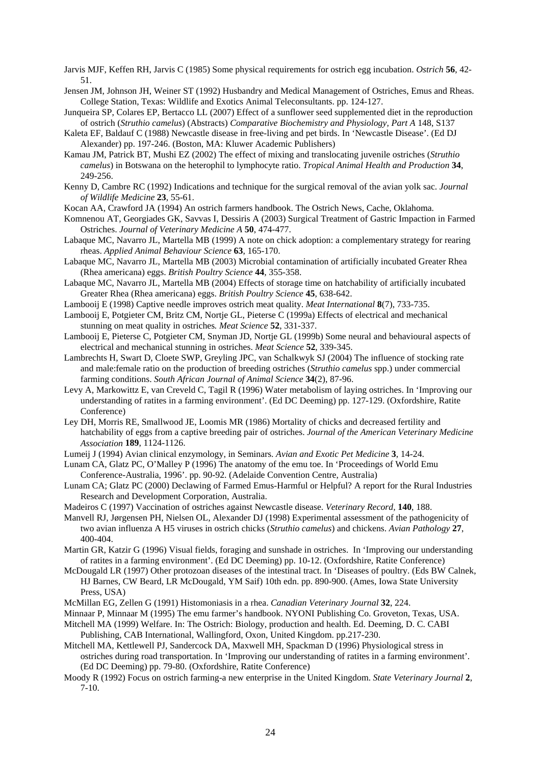Jarvis MJF, Keffen RH, Jarvis C (1985) Some physical requirements for ostrich egg incubation. *Ostrich* **56**, 42-51.

Jensen JM, Johnson JH, Weiner ST (1992) Husbandry and Medical Management of Ostriches, Emus and Rheas. College Station, Texas: Wildlife and Exotics Animal Teleconsultants. pp. 124-127.

Junqueira SP, Colares EP, Bertacco LL (2007) Effect of a sunflower seed supplemented diet in the reproduction of ostrich (*Struthio camelus*) (Abstracts) *Comparative Biochemistry and Physiology, Part A* 148, S137

Kaleta EF, Baldauf C (1988) Newcastle disease in free-living and pet birds. In 'Newcastle Disease'. (Ed DJ Alexander) pp. 197-246. (Boston, MA: Kluwer Academic Publishers)

Kamau JM, Patrick BT, Mushi EZ (2002) The effect of mixing and translocating juvenile ostriches (*Struthio camelus*) in Botswana on the heterophil to lymphocyte ratio. *Tropical Animal Health and Production* **34**, 249-256.

Kenny D, Cambre RC (1992) Indications and technique for the surgical removal of the avian yolk sac. *Journal of Wildlife Medicine* **23**, 55-61.

Kocan AA, Crawford JA (1994) An ostrich farmers handbook. The Ostrich News, Cache, Oklahoma.

Komnenou AT, Georgiades GK, Savvas I, Dessiris A (2003) Surgical Treatment of Gastric Impaction in Farmed Ostriches. *Journal of Veterinary Medicine A* **50**, 474-477.

Labaque MC, Navarro JL, Martella MB (1999) A note on chick adoption: a complementary strategy for rearing rheas. *Applied Animal Behaviour Science* **63**, 165-170.

Labaque MC, Navarro JL, Martella MB (2003) Microbial contamination of artificially incubated Greater Rhea (Rhea americana) eggs. *British Poultry Science* **44**, 355-358.

Labaque MC, Navarro JL, Martella MB (2004) Effects of storage time on hatchability of artificially incubated Greater Rhea (Rhea americana) eggs. *British Poultry Science* **45**, 638-642.

Lambooij E (1998) Captive needle improves ostrich meat quality. *Meat International* **8**(7), 733-735.

Lambooij E, Potgieter CM, Britz CM, Nortje GL, Pieterse C (1999a) Effects of electrical and mechanical stunning on meat quality in ostriches. *Meat Science* **52**, 331-337.

Lambooij E, Pieterse C, Potgieter CM, Snyman JD, Nortje GL (1999b) Some neural and behavioural aspects of electrical and mechanical stunning in ostriches. *Meat Science* **52**, 339-345.

Lambrechts H, Swart D, Cloete SWP, Greyling JPC, van Schalkwyk SJ (2004) The influence of stocking rate and male:female ratio on the production of breeding ostriches (*Struthio camelus* spp.) under commercial farming conditions. *South African Journal of Animal Science* **34**(2), 87-96.

Levy A, Markowittz E, van Creveld C, Tagil R (1996) Water metabolism of laying ostriches. In 'Improving our understanding of ratites in a farming environment'. (Ed DC Deeming) pp. 127-129. (Oxfordshire, Ratite Conference)

Ley DH, Morris RE, Smallwood JE, Loomis MR (1986) Mortality of chicks and decreased fertility and hatchability of eggs from a captive breeding pair of ostriches. *Journal of the American Veterinary Medicine Association* **189**, 1124-1126.

Lumeij J (1994) Avian clinical enzymology, in Seminars. *Avian and Exotic Pet Medicine* **3**, 14-24.

Lunam CA, Glatz PC, O'Malley P (1996) The anatomy of the emu toe. In 'Proceedings of World Emu Conference-Australia, 1996'. pp. 90-92. (Adelaide Convention Centre, Australia)

Lunam CA; Glatz PC (2000) Declawing of Farmed Emus-Harmful or Helpful? A report for the Rural Industries Research and Development Corporation, Australia.

Madeiros C (1997) Vaccination of ostriches against Newcastle disease. *Veterinary Record*, **140**, 188.

Manvell RJ, Jørgensen PH, Nielsen OL, Alexander DJ (1998) Experimental assessment of the pathogenicity of two avian influenza A H5 viruses in ostrich chicks (*Struthio camelus*) and chickens. *Avian Pathology* **27**, 400-404.

Martin GR, Katzir G (1996) Visual fields, foraging and sunshade in ostriches. In 'Improving our understanding of ratites in a farming environment'. (Ed DC Deeming) pp. 10-12. (Oxfordshire, Ratite Conference)

McDougald LR (1997) Other protozoan diseases of the intestinal tract. In 'Diseases of poultry. (Eds BW Calnek, HJ Barnes, CW Beard, LR McDougald, YM Saif) 10th edn. pp. 890-900. (Ames, Iowa State University Press, USA)

McMillan EG, Zellen G (1991) Histomoniasis in a rhea. *Canadian Veterinary Journal* **32**, 224.

Minnaar P, Minnaar M (1995) The emu farmer's handbook. NYONI Publishing Co. Groveton, Texas, USA.

Mitchell MA (1999) Welfare. In: The Ostrich: Biology, production and health. Ed. Deeming, D. C. CABI Publishing, CAB International, Wallingford, Oxon, United Kingdom. pp.217-230.

Mitchell MA, Kettlewell PJ, Sandercock DA, Maxwell MH, Spackman D (1996) Physiological stress in ostriches during road transportation. In 'Improving our understanding of ratites in a farming environment'. (Ed DC Deeming) pp. 79-80. (Oxfordshire, Ratite Conference)

Moody R (1992) Focus on ostrich farming-a new enterprise in the United Kingdom. *State Veterinary Journal* **2**, 7-10.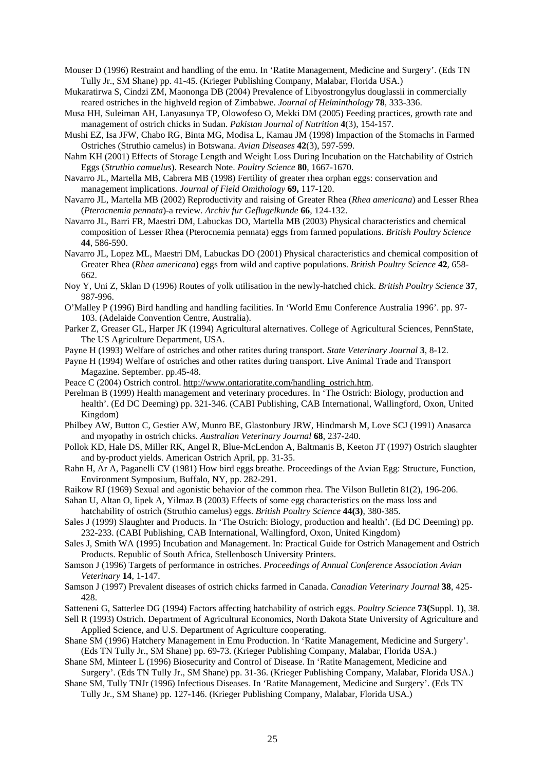Mouser D (1996) Restraint and handling of the emu. In 'Ratite Management, Medicine and Surgery'. (Eds TN Tully Jr., SM Shane) pp. 41-45. (Krieger Publishing Company, Malabar, Florida USA.)

Mukaratirwa S, Cindzi ZM, Maononga DB (2004) Prevalence of Libyostrongylus douglassii in commercially reared ostriches in the highveld region of Zimbabwe. *Journal of Helminthology* **78**, 333-336.

Musa HH, Suleiman AH, Lanyasunya TP, Olowofeso O, Mekki DM (2005) Feeding practices, growth rate and management of ostrich chicks in Sudan. *Pakistan Journal of Nutrition* **4**(3), 154-157.

Mushi EZ, Isa JFW, Chabo RG, Binta MG, Modisa L, Kamau JM (1998) Impaction of the Stomachs in Farmed Ostriches (Struthio camelus) in Botswana. *Avian Diseases* **42**(3), 597-599.

Nahm KH (2001) Effects of Storage Length and Weight Loss During Incubation on the Hatchability of Ostrich Eggs (*Struthio camuelus*). Research Note. *Poultry Science* **80**, 1667-1670.

Navarro JL, Martella MB, Cabrera MB (1998) Fertility of greater rhea orphan eggs: conservation and management implications. *Journal of Field Omithology* **69,** 117-120.

Navarro JL, Martella MB (2002) Reproductivity and raising of Greater Rhea (*Rhea americana*) and Lesser Rhea (*Pterocnemia pennata*)-a review. *Archiv fur Geflugelkunde* **66**, 124-132.

Navarro JL, Barri FR, Maestri DM, Labuckas DO, Martella MB (2003) Physical characteristics and chemical composition of Lesser Rhea (Pterocnemia pennata) eggs from farmed populations. *British Poultry Science* **44**, 586-590.

Navarro JL, Lopez ML, Maestri DM, Labuckas DO (2001) Physical characteristics and chemical composition of Greater Rhea (*Rhea americana*) eggs from wild and captive populations. *British Poultry Science* **42**, 658-662.

Noy Y, Uni Z, Sklan D (1996) Routes of yolk utilisation in the newly-hatched chick. *British Poultry Science* **37**, 987-996.

O'Malley P (1996) Bird handling and handling facilities. In 'World Emu Conference Australia 1996'. pp. 97-103. (Adelaide Convention Centre, Australia).

Parker Z, Greaser GL, Harper JK (1994) Agricultural alternatives. College of Agricultural Sciences, PennState, The US Agriculture Department, USA.

Payne H (1993) Welfare of ostriches and other ratites during transport. *State Veterinary Journal* **3**, 8-12.

Payne H (1994) Welfare of ostriches and other ratites during transport. Live Animal Trade and Transport Magazine. September. pp.45-48.

Peace C (2004) Ostrich control. http://www.ontarioratite.com/handling_ostrich.htm.

Perelman B (1999) Health management and veterinary procedures. In 'The Ostrich: Biology, production and health'. (Ed DC Deeming) pp. 321-346. (CABI Publishing, CAB International, Wallingford, Oxon, United Kingdom)

Philbey AW, Button C, Gestier AW, Munro BE, Glastonbury JRW, Hindmarsh M, Love SCJ (1991) Anasarca and myopathy in ostrich chicks. *Australian Veterinary Journal* **68**, 237-240.

Pollok KD, Hale DS, Miller RK, Angel R, Blue-McLendon A, Baltmanis B, Keeton JT (1997) Ostrich slaughter and by-product yields. American Ostrich April, pp. 31-35.

Rahn H, Ar A, Paganelli CV (1981) How bird eggs breathe. Proceedings of the Avian Egg: Structure, Function, Environment Symposium, Buffalo, NY, pp. 282-291.

Raikow RJ (1969) Sexual and agonistic behavior of the common rhea. The Vilson Bulletin 81(2), 196-206.

Sahan U, Altan O, Iipek A, Yilmaz B (2003) Effects of some egg characteristics on the mass loss and hatchability of ostrich (Struthio camelus) eggs. *British Poultry Science* **44(3)**, 380-385.

Sales J (1999) Slaughter and Products. In 'The Ostrich: Biology, production and health'. (Ed DC Deeming) pp. 232-233. (CABI Publishing, CAB International, Wallingford, Oxon, United Kingdom)

Sales J, Smith WA (1995) Incubation and Management. In: Practical Guide for Ostrich Management and Ostrich Products. Republic of South Africa, Stellenbosch University Printers.

Samson J (1996) Targets of performance in ostriches. *Proceedings of Annual Conference Association Avian Veterinary* **14**, 1-147.

Samson J (1997) Prevalent diseases of ostrich chicks farmed in Canada. *Canadian Veterinary Journal* **38**, 425-428.

Satteneni G, Satterlee DG (1994) Factors affecting hatchability of ostrich eggs. *Poultry Science* **73(**Suppl. 1**)**, 38.

Sell R (1993) Ostrich. Department of Agricultural Economics, North Dakota State University of Agriculture and Applied Science, and U.S. Department of Agriculture cooperating.

Shane SM (1996) Hatchery Management in Emu Production. In 'Ratite Management, Medicine and Surgery'. (Eds TN Tully Jr., SM Shane) pp. 69-73. (Krieger Publishing Company, Malabar, Florida USA.)

Shane SM, Minteer L (1996) Biosecurity and Control of Disease. In 'Ratite Management, Medicine and Surgery'. (Eds TN Tully Jr., SM Shane) pp. 31-36. (Krieger Publishing Company, Malabar, Florida USA.)

Shane SM, Tully TNJr (1996) Infectious Diseases. In 'Ratite Management, Medicine and Surgery'. (Eds TN Tully Jr., SM Shane) pp. 127-146. (Krieger Publishing Company, Malabar, Florida USA.)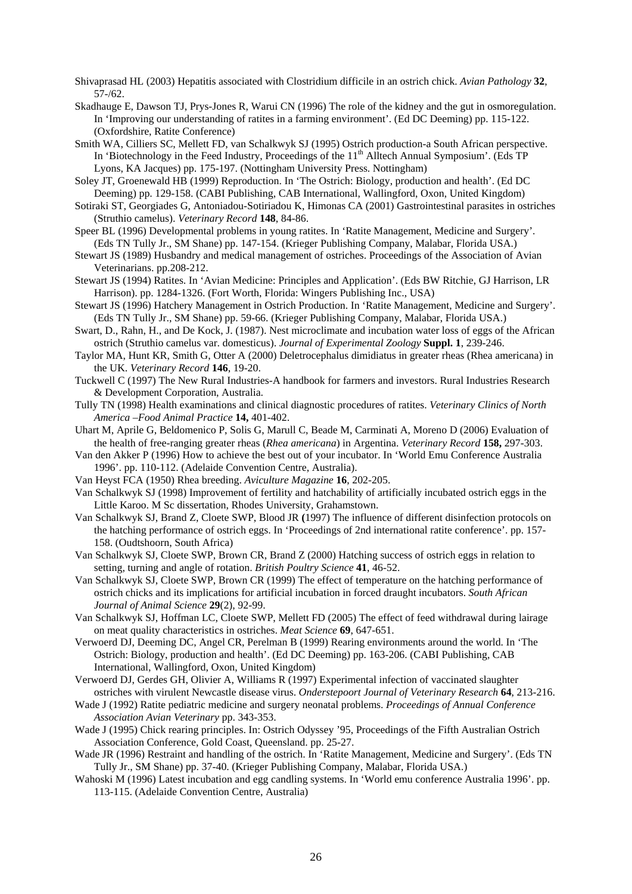Shivaprasad HL (2003) Hepatitis associated with Clostridium difficile in an ostrich chick. *Avian Pathology* **32**, 57-/62.

Skadhauge E, Dawson TJ, Prys-Jones R, Warui CN (1996) The role of the kidney and the gut in osmoregulation. In 'Improving our understanding of ratites in a farming environment'. (Ed DC Deeming) pp. 115-122. (Oxfordshire, Ratite Conference)

Smith WA, Cilliers SC, Mellett FD, van Schalkwyk SJ (1995) Ostrich production-a South African perspective. In 'Biotechnology in the Feed Industry, Proceedings of the 11th Alltech Annual Symposium'. (Eds TP Lyons, KA Jacques) pp. 175-197. (Nottingham University Press. Nottingham)

Soley JT, Groenewald HB (1999) Reproduction. In 'The Ostrich: Biology, production and health'. (Ed DC Deeming) pp. 129-158. (CABI Publishing, CAB International, Wallingford, Oxon, United Kingdom)

Sotiraki ST, Georgiades G, Antoniadou-Sotiriadou K, Himonas CA (2001) Gastrointestinal parasites in ostriches (Struthio camelus). *Veterinary Record* **148**, 84-86.

Speer BL (1996) Developmental problems in young ratites. In 'Ratite Management, Medicine and Surgery'. (Eds TN Tully Jr., SM Shane) pp. 147-154. (Krieger Publishing Company, Malabar, Florida USA.)

Stewart JS (1989) Husbandry and medical management of ostriches. Proceedings of the Association of Avian Veterinarians. pp.208-212.

Stewart JS (1994) Ratites. In 'Avian Medicine: Principles and Application'. (Eds BW Ritchie, GJ Harrison, LR Harrison). pp. 1284-1326. (Fort Worth, Florida: Wingers Publishing Inc., USA)

Stewart JS (1996) Hatchery Management in Ostrich Production. In 'Ratite Management, Medicine and Surgery'. (Eds TN Tully Jr., SM Shane) pp. 59-66. (Krieger Publishing Company, Malabar, Florida USA.)

Swart, D., Rahn, H., and De Kock, J. (1987). Nest microclimate and incubation water loss of eggs of the African ostrich (Struthio camelus var. domesticus). *Journal of Experimental Zoology* **Suppl. 1**, 239-246.

Taylor MA, Hunt KR, Smith G, Otter A (2000) Deletrocephalus dimidiatus in greater rheas (Rhea americana) in the UK. *Veterinary Record* **146**, 19-20.

Tuckwell C (1997) The New Rural Industries-A handbook for farmers and investors. Rural Industries Research & Development Corporation, Australia.

Tully TN (1998) Health examinations and clinical diagnostic procedures of ratites. *Veterinary Clinics of North America –Food Animal Practice* **14,** 401-402.

Uhart M, Aprile G, Beldomenico P, Solis G, Marull C, Beade M, Carminati A, Moreno D (2006) Evaluation of the health of free-ranging greater rheas (*Rhea americana*) in Argentina. *Veterinary Record* **158,** 297-303.

Van den Akker P (1996) How to achieve the best out of your incubator. In 'World Emu Conference Australia 1996'. pp. 110-112. (Adelaide Convention Centre, Australia).

Van Heyst FCA (1950) Rhea breeding. *Aviculture Magazine* **16**, 202-205.

Van Schalkwyk SJ (1998) Improvement of fertility and hatchability of artificially incubated ostrich eggs in the Little Karoo. M Sc dissertation, Rhodes University, Grahamstown.

Van Schalkwyk SJ, Brand Z, Cloete SWP, Blood JR **(**1997) The influence of different disinfection protocols on the hatching performance of ostrich eggs. In 'Proceedings of 2nd international ratite conference'. pp. 157-158. (Oudtshoorn, South Africa)

Van Schalkwyk SJ, Cloete SWP, Brown CR, Brand Z (2000) Hatching success of ostrich eggs in relation to setting, turning and angle of rotation. *British Poultry Science* **41**, 46-52.

Van Schalkwyk SJ, Cloete SWP, Brown CR (1999) The effect of temperature on the hatching performance of ostrich chicks and its implications for artificial incubation in forced draught incubators. *South African Journal of Animal Science* **29**(2), 92-99.

Van Schalkwyk SJ, Hoffman LC, Cloete SWP, Mellett FD (2005) The effect of feed withdrawal during lairage on meat quality characteristics in ostriches. *Meat Science* **69**, 647-651.

Verwoerd DJ, Deeming DC, Angel CR, Perelman B (1999) Rearing environments around the world. In 'The Ostrich: Biology, production and health'. (Ed DC Deeming) pp. 163-206. (CABI Publishing, CAB International, Wallingford, Oxon, United Kingdom)

Verwoerd DJ, Gerdes GH, Olivier A, Williams R (1997) Experimental infection of vaccinated slaughter ostriches with virulent Newcastle disease virus. *Onderstepoort Journal of Veterinary Research* **64**, 213-216.

Wade J (1992) Ratite pediatric medicine and surgery neonatal problems. *Proceedings of Annual Conference Association Avian Veterinary* pp. 343-353.

Wade J (1995) Chick rearing principles. In: Ostrich Odyssey '95, Proceedings of the Fifth Australian Ostrich Association Conference, Gold Coast, Queensland. pp. 25-27.

Wade JR (1996) Restraint and handling of the ostrich. In 'Ratite Management, Medicine and Surgery'. (Eds TN Tully Jr., SM Shane) pp. 37-40. (Krieger Publishing Company, Malabar, Florida USA.)

Wahoski M (1996) Latest incubation and egg candling systems. In 'World emu conference Australia 1996'. pp. 113-115. (Adelaide Convention Centre, Australia)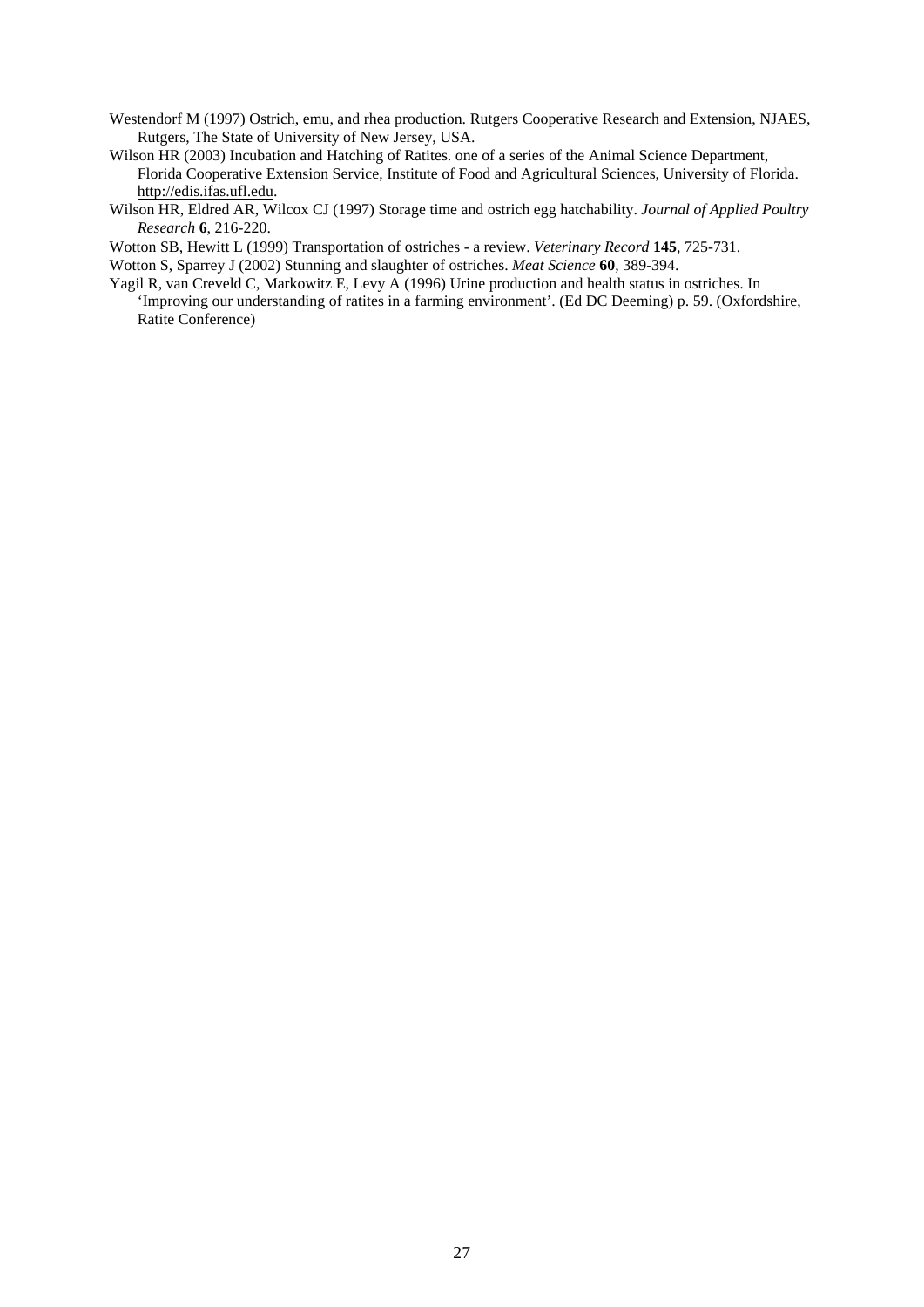Westendorf M (1997) Ostrich, emu, and rhea production. Rutgers Cooperative Research and Extension, NJAES, Rutgers, The State of University of New Jersey, USA.

Wilson HR (2003) Incubation and Hatching of Ratites. one of a series of the Animal Science Department, Florida Cooperative Extension Service, Institute of Food and Agricultural Sciences, University of Florida. http://edis.ifas.ufl.edu.

Wilson HR, Eldred AR, Wilcox CJ (1997) Storage time and ostrich egg hatchability. *Journal of Applied Poultry Research* **6**, 216-220.

Wotton SB, Hewitt L (1999) Transportation of ostriches - a review. *Veterinary Record* **145**, 725-731.

Wotton S, Sparrey J (2002) Stunning and slaughter of ostriches. *Meat Science* **60**, 389-394.

Yagil R, van Creveld C, Markowitz E, Levy A (1996) Urine production and health status in ostriches. In 'Improving our understanding of ratites in a farming environment'. (Ed DC Deeming) p. 59. (Oxfordshire, Ratite Conference)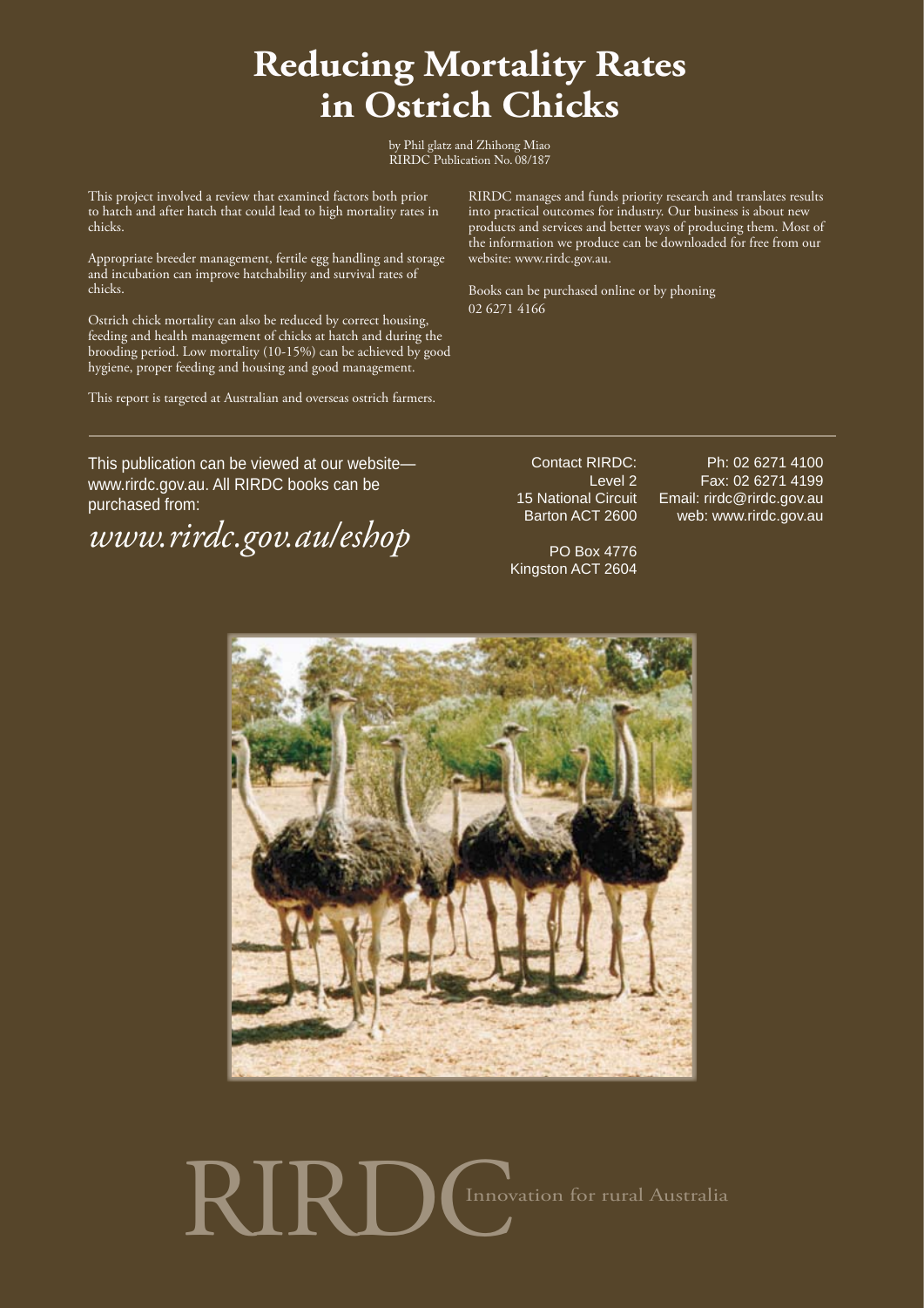# Reducing Mortality Rates in Ostrich Chicks

by Phil glatz and Zhihong Miao
RIRDC Publication No. 08/187

This project involved a review that examined factors both prior to hatch and after hatch that could lead to high mortality rates in chicks.

Appropriate breeder management, fertile egg handling and storage and incubation can improve hatchability and survival rates of chicks.

Ostrich chick mortality can also be reduced by correct housing, feeding and health management of chicks at hatch and during the brooding period. Low mortality (10-15%) can be achieved by good hygiene, proper feeding and housing and good management.

This report is targeted at Australian and overseas ostrich farmers.

RIRDC manages and funds priority research and translates results into practical outcomes for industry. Our business is about new products and services and better ways of producing them. Most of the information we produce can be downloaded for free from our website: www.rirdc.gov.au.

Books can be purchased online or by phoning 02 6271 4166

This publication can be viewed at our website—www.rirdc.gov.au. All RIRDC books can be purchased from:

*www.rirdc.gov.au/eshop*

Contact RIRDC:
Level 2
15 National Circuit
Barton ACT 2600

PO Box 4776
Kingston ACT 2604

Ph: 02 6271 4100
Fax: 02 6271 4199
Email: rirdc@rirdc.gov.au
web: www.rirdc.gov.au

RIRDC Innovation for rural Australia